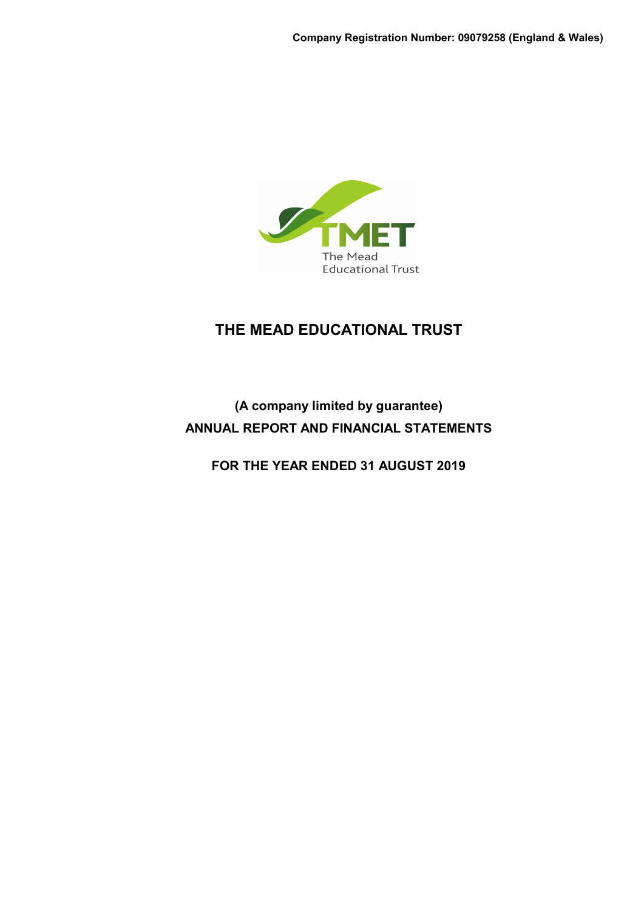**Company Registration Number: 09079258 (England & Wales)**

# THE MEAD EDUCATIONAL TRUST

**(A company limited by guarantee)**

**ANNUAL REPORT AND FINANCIAL STATEMENTS**

**FOR THE YEAR ENDED 31 AUGUST 2019**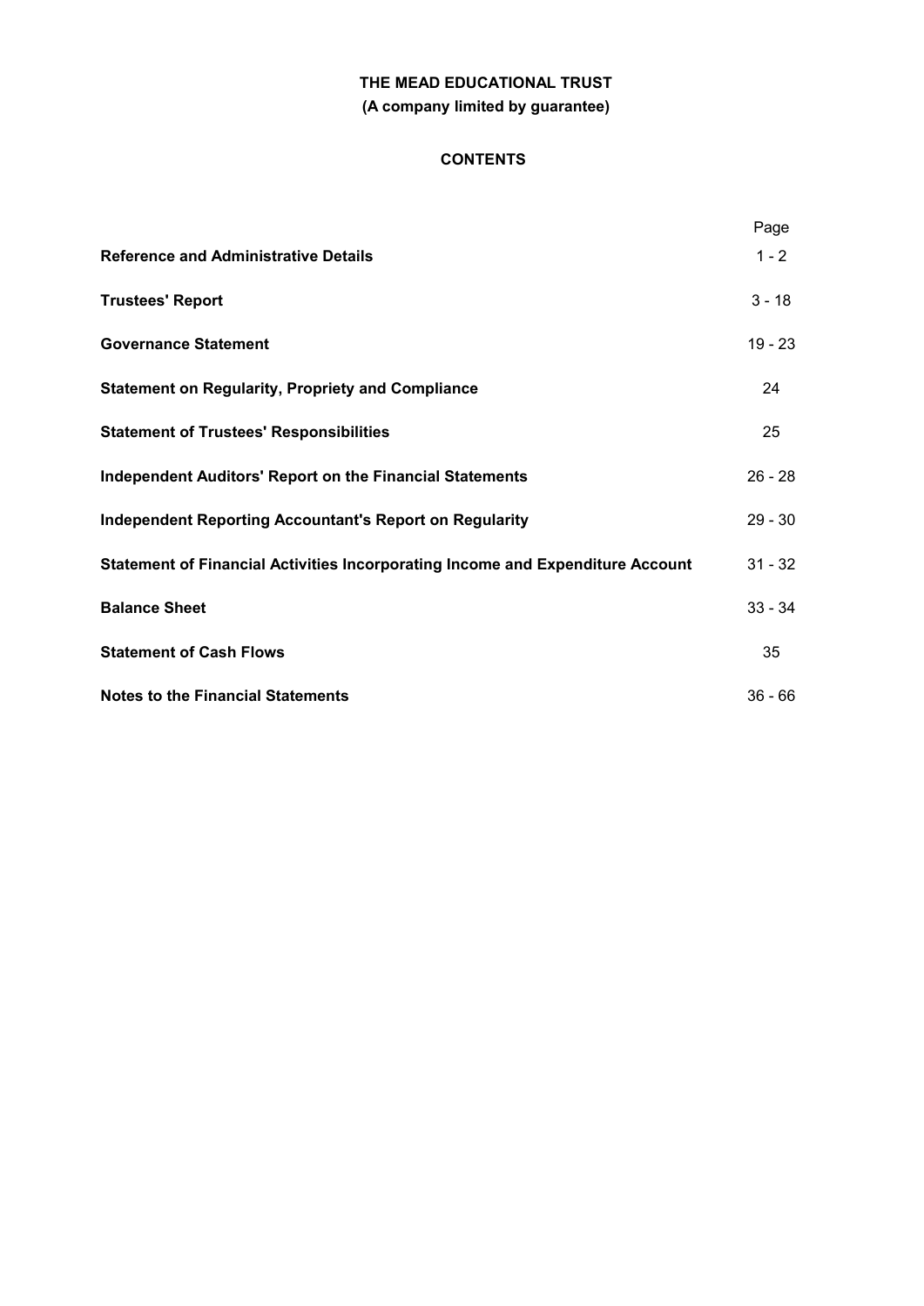**THE MEAD EDUCATIONAL TRUST**
**(A company limited by guarantee)**

## CONTENTS

| | Page |
|---|---|
| **Reference and Administrative Details** | 1 - 2 |
| **Trustees' Report** | 3 - 18 |
| **Governance Statement** | 19 - 23 |
| **Statement on Regularity, Propriety and Compliance** | 24 |
| **Statement of Trustees' Responsibilities** | 25 |
| **Independent Auditors' Report on the Financial Statements** | 26 - 28 |
| **Independent Reporting Accountant's Report on Regularity** | 29 - 30 |
| **Statement of Financial Activities Incorporating Income and Expenditure Account** | 31 - 32 |
| **Balance Sheet** | 33 - 34 |
| **Statement of Cash Flows** | 35 |
| **Notes to the Financial Statements** | 36 - 66 |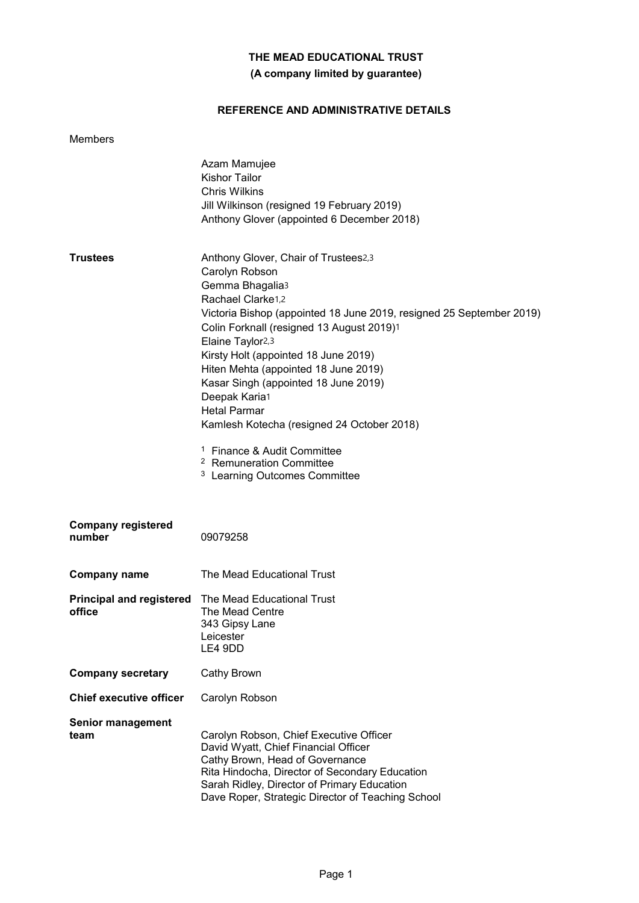# THE MEAD EDUCATIONAL TRUST

**(A company limited by guarantee)**

## REFERENCE AND ADMINISTRATIVE DETAILS

Members

Azam Mamujee
Kishor Tailor
Chris Wilkins
Jill Wilkinson (resigned 19 February 2019)
Anthony Glover (appointed 6 December 2018)

**Trustees**

Anthony Glover, Chair of Trustees[2,3]
Carolyn Robson
Gemma Bhagalia[3]
Rachael Clarke[1,2]
Victoria Bishop (appointed 18 June 2019, resigned 25 September 2019)
Colin Forknall (resigned 13 August 2019)[1]
Elaine Taylor[2,3]
Kirsty Holt (appointed 18 June 2019)
Hiten Mehta (appointed 18 June 2019)
Kasar Singh (appointed 18 June 2019)
Deepak Karia[1]
Hetal Parmar
Kamlesh Kotecha (resigned 24 October 2018)

[1] Finance & Audit Committee
[2] Remuneration Committee
[3] Learning Outcomes Committee

**Company registered number** 09079258

**Company name** The Mead Educational Trust

**Principal and registered office**
The Mead Educational Trust
The Mead Centre
343 Gipsy Lane
Leicester
LE4 9DD

**Company secretary** Cathy Brown

**Chief executive officer** Carolyn Robson

**Senior management team**
Carolyn Robson, Chief Executive Officer
David Wyatt, Chief Financial Officer
Cathy Brown, Head of Governance
Rita Hindocha, Director of Secondary Education
Sarah Ridley, Director of Primary Education
Dave Roper, Strategic Director of Teaching School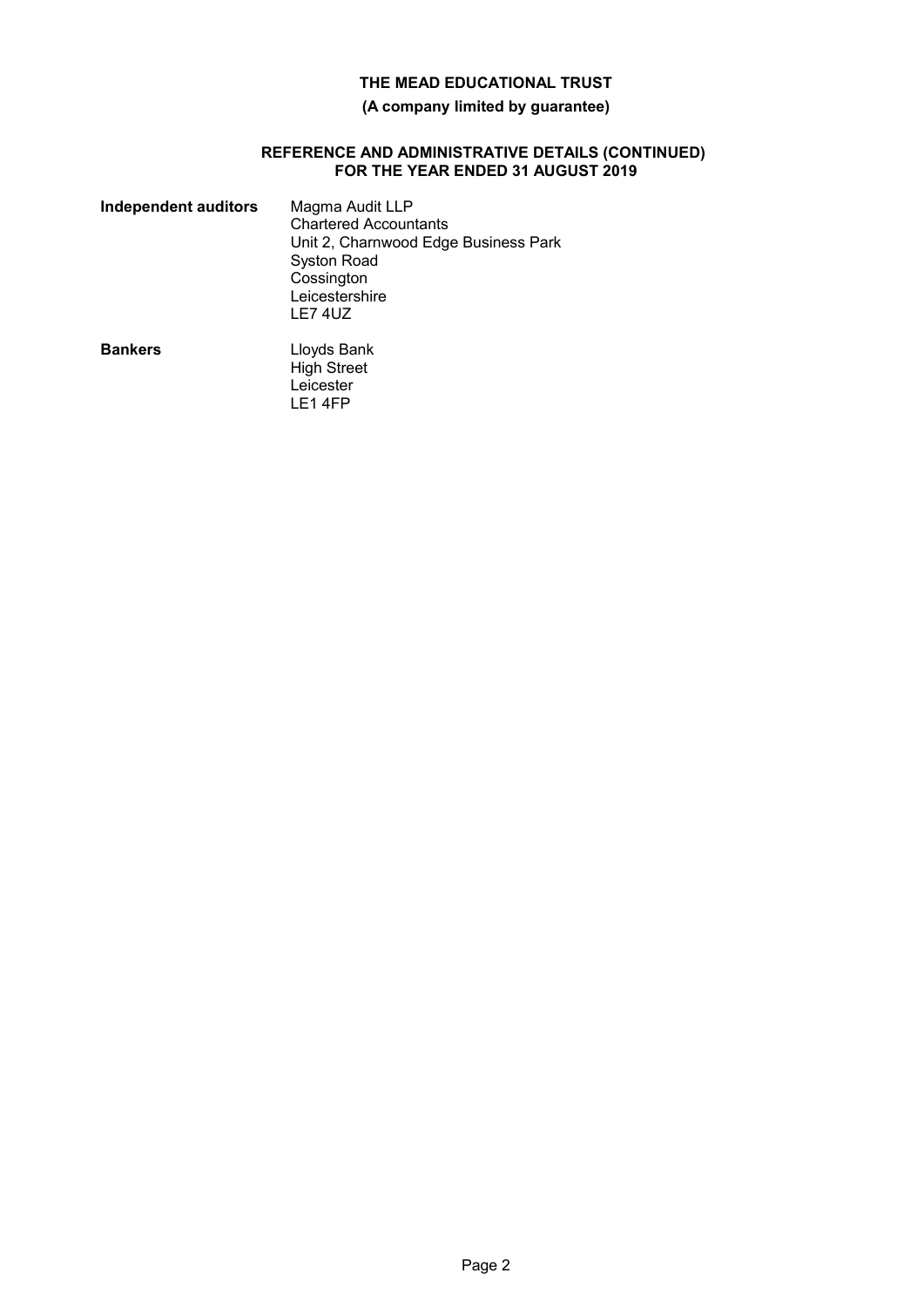**THE MEAD EDUCATIONAL TRUST**

**(A company limited by guarantee)**

**REFERENCE AND ADMINISTRATIVE DETAILS (CONTINUED)**
**FOR THE YEAR ENDED 31 AUGUST 2019**

**Independent auditors**

Magma Audit LLP
Chartered Accountants
Unit 2, Charnwood Edge Business Park
Syston Road
Cossington
Leicestershire
LE7 4UZ

**Bankers**

Lloyds Bank
High Street
Leicester
LE1 4FP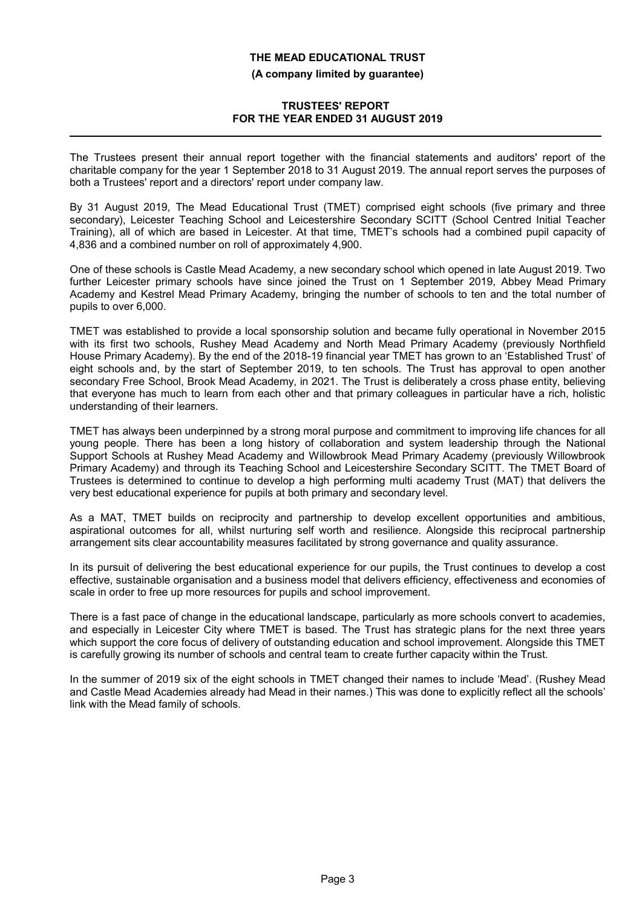# THE MEAD EDUCATIONAL TRUST

**(A company limited by guarantee)**

## TRUSTEES' REPORT
## FOR THE YEAR ENDED 31 AUGUST 2019

The Trustees present their annual report together with the financial statements and auditors' report of the charitable company for the year 1 September 2018 to 31 August 2019. The annual report serves the purposes of both a Trustees' report and a directors' report under company law.

By 31 August 2019, The Mead Educational Trust (TMET) comprised eight schools (five primary and three secondary), Leicester Teaching School and Leicestershire Secondary SCITT (School Centred Initial Teacher Training), all of which are based in Leicester. At that time, TMET's schools had a combined pupil capacity of 4,836 and a combined number on roll of approximately 4,900.

One of these schools is Castle Mead Academy, a new secondary school which opened in late August 2019. Two further Leicester primary schools have since joined the Trust on 1 September 2019, Abbey Mead Primary Academy and Kestrel Mead Primary Academy, bringing the number of schools to ten and the total number of pupils to over 6,000.

TMET was established to provide a local sponsorship solution and became fully operational in November 2015 with its first two schools, Rushey Mead Academy and North Mead Primary Academy (previously Northfield House Primary Academy). By the end of the 2018-19 financial year TMET has grown to an 'Established Trust' of eight schools and, by the start of September 2019, to ten schools. The Trust has approval to open another secondary Free School, Brook Mead Academy, in 2021. The Trust is deliberately a cross phase entity, believing that everyone has much to learn from each other and that primary colleagues in particular have a rich, holistic understanding of their learners.

TMET has always been underpinned by a strong moral purpose and commitment to improving life chances for all young people. There has been a long history of collaboration and system leadership through the National Support Schools at Rushey Mead Academy and Willowbrook Mead Primary Academy (previously Willowbrook Primary Academy) and through its Teaching School and Leicestershire Secondary SCITT. The TMET Board of Trustees is determined to continue to develop a high performing multi academy Trust (MAT) that delivers the very best educational experience for pupils at both primary and secondary level.

As a MAT, TMET builds on reciprocity and partnership to develop excellent opportunities and ambitious, aspirational outcomes for all, whilst nurturing self worth and resilience. Alongside this reciprocal partnership arrangement sits clear accountability measures facilitated by strong governance and quality assurance.

In its pursuit of delivering the best educational experience for our pupils, the Trust continues to develop a cost effective, sustainable organisation and a business model that delivers efficiency, effectiveness and economies of scale in order to free up more resources for pupils and school improvement.

There is a fast pace of change in the educational landscape, particularly as more schools convert to academies, and especially in Leicester City where TMET is based. The Trust has strategic plans for the next three years which support the core focus of delivery of outstanding education and school improvement. Alongside this TMET is carefully growing its number of schools and central team to create further capacity within the Trust.

In the summer of 2019 six of the eight schools in TMET changed their names to include 'Mead'. (Rushey Mead and Castle Mead Academies already had Mead in their names.) This was done to explicitly reflect all the schools' link with the Mead family of schools.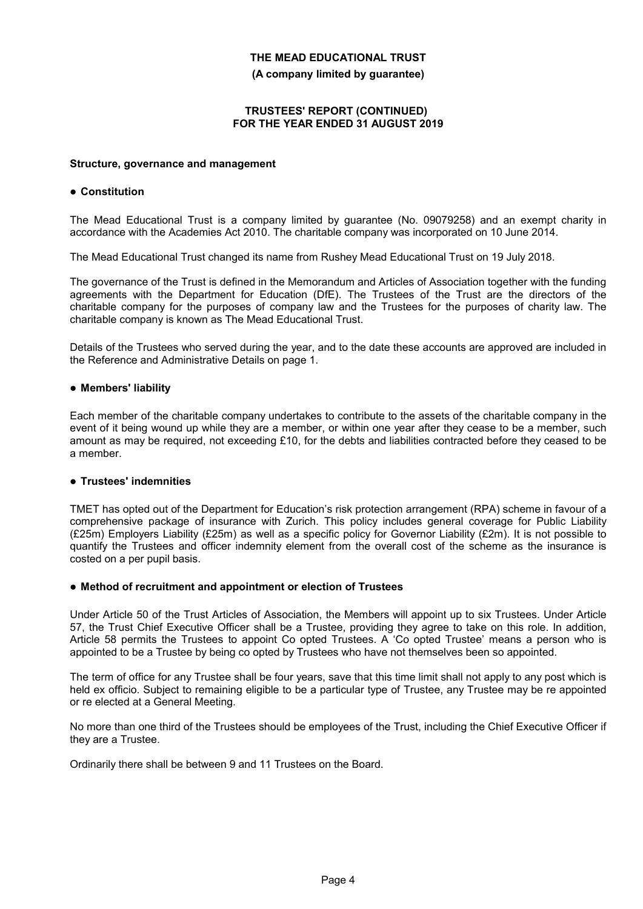# THE MEAD EDUCATIONAL TRUST

**(A company limited by guarantee)**

**TRUSTEES' REPORT (CONTINUED)**
**FOR THE YEAR ENDED 31 AUGUST 2019**

## Structure, governance and management

### ● Constitution

The Mead Educational Trust is a company limited by guarantee (No. 09079258) and an exempt charity in accordance with the Academies Act 2010. The charitable company was incorporated on 10 June 2014.

The Mead Educational Trust changed its name from Rushey Mead Educational Trust on 19 July 2018.

The governance of the Trust is defined in the Memorandum and Articles of Association together with the funding agreements with the Department for Education (DfE). The Trustees of the Trust are the directors of the charitable company for the purposes of company law and the Trustees for the purposes of charity law. The charitable company is known as The Mead Educational Trust.

Details of the Trustees who served during the year, and to the date these accounts are approved are included in the Reference and Administrative Details on page 1.

### ● Members' liability

Each member of the charitable company undertakes to contribute to the assets of the charitable company in the event of it being wound up while they are a member, or within one year after they cease to be a member, such amount as may be required, not exceeding £10, for the debts and liabilities contracted before they ceased to be a member.

### ● Trustees' indemnities

TMET has opted out of the Department for Education's risk protection arrangement (RPA) scheme in favour of a comprehensive package of insurance with Zurich. This policy includes general coverage for Public Liability (£25m) Employers Liability (£25m) as well as a specific policy for Governor Liability (£2m). It is not possible to quantify the Trustees and officer indemnity element from the overall cost of the scheme as the insurance is costed on a per pupil basis.

### ● Method of recruitment and appointment or election of Trustees

Under Article 50 of the Trust Articles of Association, the Members will appoint up to six Trustees. Under Article 57, the Trust Chief Executive Officer shall be a Trustee, providing they agree to take on this role. In addition, Article 58 permits the Trustees to appoint Co opted Trustees. A 'Co opted Trustee' means a person who is appointed to be a Trustee by being co opted by Trustees who have not themselves been so appointed.

The term of office for any Trustee shall be four years, save that this time limit shall not apply to any post which is held ex officio. Subject to remaining eligible to be a particular type of Trustee, any Trustee may be re appointed or re elected at a General Meeting.

No more than one third of the Trustees should be employees of the Trust, including the Chief Executive Officer if they are a Trustee.

Ordinarily there shall be between 9 and 11 Trustees on the Board.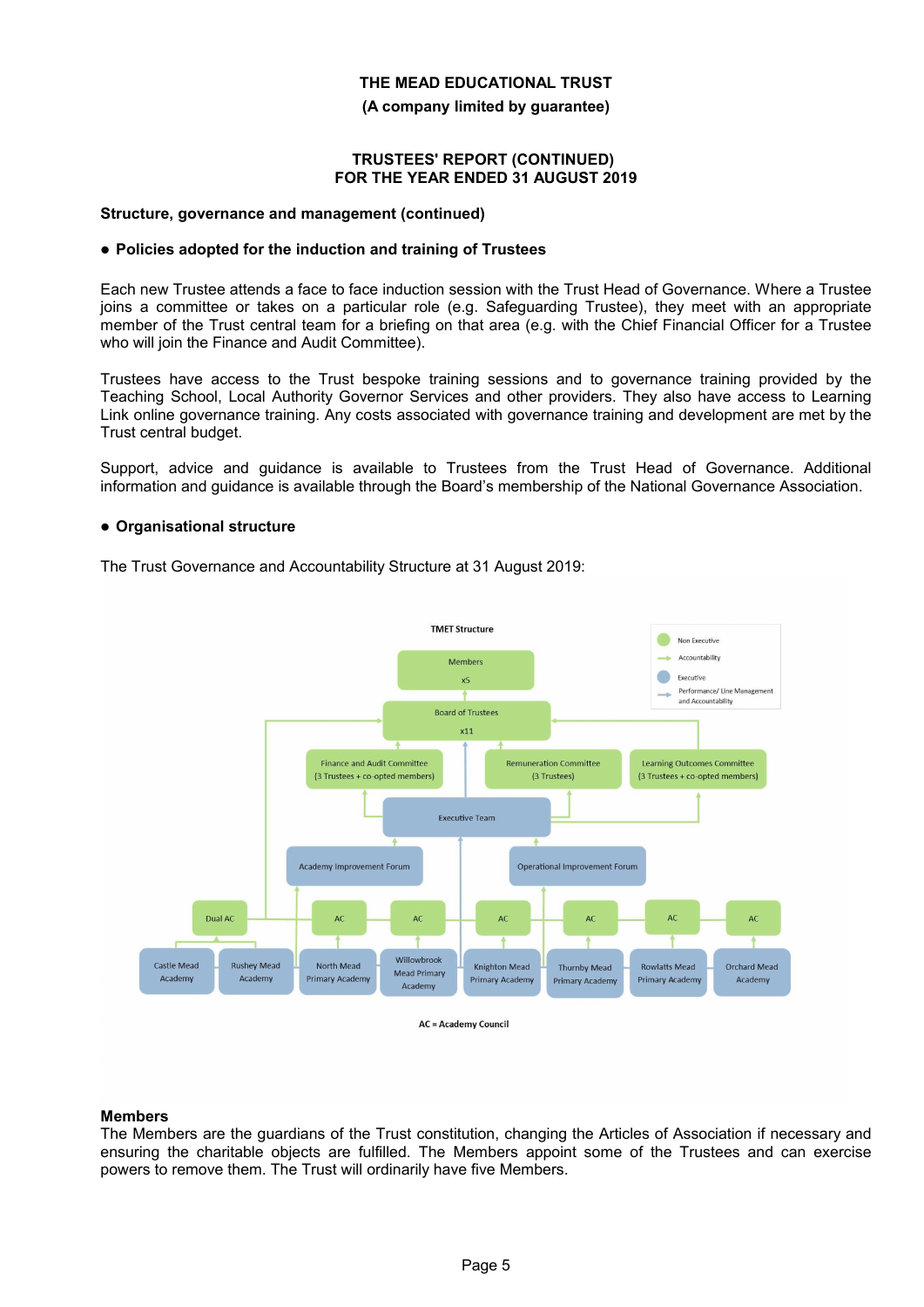**Structure, governance and management (continued)**

- **Policies adopted for the induction and training of Trustees**

Each new Trustee attends a face to face induction session with the Trust Head of Governance. Where a Trustee joins a committee or takes on a particular role (e.g. Safeguarding Trustee), they meet with an appropriate member of the Trust central team for a briefing on that area (e.g. with the Chief Financial Officer for a Trustee who will join the Finance and Audit Committee).

Trustees have access to the Trust bespoke training sessions and to governance training provided by the Teaching School, Local Authority Governor Services and other providers. They also have access to Learning Link online governance training. Any costs associated with governance training and development are met by the Trust central budget.

Support, advice and guidance is available to Trustees from the Trust Head of Governance. Additional information and guidance is available through the Board's membership of the National Governance Association.

- **Organisational structure**

The Trust Governance and Accountability Structure at 31 August 2019:

TMET Structure

Legend: Non Executive; Accountability; Executive; Performance/ Line Management and Accountability

- Members x5
- Board of Trustees x11
- Finance and Audit Committee (3 Trustees + co-opted members)
- Remuneration Committee (3 Trustees)
- Learning Outcomes Committee (3 Trustees + co-opted members)
- Executive Team
- Academy Improvement Forum
- Operational Improvement Forum
- Dual AC: Castle Mead Academy, Rushey Mead Academy
- AC: North Mead Primary Academy
- AC: Willowbrook Mead Primary Academy
- AC: Knighton Mead Primary Academy
- AC: Thurnby Mead Primary Academy
- AC: Rowlatts Mead Primary Academy
- AC: Orchard Mead Academy

AC = Academy Council

**Members**

The Members are the guardians of the Trust constitution, changing the Articles of Association if necessary and ensuring the charitable objects are fulfilled. The Members appoint some of the Trustees and can exercise powers to remove them. The Trust will ordinarily have five Members.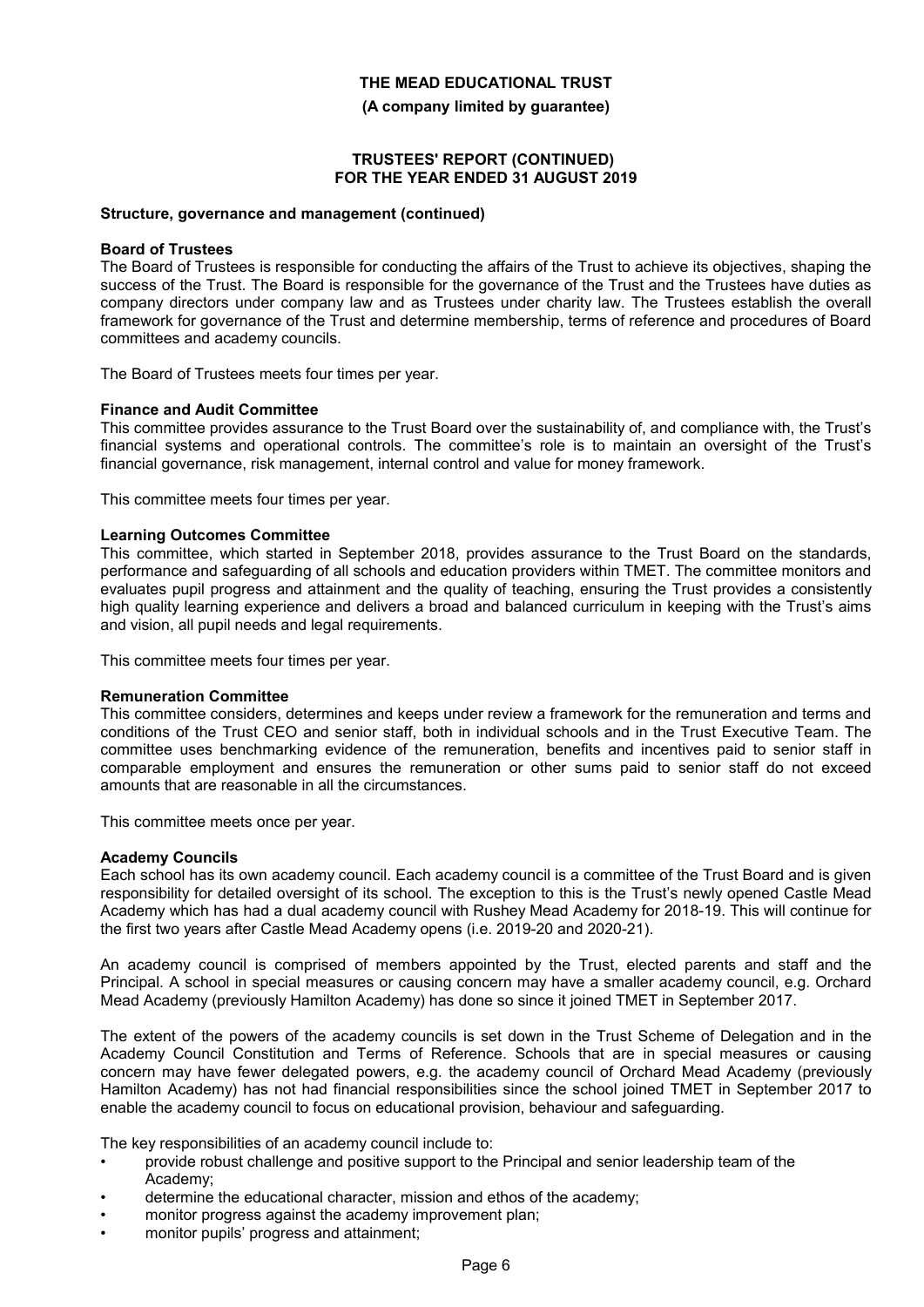**Structure, governance and management (continued)**

**Board of Trustees**

The Board of Trustees is responsible for conducting the affairs of the Trust to achieve its objectives, shaping the success of the Trust. The Board is responsible for the governance of the Trust and the Trustees have duties as company directors under company law and as Trustees under charity law. The Trustees establish the overall framework for governance of the Trust and determine membership, terms of reference and procedures of Board committees and academy councils.

The Board of Trustees meets four times per year.

**Finance and Audit Committee**

This committee provides assurance to the Trust Board over the sustainability of, and compliance with, the Trust's financial systems and operational controls. The committee's role is to maintain an oversight of the Trust's financial governance, risk management, internal control and value for money framework.

This committee meets four times per year.

**Learning Outcomes Committee**

This committee, which started in September 2018, provides assurance to the Trust Board on the standards, performance and safeguarding of all schools and education providers within TMET. The committee monitors and evaluates pupil progress and attainment and the quality of teaching, ensuring the Trust provides a consistently high quality learning experience and delivers a broad and balanced curriculum in keeping with the Trust's aims and vision, all pupil needs and legal requirements.

This committee meets four times per year.

**Remuneration Committee**

This committee considers, determines and keeps under review a framework for the remuneration and terms and conditions of the Trust CEO and senior staff, both in individual schools and in the Trust Executive Team. The committee uses benchmarking evidence of the remuneration, benefits and incentives paid to senior staff in comparable employment and ensures the remuneration or other sums paid to senior staff do not exceed amounts that are reasonable in all the circumstances.

This committee meets once per year.

**Academy Councils**

Each school has its own academy council. Each academy council is a committee of the Trust Board and is given responsibility for detailed oversight of its school. The exception to this is the Trust's newly opened Castle Mead Academy which has had a dual academy council with Rushey Mead Academy for 2018-19. This will continue for the first two years after Castle Mead Academy opens (i.e. 2019-20 and 2020-21).

An academy council is comprised of members appointed by the Trust, elected parents and staff and the Principal. A school in special measures or causing concern may have a smaller academy council, e.g. Orchard Mead Academy (previously Hamilton Academy) has done so since it joined TMET in September 2017.

The extent of the powers of the academy councils is set down in the Trust Scheme of Delegation and in the Academy Council Constitution and Terms of Reference. Schools that are in special measures or causing concern may have fewer delegated powers, e.g. the academy council of Orchard Mead Academy (previously Hamilton Academy) has not had financial responsibilities since the school joined TMET in September 2017 to enable the academy council to focus on educational provision, behaviour and safeguarding.

The key responsibilities of an academy council include to:

- provide robust challenge and positive support to the Principal and senior leadership team of the Academy;
- determine the educational character, mission and ethos of the academy;
- monitor progress against the academy improvement plan;
- monitor pupils' progress and attainment;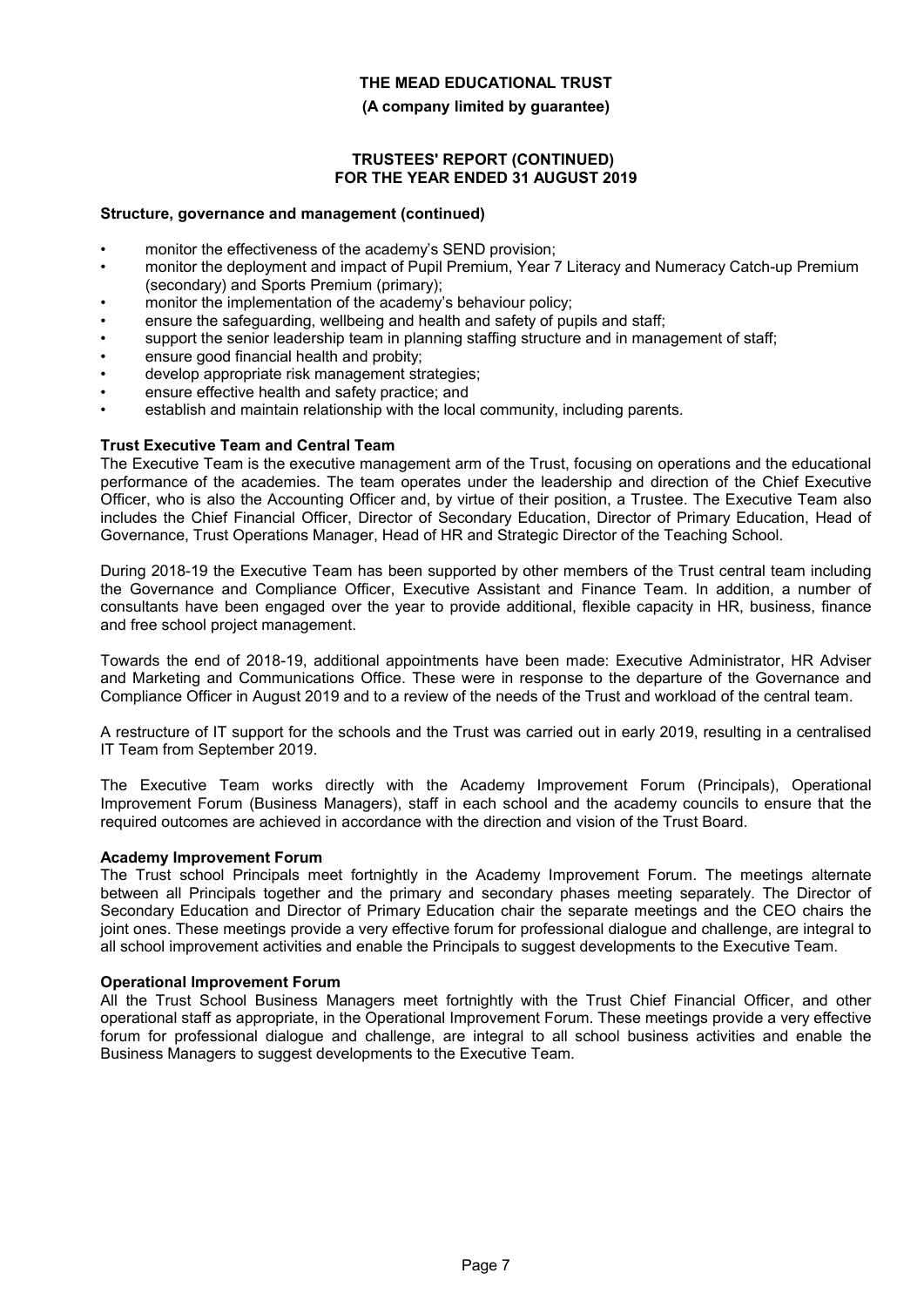**Structure, governance and management (continued)**

- monitor the effectiveness of the academy's SEND provision;
- monitor the deployment and impact of Pupil Premium, Year 7 Literacy and Numeracy Catch-up Premium (secondary) and Sports Premium (primary);
- monitor the implementation of the academy's behaviour policy;
- ensure the safeguarding, wellbeing and health and safety of pupils and staff;
- support the senior leadership team in planning staffing structure and in management of staff;
- ensure good financial health and probity;
- develop appropriate risk management strategies;
- ensure effective health and safety practice; and
- establish and maintain relationship with the local community, including parents.

**Trust Executive Team and Central Team**

The Executive Team is the executive management arm of the Trust, focusing on operations and the educational performance of the academies. The team operates under the leadership and direction of the Chief Executive Officer, who is also the Accounting Officer and, by virtue of their position, a Trustee. The Executive Team also includes the Chief Financial Officer, Director of Secondary Education, Director of Primary Education, Head of Governance, Trust Operations Manager, Head of HR and Strategic Director of the Teaching School.

During 2018-19 the Executive Team has been supported by other members of the Trust central team including the Governance and Compliance Officer, Executive Assistant and Finance Team. In addition, a number of consultants have been engaged over the year to provide additional, flexible capacity in HR, business, finance and free school project management.

Towards the end of 2018-19, additional appointments have been made: Executive Administrator, HR Adviser and Marketing and Communications Office. These were in response to the departure of the Governance and Compliance Officer in August 2019 and to a review of the needs of the Trust and workload of the central team.

A restructure of IT support for the schools and the Trust was carried out in early 2019, resulting in a centralised IT Team from September 2019.

The Executive Team works directly with the Academy Improvement Forum (Principals), Operational Improvement Forum (Business Managers), staff in each school and the academy councils to ensure that the required outcomes are achieved in accordance with the direction and vision of the Trust Board.

**Academy Improvement Forum**

The Trust school Principals meet fortnightly in the Academy Improvement Forum. The meetings alternate between all Principals together and the primary and secondary phases meeting separately. The Director of Secondary Education and Director of Primary Education chair the separate meetings and the CEO chairs the joint ones. These meetings provide a very effective forum for professional dialogue and challenge, are integral to all school improvement activities and enable the Principals to suggest developments to the Executive Team.

**Operational Improvement Forum**

All the Trust School Business Managers meet fortnightly with the Trust Chief Financial Officer, and other operational staff as appropriate, in the Operational Improvement Forum. These meetings provide a very effective forum for professional dialogue and challenge, are integral to all school business activities and enable the Business Managers to suggest developments to the Executive Team.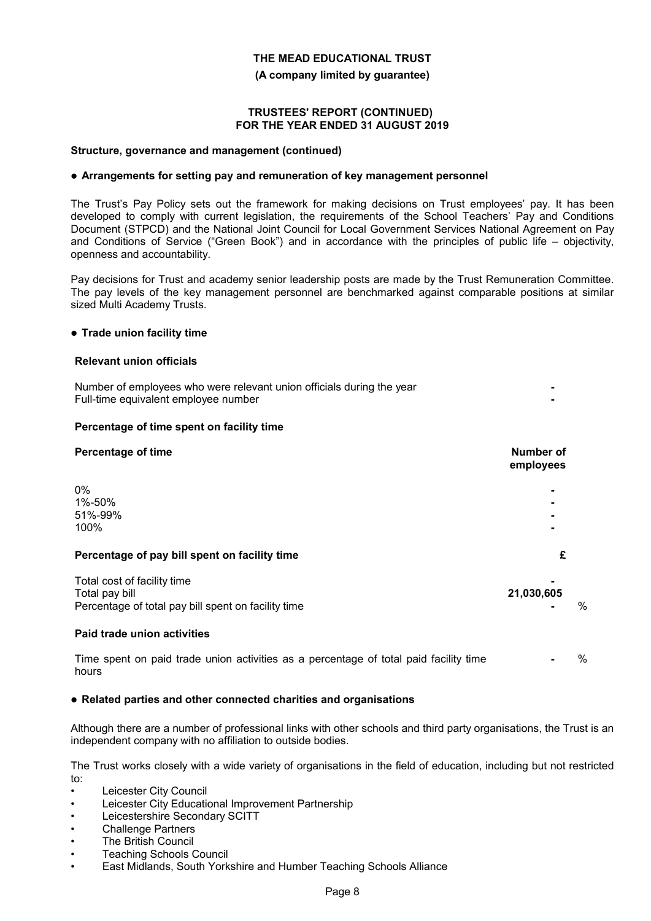## Structure, governance and management (continued)

### ● Arrangements for setting pay and remuneration of key management personnel

The Trust's Pay Policy sets out the framework for making decisions on Trust employees' pay. It has been developed to comply with current legislation, the requirements of the School Teachers' Pay and Conditions Document (STPCD) and the National Joint Council for Local Government Services National Agreement on Pay and Conditions of Service ("Green Book") and in accordance with the principles of public life – objectivity, openness and accountability.

Pay decisions for Trust and academy senior leadership posts are made by the Trust Remuneration Committee. The pay levels of the key management personnel are benchmarked against comparable positions at similar sized Multi Academy Trusts.

### ● Trade union facility time

#### Relevant union officials

| | |
|---|---|
| Number of employees who were relevant union officials during the year | - |
| Full-time equivalent employee number | - |

#### Percentage of time spent on facility time

| Percentage of time | Number of employees |
|---|---|
| 0% | - |
| 1%-50% | - |
| 51%-99% | - |
| 100% | - |

#### Percentage of pay bill spent on facility time

| | £ |
|---|---|
| Total cost of facility time | - |
| Total pay bill | 21,030,605 |
| Percentage of total pay bill spent on facility time | - % |

#### Paid trade union activities

| | |
|---|---|
| Time spent on paid trade union activities as a percentage of total paid facility time hours | - % |

### ● Related parties and other connected charities and organisations

Although there are a number of professional links with other schools and third party organisations, the Trust is an independent company with no affiliation to outside bodies.

The Trust works closely with a wide variety of organisations in the field of education, including but not restricted to:

- Leicester City Council
- Leicester City Educational Improvement Partnership
- Leicestershire Secondary SCITT
- Challenge Partners
- The British Council
- Teaching Schools Council
- East Midlands, South Yorkshire and Humber Teaching Schools Alliance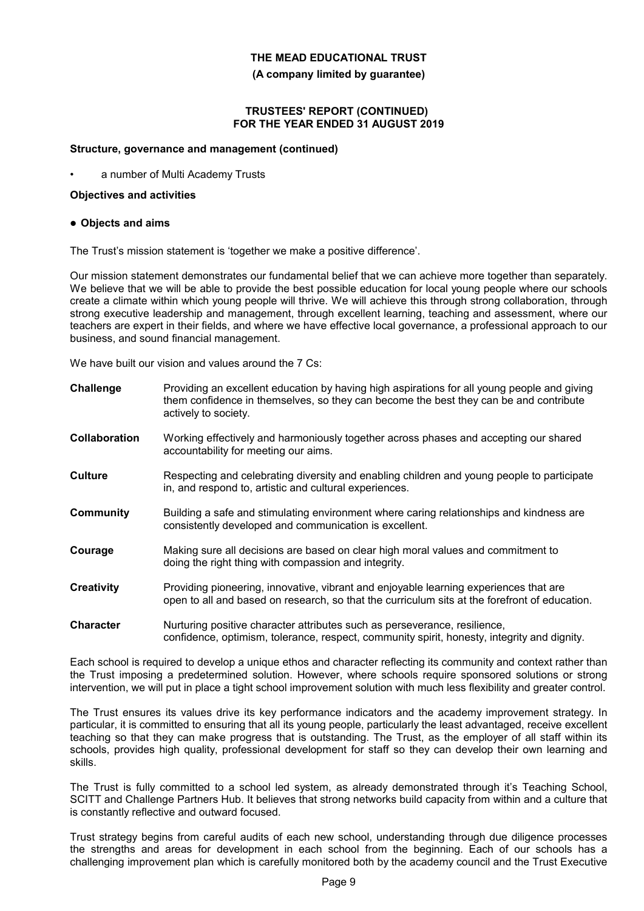**Structure, governance and management (continued)**

- a number of Multi Academy Trusts

**Objectives and activities**

- **Objects and aims**

The Trust's mission statement is 'together we make a positive difference'.

Our mission statement demonstrates our fundamental belief that we can achieve more together than separately. We believe that we will be able to provide the best possible education for local young people where our schools create a climate within which young people will thrive. We will achieve this through strong collaboration, through strong executive leadership and management, through excellent learning, teaching and assessment, where our teachers are expert in their fields, and where we have effective local governance, a professional approach to our business, and sound financial management.

We have built our vision and values around the 7 Cs:

**Challenge** Providing an excellent education by having high aspirations for all young people and giving them confidence in themselves, so they can become the best they can be and contribute actively to society.

**Collaboration** Working effectively and harmoniously together across phases and accepting our shared accountability for meeting our aims.

**Culture** Respecting and celebrating diversity and enabling children and young people to participate in, and respond to, artistic and cultural experiences.

**Community** Building a safe and stimulating environment where caring relationships and kindness are consistently developed and communication is excellent.

**Courage** Making sure all decisions are based on clear high moral values and commitment to doing the right thing with compassion and integrity.

**Creativity** Providing pioneering, innovative, vibrant and enjoyable learning experiences that are open to all and based on research, so that the curriculum sits at the forefront of education.

**Character** Nurturing positive character attributes such as perseverance, resilience, confidence, optimism, tolerance, respect, community spirit, honesty, integrity and dignity.

Each school is required to develop a unique ethos and character reflecting its community and context rather than the Trust imposing a predetermined solution. However, where schools require sponsored solutions or strong intervention, we will put in place a tight school improvement solution with much less flexibility and greater control.

The Trust ensures its values drive its key performance indicators and the academy improvement strategy. In particular, it is committed to ensuring that all its young people, particularly the least advantaged, receive excellent teaching so that they can make progress that is outstanding. The Trust, as the employer of all staff within its schools, provides high quality, professional development for staff so they can develop their own learning and skills.

The Trust is fully committed to a school led system, as already demonstrated through it's Teaching School, SCITT and Challenge Partners Hub. It believes that strong networks build capacity from within and a culture that is constantly reflective and outward focused.

Trust strategy begins from careful audits of each new school, understanding through due diligence processes the strengths and areas for development in each school from the beginning. Each of our schools has a challenging improvement plan which is carefully monitored both by the academy council and the Trust Executive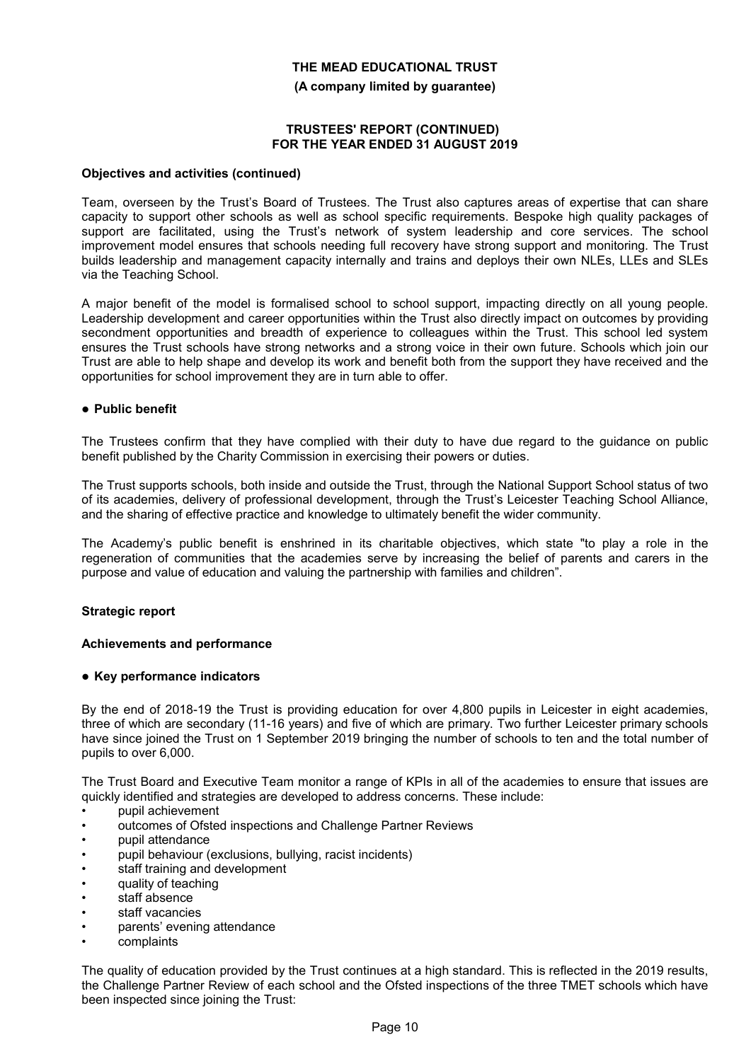**Objectives and activities (continued)**

Team, overseen by the Trust's Board of Trustees. The Trust also captures areas of expertise that can share capacity to support other schools as well as school specific requirements. Bespoke high quality packages of support are facilitated, using the Trust's network of system leadership and core services. The school improvement model ensures that schools needing full recovery have strong support and monitoring. The Trust builds leadership and management capacity internally and trains and deploys their own NLEs, LLEs and SLEs via the Teaching School.

A major benefit of the model is formalised school to school support, impacting directly on all young people. Leadership development and career opportunities within the Trust also directly impact on outcomes by providing secondment opportunities and breadth of experience to colleagues within the Trust. This school led system ensures the Trust schools have strong networks and a strong voice in their own future. Schools which join our Trust are able to help shape and develop its work and benefit both from the support they have received and the opportunities for school improvement they are in turn able to offer.

- **Public benefit**

The Trustees confirm that they have complied with their duty to have due regard to the guidance on public benefit published by the Charity Commission in exercising their powers or duties.

The Trust supports schools, both inside and outside the Trust, through the National Support School status of two of its academies, delivery of professional development, through the Trust's Leicester Teaching School Alliance, and the sharing of effective practice and knowledge to ultimately benefit the wider community.

The Academy's public benefit is enshrined in its charitable objectives, which state "to play a role in the regeneration of communities that the academies serve by increasing the belief of parents and carers in the purpose and value of education and valuing the partnership with families and children".

**Strategic report**

**Achievements and performance**

- **Key performance indicators**

By the end of 2018-19 the Trust is providing education for over 4,800 pupils in Leicester in eight academies, three of which are secondary (11-16 years) and five of which are primary. Two further Leicester primary schools have since joined the Trust on 1 September 2019 bringing the number of schools to ten and the total number of pupils to over 6,000.

The Trust Board and Executive Team monitor a range of KPIs in all of the academies to ensure that issues are quickly identified and strategies are developed to address concerns. These include:

- pupil achievement
- outcomes of Ofsted inspections and Challenge Partner Reviews
- pupil attendance
- pupil behaviour (exclusions, bullying, racist incidents)
- staff training and development
- quality of teaching
- staff absence
- staff vacancies
- parents' evening attendance
- complaints

The quality of education provided by the Trust continues at a high standard. This is reflected in the 2019 results, the Challenge Partner Review of each school and the Ofsted inspections of the three TMET schools which have been inspected since joining the Trust: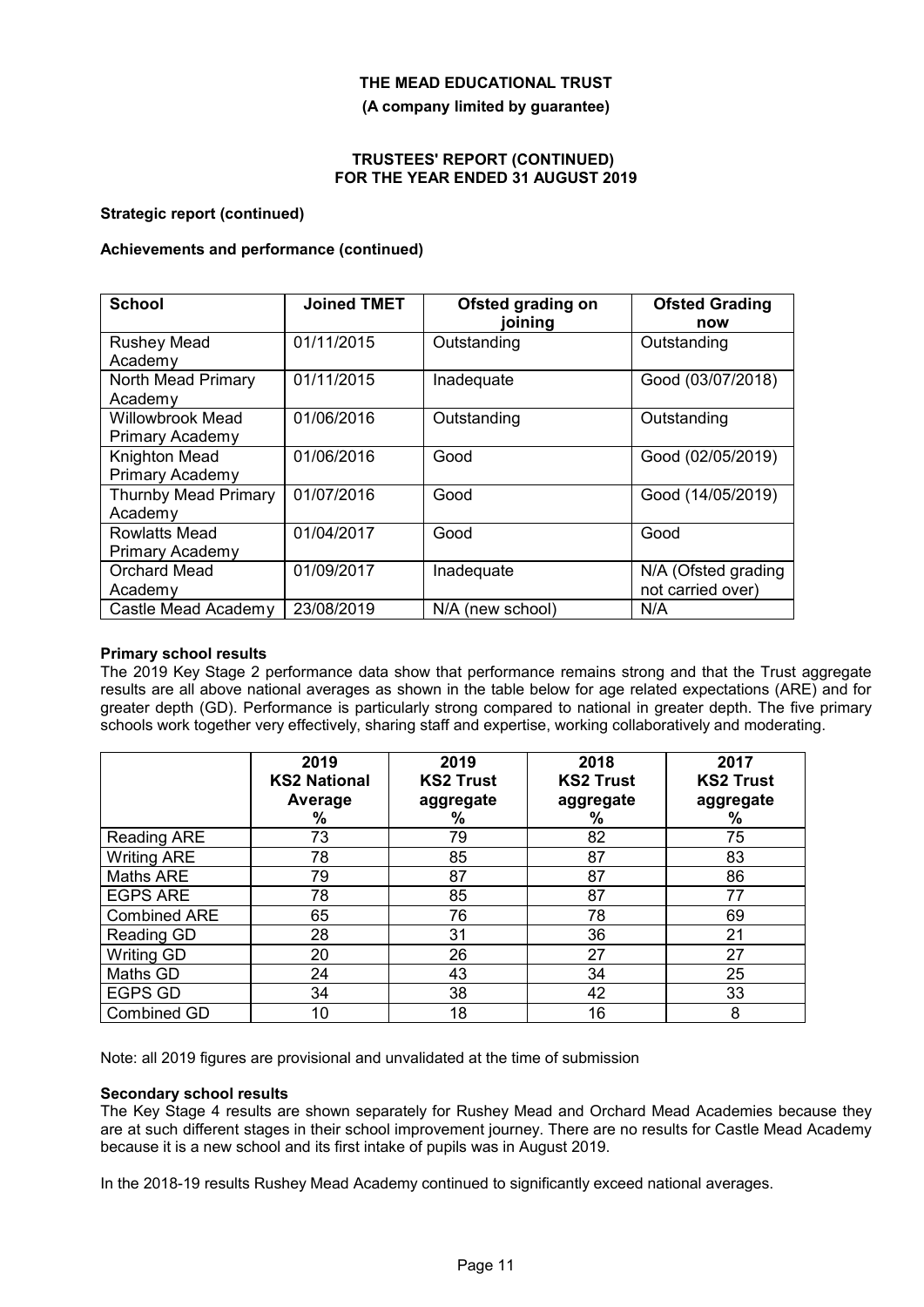**Strategic report (continued)**

**Achievements and performance (continued)**

| School | Joined TMET | Ofsted grading on joining | Ofsted Grading now |
|---|---|---|---|
| Rushey Mead Academy | 01/11/2015 | Outstanding | Outstanding |
| North Mead Primary Academy | 01/11/2015 | Inadequate | Good (03/07/2018) |
| Willowbrook Mead Primary Academy | 01/06/2016 | Outstanding | Outstanding |
| Knighton Mead Primary Academy | 01/06/2016 | Good | Good (02/05/2019) |
| Thurnby Mead Primary Academy | 01/07/2016 | Good | Good (14/05/2019) |
| Rowlatts Mead Primary Academy | 01/04/2017 | Good | Good |
| Orchard Mead Academy | 01/09/2017 | Inadequate | N/A (Ofsted grading not carried over) |
| Castle Mead Academy | 23/08/2019 | N/A (new school) | N/A |

**Primary school results**

The 2019 Key Stage 2 performance data show that performance remains strong and that the Trust aggregate results are all above national averages as shown in the table below for age related expectations (ARE) and for greater depth (GD). Performance is particularly strong compared to national in greater depth. The five primary schools work together very effectively, sharing staff and expertise, working collaboratively and moderating.

| | 2019 KS2 National Average % | 2019 KS2 Trust aggregate % | 2018 KS2 Trust aggregate % | 2017 KS2 Trust aggregate % |
|---|---|---|---|---|
| Reading ARE | 73 | 79 | 82 | 75 |
| Writing ARE | 78 | 85 | 87 | 83 |
| Maths ARE | 79 | 87 | 87 | 86 |
| EGPS ARE | 78 | 85 | 87 | 77 |
| Combined ARE | 65 | 76 | 78 | 69 |
| Reading GD | 28 | 31 | 36 | 21 |
| Writing GD | 20 | 26 | 27 | 27 |
| Maths GD | 24 | 43 | 34 | 25 |
| EGPS GD | 34 | 38 | 42 | 33 |
| Combined GD | 10 | 18 | 16 | 8 |

Note: all 2019 figures are provisional and unvalidated at the time of submission

**Secondary school results**

The Key Stage 4 results are shown separately for Rushey Mead and Orchard Mead Academies because they are at such different stages in their school improvement journey. There are no results for Castle Mead Academy because it is a new school and its first intake of pupils was in August 2019.

In the 2018-19 results Rushey Mead Academy continued to significantly exceed national averages.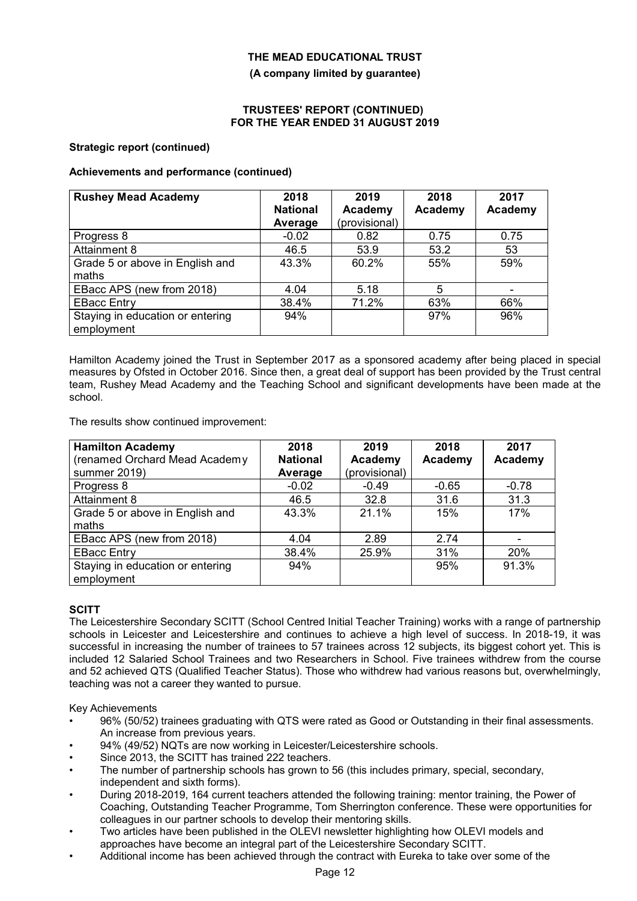**Strategic report (continued)**

**Achievements and performance (continued)**

| Rushey Mead Academy | 2018 National Average | 2019 Academy (provisional) | 2018 Academy | 2017 Academy |
|---|---|---|---|---|
| Progress 8 | -0.02 | 0.82 | 0.75 | 0.75 |
| Attainment 8 | 46.5 | 53.9 | 53.2 | 53 |
| Grade 5 or above in English and maths | 43.3% | 60.2% | 55% | 59% |
| EBacc APS (new from 2018) | 4.04 | 5.18 | 5 | - |
| EBacc Entry | 38.4% | 71.2% | 63% | 66% |
| Staying in education or entering employment | 94% | | 97% | 96% |

Hamilton Academy joined the Trust in September 2017 as a sponsored academy after being placed in special measures by Ofsted in October 2016. Since then, a great deal of support has been provided by the Trust central team, Rushey Mead Academy and the Teaching School and significant developments have been made at the school.

The results show continued improvement:

| Hamilton Academy (renamed Orchard Mead Academy summer 2019) | 2018 National Average | 2019 Academy (provisional) | 2018 Academy | 2017 Academy |
|---|---|---|---|---|
| Progress 8 | -0.02 | -0.49 | -0.65 | -0.78 |
| Attainment 8 | 46.5 | 32.8 | 31.6 | 31.3 |
| Grade 5 or above in English and maths | 43.3% | 21.1% | 15% | 17% |
| EBacc APS (new from 2018) | 4.04 | 2.89 | 2.74 | - |
| EBacc Entry | 38.4% | 25.9% | 31% | 20% |
| Staying in education or entering employment | 94% | | 95% | 91.3% |

**SCITT**

The Leicestershire Secondary SCITT (School Centred Initial Teacher Training) works with a range of partnership schools in Leicester and Leicestershire and continues to achieve a high level of success. In 2018-19, it was successful in increasing the number of trainees to 57 trainees across 12 subjects, its biggest cohort yet. This is included 12 Salaried School Trainees and two Researchers in School. Five trainees withdrew from the course and 52 achieved QTS (Qualified Teacher Status). Those who withdrew had various reasons but, overwhelmingly, teaching was not a career they wanted to pursue.

Key Achievements

- 96% (50/52) trainees graduating with QTS were rated as Good or Outstanding in their final assessments. An increase from previous years.
- 94% (49/52) NQTs are now working in Leicester/Leicestershire schools.
- Since 2013, the SCITT has trained 222 teachers.
- The number of partnership schools has grown to 56 (this includes primary, special, secondary, independent and sixth forms).
- During 2018-2019, 164 current teachers attended the following training: mentor training, the Power of Coaching, Outstanding Teacher Programme, Tom Sherrington conference. These were opportunities for colleagues in our partner schools to develop their mentoring skills.
- Two articles have been published in the OLEVI newsletter highlighting how OLEVI models and approaches have become an integral part of the Leicestershire Secondary SCITT.
- Additional income has been achieved through the contract with Eureka to take over some of the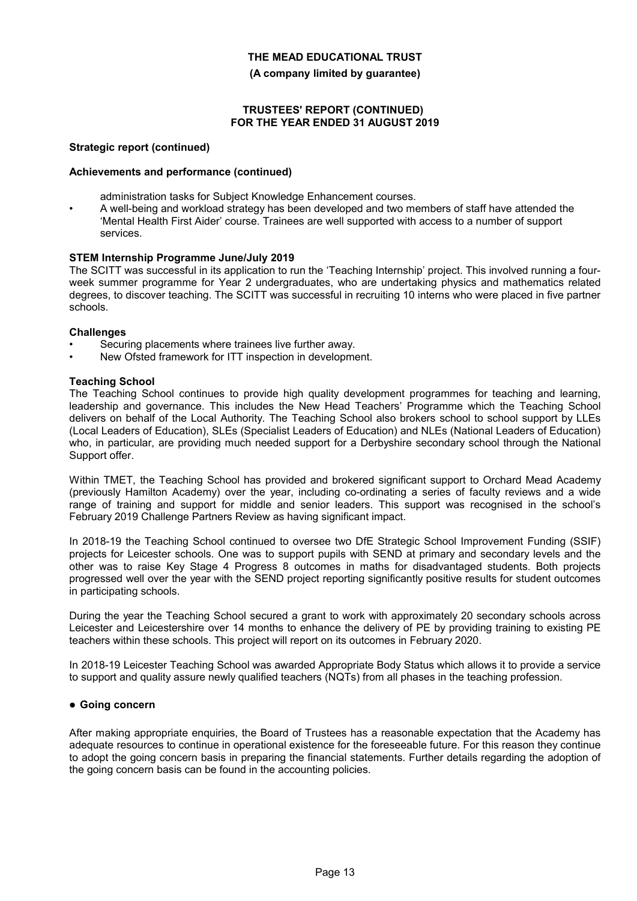**Strategic report (continued)**

**Achievements and performance (continued)**

administration tasks for Subject Knowledge Enhancement courses.

- A well-being and workload strategy has been developed and two members of staff have attended the 'Mental Health First Aider' course. Trainees are well supported with access to a number of support services.

**STEM Internship Programme June/July 2019**

The SCITT was successful in its application to run the 'Teaching Internship' project. This involved running a four-week summer programme for Year 2 undergraduates, who are undertaking physics and mathematics related degrees, to discover teaching. The SCITT was successful in recruiting 10 interns who were placed in five partner schools.

**Challenges**

- Securing placements where trainees live further away.
- New Ofsted framework for ITT inspection in development.

**Teaching School**

The Teaching School continues to provide high quality development programmes for teaching and learning, leadership and governance. This includes the New Head Teachers' Programme which the Teaching School delivers on behalf of the Local Authority. The Teaching School also brokers school to school support by LLEs (Local Leaders of Education), SLEs (Specialist Leaders of Education) and NLEs (National Leaders of Education) who, in particular, are providing much needed support for a Derbyshire secondary school through the National Support offer.

Within TMET, the Teaching School has provided and brokered significant support to Orchard Mead Academy (previously Hamilton Academy) over the year, including co-ordinating a series of faculty reviews and a wide range of training and support for middle and senior leaders. This support was recognised in the school's February 2019 Challenge Partners Review as having significant impact.

In 2018-19 the Teaching School continued to oversee two DfE Strategic School Improvement Funding (SSIF) projects for Leicester schools. One was to support pupils with SEND at primary and secondary levels and the other was to raise Key Stage 4 Progress 8 outcomes in maths for disadvantaged students. Both projects progressed well over the year with the SEND project reporting significantly positive results for student outcomes in participating schools.

During the year the Teaching School secured a grant to work with approximately 20 secondary schools across Leicester and Leicestershire over 14 months to enhance the delivery of PE by providing training to existing PE teachers within these schools. This project will report on its outcomes in February 2020.

In 2018-19 Leicester Teaching School was awarded Appropriate Body Status which allows it to provide a service to support and quality assure newly qualified teachers (NQTs) from all phases in the teaching profession.

- **Going concern**

After making appropriate enquiries, the Board of Trustees has a reasonable expectation that the Academy has adequate resources to continue in operational existence for the foreseeable future. For this reason they continue to adopt the going concern basis in preparing the financial statements. Further details regarding the adoption of the going concern basis can be found in the accounting policies.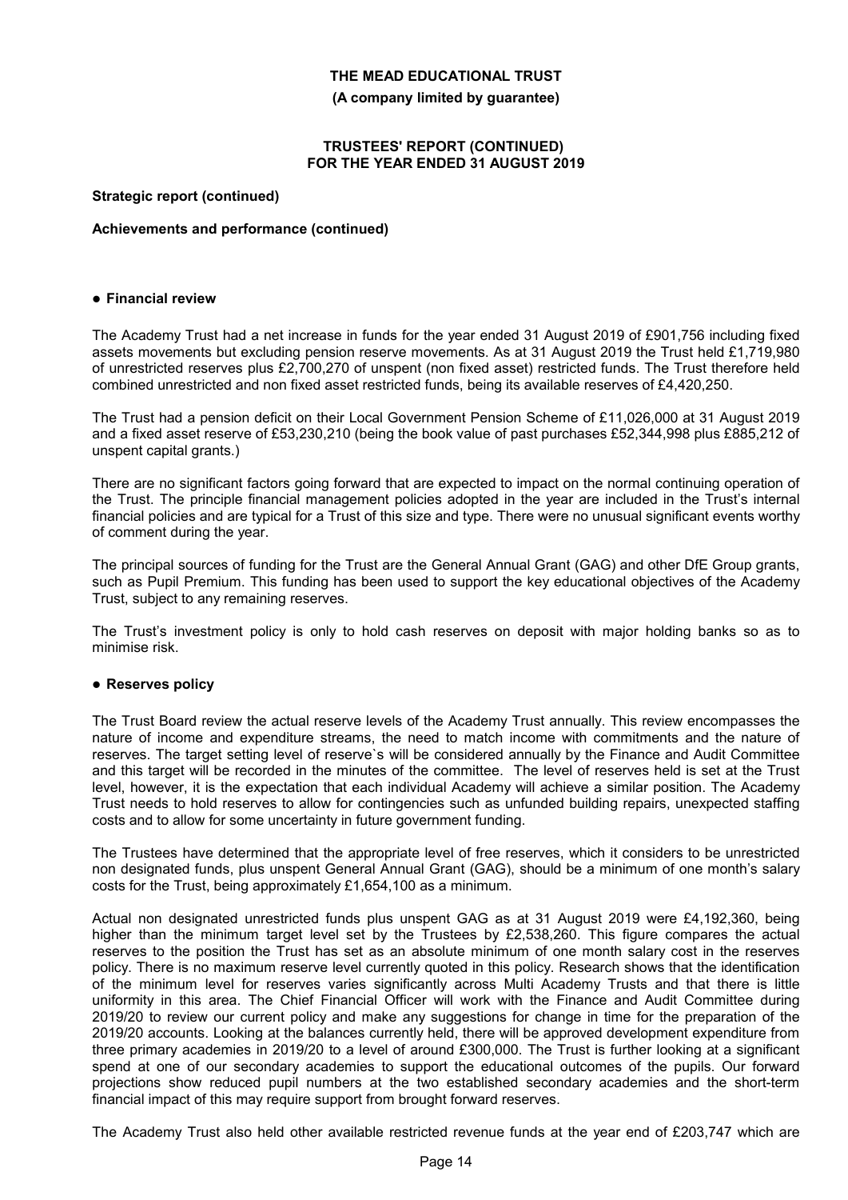**Strategic report (continued)**

**Achievements and performance (continued)**

- **Financial review**

The Academy Trust had a net increase in funds for the year ended 31 August 2019 of £901,756 including fixed assets movements but excluding pension reserve movements. As at 31 August 2019 the Trust held £1,719,980 of unrestricted reserves plus £2,700,270 of unspent (non fixed asset) restricted funds. The Trust therefore held combined unrestricted and non fixed asset restricted funds, being its available reserves of £4,420,250.

The Trust had a pension deficit on their Local Government Pension Scheme of £11,026,000 at 31 August 2019 and a fixed asset reserve of £53,230,210 (being the book value of past purchases £52,344,998 plus £885,212 of unspent capital grants.)

There are no significant factors going forward that are expected to impact on the normal continuing operation of the Trust. The principle financial management policies adopted in the year are included in the Trust's internal financial policies and are typical for a Trust of this size and type. There were no unusual significant events worthy of comment during the year.

The principal sources of funding for the Trust are the General Annual Grant (GAG) and other DfE Group grants, such as Pupil Premium. This funding has been used to support the key educational objectives of the Academy Trust, subject to any remaining reserves.

The Trust's investment policy is only to hold cash reserves on deposit with major holding banks so as to minimise risk.

- **Reserves policy**

The Trust Board review the actual reserve levels of the Academy Trust annually. This review encompasses the nature of income and expenditure streams, the need to match income with commitments and the nature of reserves. The target setting level of reserve`s will be considered annually by the Finance and Audit Committee and this target will be recorded in the minutes of the committee. The level of reserves held is set at the Trust level, however, it is the expectation that each individual Academy will achieve a similar position. The Academy Trust needs to hold reserves to allow for contingencies such as unfunded building repairs, unexpected staffing costs and to allow for some uncertainty in future government funding.

The Trustees have determined that the appropriate level of free reserves, which it considers to be unrestricted non designated funds, plus unspent General Annual Grant (GAG), should be a minimum of one month's salary costs for the Trust, being approximately £1,654,100 as a minimum.

Actual non designated unrestricted funds plus unspent GAG as at 31 August 2019 were £4,192,360, being higher than the minimum target level set by the Trustees by £2,538,260. This figure compares the actual reserves to the position the Trust has set as an absolute minimum of one month salary cost in the reserves policy. There is no maximum reserve level currently quoted in this policy. Research shows that the identification of the minimum level for reserves varies significantly across Multi Academy Trusts and that there is little uniformity in this area. The Chief Financial Officer will work with the Finance and Audit Committee during 2019/20 to review our current policy and make any suggestions for change in time for the preparation of the 2019/20 accounts. Looking at the balances currently held, there will be approved development expenditure from three primary academies in 2019/20 to a level of around £300,000. The Trust is further looking at a significant spend at one of our secondary academies to support the educational outcomes of the pupils. Our forward projections show reduced pupil numbers at the two established secondary academies and the short-term financial impact of this may require support from brought forward reserves.

The Academy Trust also held other available restricted revenue funds at the year end of £203,747 which are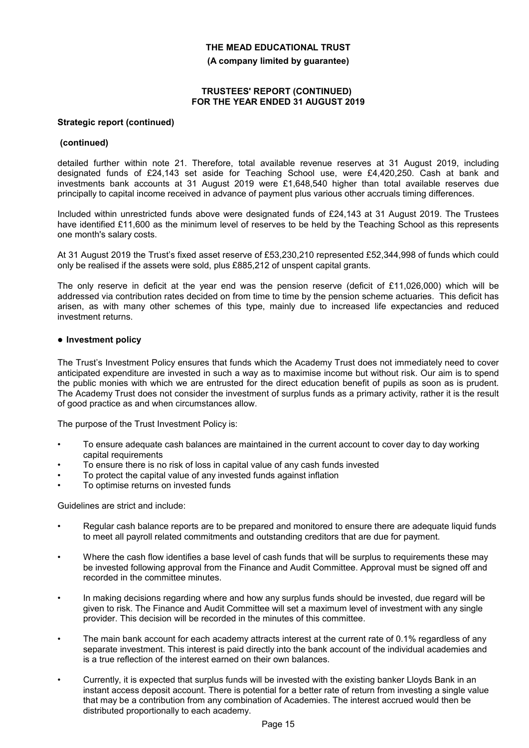**Strategic report (continued)**

**(continued)**

detailed further within note 21. Therefore, total available revenue reserves at 31 August 2019, including designated funds of £24,143 set aside for Teaching School use, were £4,420,250. Cash at bank and investments bank accounts at 31 August 2019 were £1,648,540 higher than total available reserves due principally to capital income received in advance of payment plus various other accruals timing differences.

Included within unrestricted funds above were designated funds of £24,143 at 31 August 2019. The Trustees have identified £11,600 as the minimum level of reserves to be held by the Teaching School as this represents one month's salary costs.

At 31 August 2019 the Trust's fixed asset reserve of £53,230,210 represented £52,344,998 of funds which could only be realised if the assets were sold, plus £885,212 of unspent capital grants.

The only reserve in deficit at the year end was the pension reserve (deficit of £11,026,000) which will be addressed via contribution rates decided on from time to time by the pension scheme actuaries. This deficit has arisen, as with many other schemes of this type, mainly due to increased life expectancies and reduced investment returns.

- **Investment policy**

The Trust's Investment Policy ensures that funds which the Academy Trust does not immediately need to cover anticipated expenditure are invested in such a way as to maximise income but without risk. Our aim is to spend the public monies with which we are entrusted for the direct education benefit of pupils as soon as is prudent. The Academy Trust does not consider the investment of surplus funds as a primary activity, rather it is the result of good practice as and when circumstances allow.

The purpose of the Trust Investment Policy is:

- To ensure adequate cash balances are maintained in the current account to cover day to day working capital requirements
- To ensure there is no risk of loss in capital value of any cash funds invested
- To protect the capital value of any invested funds against inflation
- To optimise returns on invested funds

Guidelines are strict and include:

- Regular cash balance reports are to be prepared and monitored to ensure there are adequate liquid funds to meet all payroll related commitments and outstanding creditors that are due for payment.
- Where the cash flow identifies a base level of cash funds that will be surplus to requirements these may be invested following approval from the Finance and Audit Committee. Approval must be signed off and recorded in the committee minutes.
- In making decisions regarding where and how any surplus funds should be invested, due regard will be given to risk. The Finance and Audit Committee will set a maximum level of investment with any single provider. This decision will be recorded in the minutes of this committee.
- The main bank account for each academy attracts interest at the current rate of 0.1% regardless of any separate investment. This interest is paid directly into the bank account of the individual academies and is a true reflection of the interest earned on their own balances.
- Currently, it is expected that surplus funds will be invested with the existing banker Lloyds Bank in an instant access deposit account. There is potential for a better rate of return from investing a single value that may be a contribution from any combination of Academies. The interest accrued would then be distributed proportionally to each academy.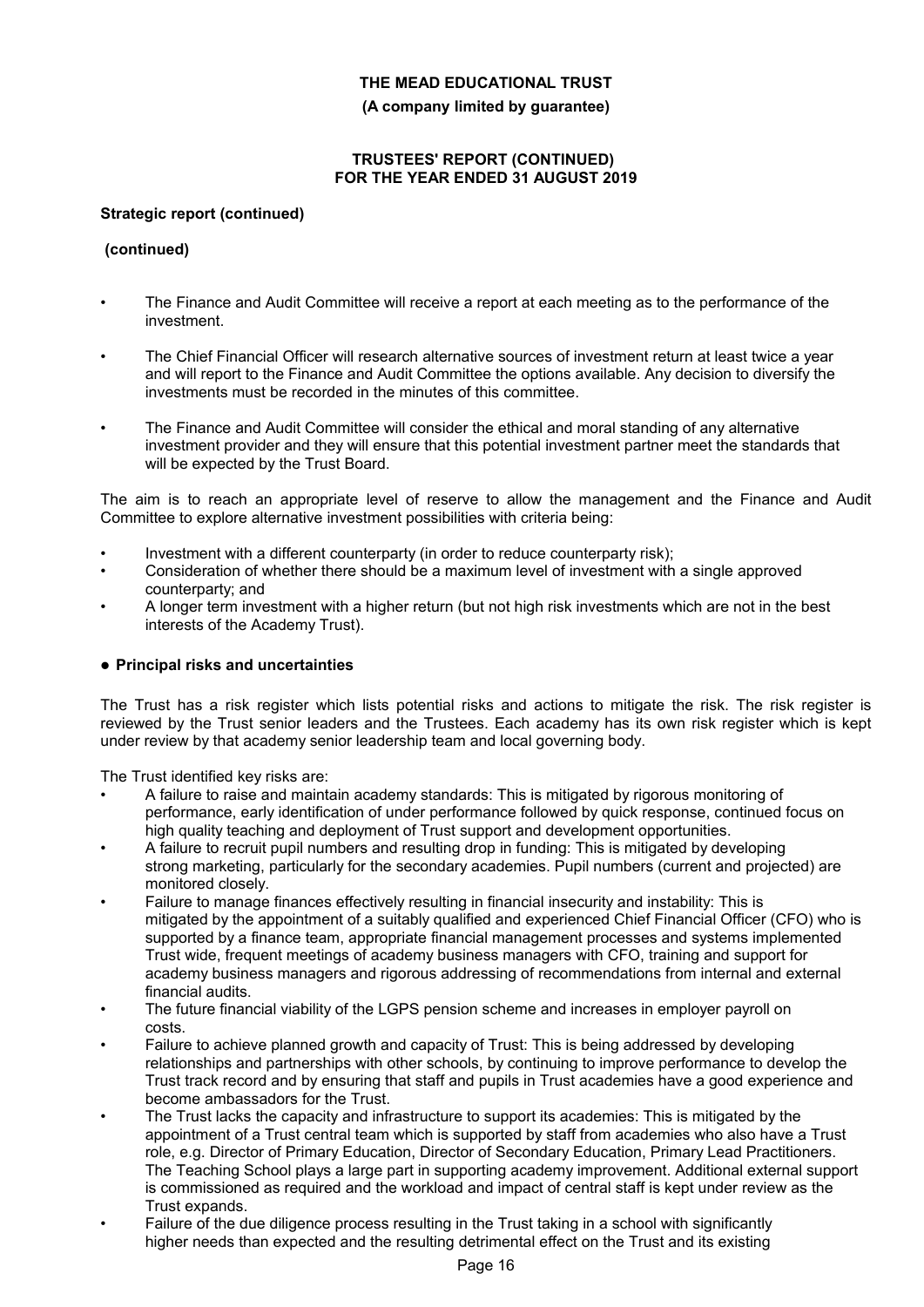**Strategic report (continued)**

**(continued)**

- The Finance and Audit Committee will receive a report at each meeting as to the performance of the investment.
- The Chief Financial Officer will research alternative sources of investment return at least twice a year and will report to the Finance and Audit Committee the options available. Any decision to diversify the investments must be recorded in the minutes of this committee.
- The Finance and Audit Committee will consider the ethical and moral standing of any alternative investment provider and they will ensure that this potential investment partner meet the standards that will be expected by the Trust Board.

The aim is to reach an appropriate level of reserve to allow the management and the Finance and Audit Committee to explore alternative investment possibilities with criteria being:

- Investment with a different counterparty (in order to reduce counterparty risk);
- Consideration of whether there should be a maximum level of investment with a single approved counterparty; and
- A longer term investment with a higher return (but not high risk investments which are not in the best interests of the Academy Trust).

### ● Principal risks and uncertainties

The Trust has a risk register which lists potential risks and actions to mitigate the risk. The risk register is reviewed by the Trust senior leaders and the Trustees. Each academy has its own risk register which is kept under review by that academy senior leadership team and local governing body.

The Trust identified key risks are:

- A failure to raise and maintain academy standards: This is mitigated by rigorous monitoring of performance, early identification of under performance followed by quick response, continued focus on high quality teaching and deployment of Trust support and development opportunities.
- A failure to recruit pupil numbers and resulting drop in funding: This is mitigated by developing strong marketing, particularly for the secondary academies. Pupil numbers (current and projected) are monitored closely.
- Failure to manage finances effectively resulting in financial insecurity and instability: This is mitigated by the appointment of a suitably qualified and experienced Chief Financial Officer (CFO) who is supported by a finance team, appropriate financial management processes and systems implemented Trust wide, frequent meetings of academy business managers with CFO, training and support for academy business managers and rigorous addressing of recommendations from internal and external financial audits.
- The future financial viability of the LGPS pension scheme and increases in employer payroll on costs.
- Failure to achieve planned growth and capacity of Trust: This is being addressed by developing relationships and partnerships with other schools, by continuing to improve performance to develop the Trust track record and by ensuring that staff and pupils in Trust academies have a good experience and become ambassadors for the Trust.
- The Trust lacks the capacity and infrastructure to support its academies: This is mitigated by the appointment of a Trust central team which is supported by staff from academies who also have a Trust role, e.g. Director of Primary Education, Director of Secondary Education, Primary Lead Practitioners. The Teaching School plays a large part in supporting academy improvement. Additional external support is commissioned as required and the workload and impact of central staff is kept under review as the Trust expands.
- Failure of the due diligence process resulting in the Trust taking in a school with significantly higher needs than expected and the resulting detrimental effect on the Trust and its existing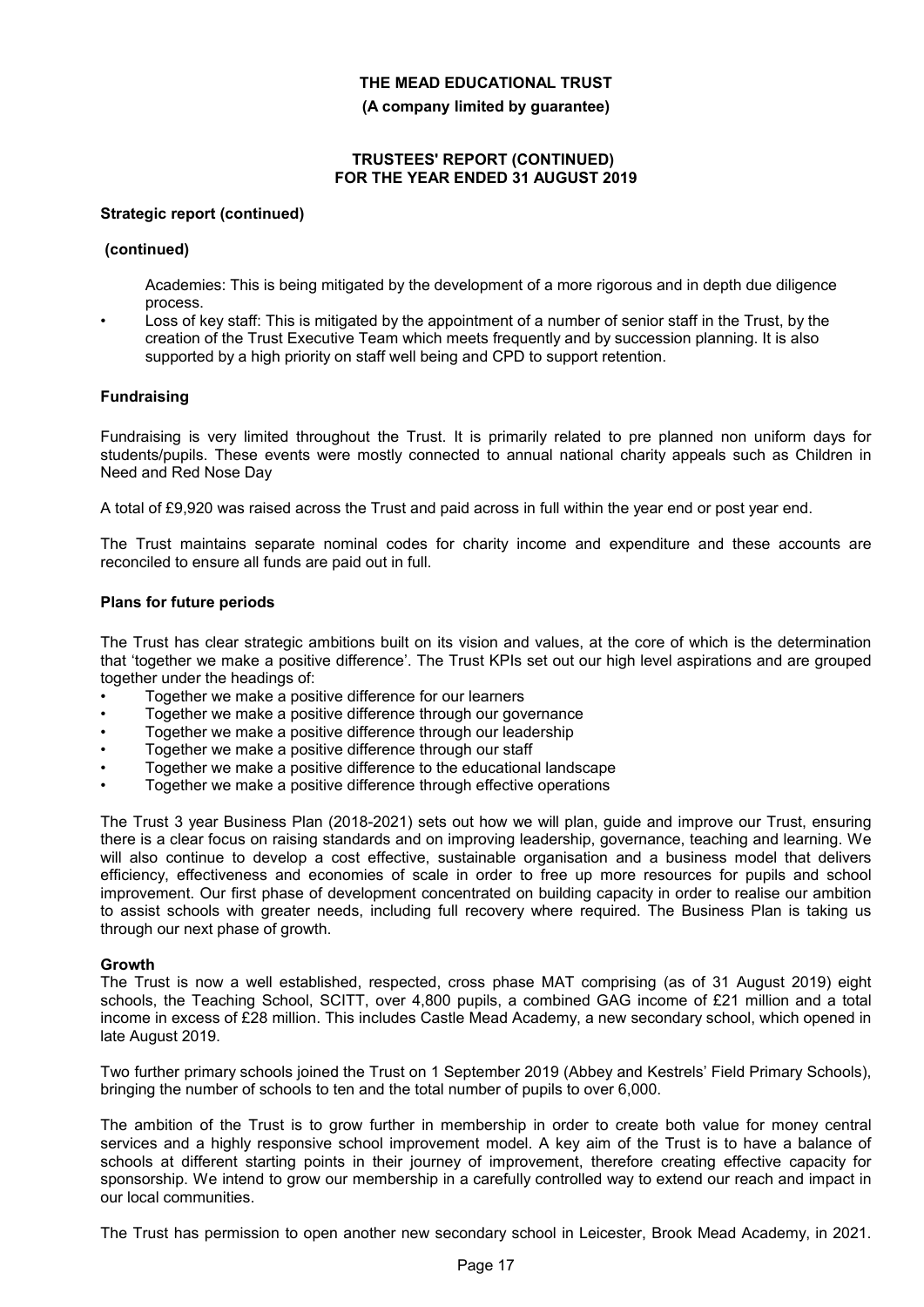## Strategic report (continued)

### (continued)

Academies: This is being mitigated by the development of a more rigorous and in depth due diligence process.

- Loss of key staff: This is mitigated by the appointment of a number of senior staff in the Trust, by the creation of the Trust Executive Team which meets frequently and by succession planning. It is also supported by a high priority on staff well being and CPD to support retention.

## Fundraising

Fundraising is very limited throughout the Trust. It is primarily related to pre planned non uniform days for students/pupils. These events were mostly connected to annual national charity appeals such as Children in Need and Red Nose Day

A total of £9,920 was raised across the Trust and paid across in full within the year end or post year end.

The Trust maintains separate nominal codes for charity income and expenditure and these accounts are reconciled to ensure all funds are paid out in full.

## Plans for future periods

The Trust has clear strategic ambitions built on its vision and values, at the core of which is the determination that 'together we make a positive difference'. The Trust KPIs set out our high level aspirations and are grouped together under the headings of:

- Together we make a positive difference for our learners
- Together we make a positive difference through our governance
- Together we make a positive difference through our leadership
- Together we make a positive difference through our staff
- Together we make a positive difference to the educational landscape
- Together we make a positive difference through effective operations

The Trust 3 year Business Plan (2018-2021) sets out how we will plan, guide and improve our Trust, ensuring there is a clear focus on raising standards and on improving leadership, governance, teaching and learning. We will also continue to develop a cost effective, sustainable organisation and a business model that delivers efficiency, effectiveness and economies of scale in order to free up more resources for pupils and school improvement. Our first phase of development concentrated on building capacity in order to realise our ambition to assist schools with greater needs, including full recovery where required. The Business Plan is taking us through our next phase of growth.

### Growth

The Trust is now a well established, respected, cross phase MAT comprising (as of 31 August 2019) eight schools, the Teaching School, SCITT, over 4,800 pupils, a combined GAG income of £21 million and a total income in excess of £28 million. This includes Castle Mead Academy, a new secondary school, which opened in late August 2019.

Two further primary schools joined the Trust on 1 September 2019 (Abbey and Kestrels' Field Primary Schools), bringing the number of schools to ten and the total number of pupils to over 6,000.

The ambition of the Trust is to grow further in membership in order to create both value for money central services and a highly responsive school improvement model. A key aim of the Trust is to have a balance of schools at different starting points in their journey of improvement, therefore creating effective capacity for sponsorship. We intend to grow our membership in a carefully controlled way to extend our reach and impact in our local communities.

The Trust has permission to open another new secondary school in Leicester, Brook Mead Academy, in 2021.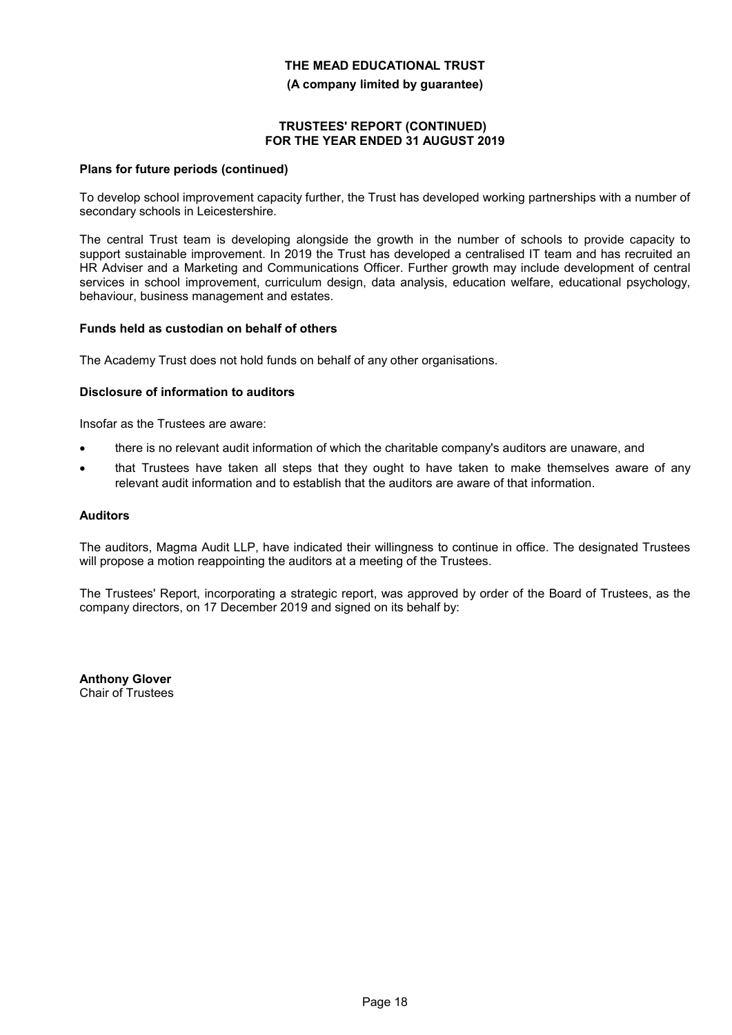### Plans for future periods (continued)

To develop school improvement capacity further, the Trust has developed working partnerships with a number of secondary schools in Leicestershire.

The central Trust team is developing alongside the growth in the number of schools to provide capacity to support sustainable improvement. In 2019 the Trust has developed a centralised IT team and has recruited an HR Adviser and a Marketing and Communications Officer. Further growth may include development of central services in school improvement, curriculum design, data analysis, education welfare, educational psychology, behaviour, business management and estates.

### Funds held as custodian on behalf of others

The Academy Trust does not hold funds on behalf of any other organisations.

### Disclosure of information to auditors

Insofar as the Trustees are aware:

- there is no relevant audit information of which the charitable company's auditors are unaware, and
- that Trustees have taken all steps that they ought to have taken to make themselves aware of any relevant audit information and to establish that the auditors are aware of that information.

### Auditors

The auditors, Magma Audit LLP, have indicated their willingness to continue in office. The designated Trustees will propose a motion reappointing the auditors at a meeting of the Trustees.

The Trustees' Report, incorporating a strategic report, was approved by order of the Board of Trustees, as the company directors, on 17 December 2019 and signed on its behalf by:

**Anthony Glover**
Chair of Trustees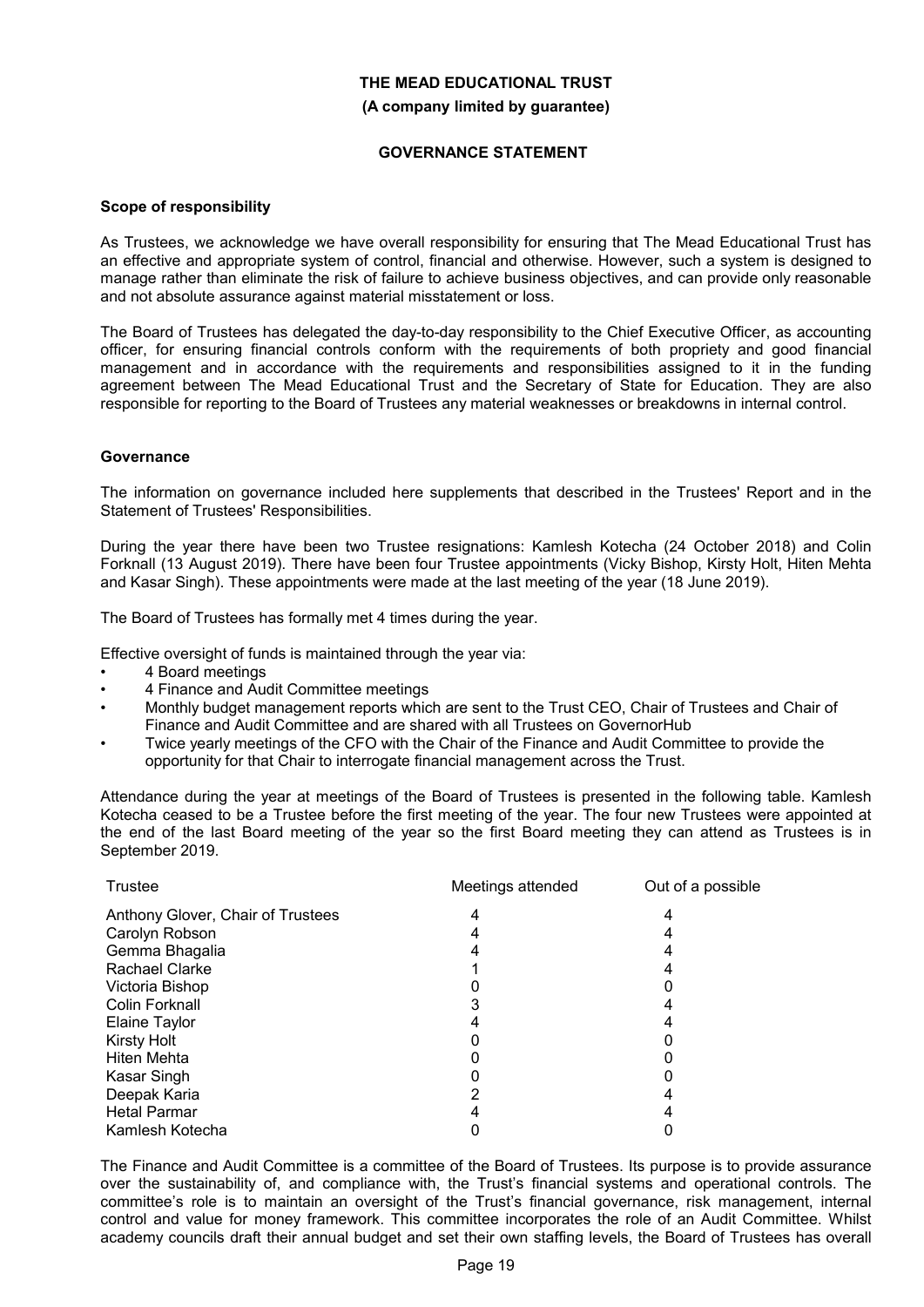**THE MEAD EDUCATIONAL TRUST**

**(A company limited by guarantee)**

**GOVERNANCE STATEMENT**

**Scope of responsibility**

As Trustees, we acknowledge we have overall responsibility for ensuring that The Mead Educational Trust has an effective and appropriate system of control, financial and otherwise. However, such a system is designed to manage rather than eliminate the risk of failure to achieve business objectives, and can provide only reasonable and not absolute assurance against material misstatement or loss.

The Board of Trustees has delegated the day-to-day responsibility to the Chief Executive Officer, as accounting officer, for ensuring financial controls conform with the requirements of both propriety and good financial management and in accordance with the requirements and responsibilities assigned to it in the funding agreement between The Mead Educational Trust and the Secretary of State for Education. They are also responsible for reporting to the Board of Trustees any material weaknesses or breakdowns in internal control.

**Governance**

The information on governance included here supplements that described in the Trustees' Report and in the Statement of Trustees' Responsibilities.

During the year there have been two Trustee resignations: Kamlesh Kotecha (24 October 2018) and Colin Forknall (13 August 2019). There have been four Trustee appointments (Vicky Bishop, Kirsty Holt, Hiten Mehta and Kasar Singh). These appointments were made at the last meeting of the year (18 June 2019).

The Board of Trustees has formally met 4 times during the year.

Effective oversight of funds is maintained through the year via:

- 4 Board meetings
- 4 Finance and Audit Committee meetings
- Monthly budget management reports which are sent to the Trust CEO, Chair of Trustees and Chair of Finance and Audit Committee and are shared with all Trustees on GovernorHub
- Twice yearly meetings of the CFO with the Chair of the Finance and Audit Committee to provide the opportunity for that Chair to interrogate financial management across the Trust.

Attendance during the year at meetings of the Board of Trustees is presented in the following table. Kamlesh Kotecha ceased to be a Trustee before the first meeting of the year. The four new Trustees were appointed at the end of the last Board meeting of the year so the first Board meeting they can attend as Trustees is in September 2019.

| Trustee | Meetings attended | Out of a possible |
|---|---|---|
| Anthony Glover, Chair of Trustees | 4 | 4 |
| Carolyn Robson | 4 | 4 |
| Gemma Bhagalia | 4 | 4 |
| Rachael Clarke | 1 | 4 |
| Victoria Bishop | 0 | 0 |
| Colin Forknall | 3 | 4 |
| Elaine Taylor | 4 | 4 |
| Kirsty Holt | 0 | 0 |
| Hiten Mehta | 0 | 0 |
| Kasar Singh | 0 | 0 |
| Deepak Karia | 2 | 4 |
| Hetal Parmar | 4 | 4 |
| Kamlesh Kotecha | 0 | 0 |

The Finance and Audit Committee is a committee of the Board of Trustees. Its purpose is to provide assurance over the sustainability of, and compliance with, the Trust's financial systems and operational controls. The committee's role is to maintain an oversight of the Trust's financial governance, risk management, internal control and value for money framework. This committee incorporates the role of an Audit Committee. Whilst academy councils draft their annual budget and set their own staffing levels, the Board of Trustees has overall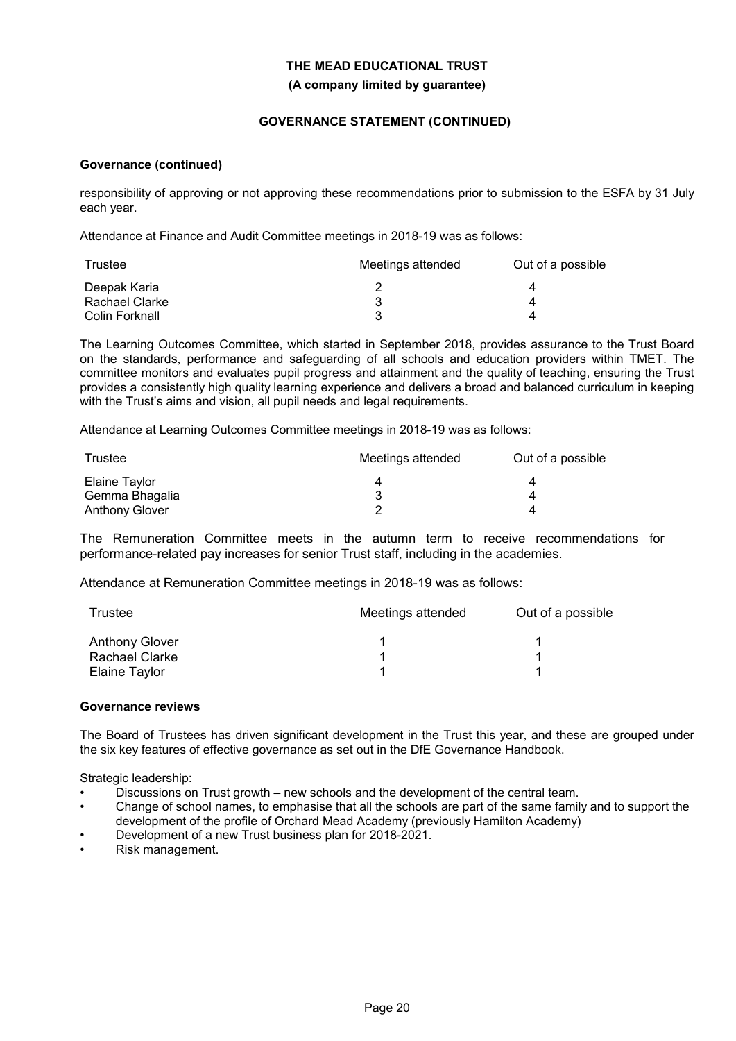**Governance (continued)**

responsibility of approving or not approving these recommendations prior to submission to the ESFA by 31 July each year.

Attendance at Finance and Audit Committee meetings in 2018-19 was as follows:

| Trustee | Meetings attended | Out of a possible |
|---|---|---|
| Deepak Karia | 2 | 4 |
| Rachael Clarke | 3 | 4 |
| Colin Forknall | 3 | 4 |

The Learning Outcomes Committee, which started in September 2018, provides assurance to the Trust Board on the standards, performance and safeguarding of all schools and education providers within TMET. The committee monitors and evaluates pupil progress and attainment and the quality of teaching, ensuring the Trust provides a consistently high quality learning experience and delivers a broad and balanced curriculum in keeping with the Trust's aims and vision, all pupil needs and legal requirements.

Attendance at Learning Outcomes Committee meetings in 2018-19 was as follows:

| Trustee | Meetings attended | Out of a possible |
|---|---|---|
| Elaine Taylor | 4 | 4 |
| Gemma Bhagalia | 3 | 4 |
| Anthony Glover | 2 | 4 |

The Remuneration Committee meets in the autumn term to receive recommendations for performance-related pay increases for senior Trust staff, including in the academies.

Attendance at Remuneration Committee meetings in 2018-19 was as follows:

| Trustee | Meetings attended | Out of a possible |
|---|---|---|
| Anthony Glover | 1 | 1 |
| Rachael Clarke | 1 | 1 |
| Elaine Taylor | 1 | 1 |

**Governance reviews**

The Board of Trustees has driven significant development in the Trust this year, and these are grouped under the six key features of effective governance as set out in the DfE Governance Handbook.

Strategic leadership:

- Discussions on Trust growth – new schools and the development of the central team.
- Change of school names, to emphasise that all the schools are part of the same family and to support the development of the profile of Orchard Mead Academy (previously Hamilton Academy)
- Development of a new Trust business plan for 2018-2021.
- Risk management.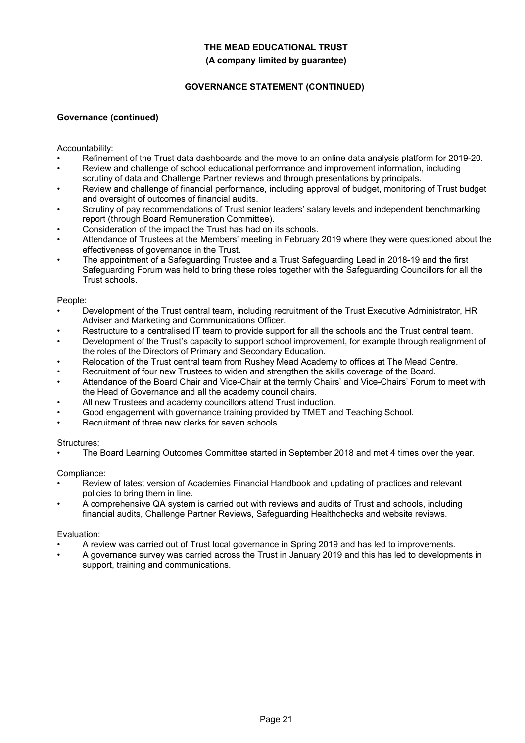**THE MEAD EDUCATIONAL TRUST**

**(A company limited by guarantee)**

**GOVERNANCE STATEMENT (CONTINUED)**

**Governance (continued)**

Accountability:

- Refinement of the Trust data dashboards and the move to an online data analysis platform for 2019-20.
- Review and challenge of school educational performance and improvement information, including scrutiny of data and Challenge Partner reviews and through presentations by principals.
- Review and challenge of financial performance, including approval of budget, monitoring of Trust budget and oversight of outcomes of financial audits.
- Scrutiny of pay recommendations of Trust senior leaders' salary levels and independent benchmarking report (through Board Remuneration Committee).
- Consideration of the impact the Trust has had on its schools.
- Attendance of Trustees at the Members' meeting in February 2019 where they were questioned about the effectiveness of governance in the Trust.
- The appointment of a Safeguarding Trustee and a Trust Safeguarding Lead in 2018-19 and the first Safeguarding Forum was held to bring these roles together with the Safeguarding Councillors for all the Trust schools.

People:

- Development of the Trust central team, including recruitment of the Trust Executive Administrator, HR Adviser and Marketing and Communications Officer.
- Restructure to a centralised IT team to provide support for all the schools and the Trust central team.
- Development of the Trust's capacity to support school improvement, for example through realignment of the roles of the Directors of Primary and Secondary Education.
- Relocation of the Trust central team from Rushey Mead Academy to offices at The Mead Centre.
- Recruitment of four new Trustees to widen and strengthen the skills coverage of the Board.
- Attendance of the Board Chair and Vice-Chair at the termly Chairs' and Vice-Chairs' Forum to meet with the Head of Governance and all the academy council chairs.
- All new Trustees and academy councillors attend Trust induction.
- Good engagement with governance training provided by TMET and Teaching School.
- Recruitment of three new clerks for seven schools.

Structures:

- The Board Learning Outcomes Committee started in September 2018 and met 4 times over the year.

Compliance:

- Review of latest version of Academies Financial Handbook and updating of practices and relevant policies to bring them in line.
- A comprehensive QA system is carried out with reviews and audits of Trust and schools, including financial audits, Challenge Partner Reviews, Safeguarding Healthchecks and website reviews.

Evaluation:

- A review was carried out of Trust local governance in Spring 2019 and has led to improvements.
- A governance survey was carried across the Trust in January 2019 and this has led to developments in support, training and communications.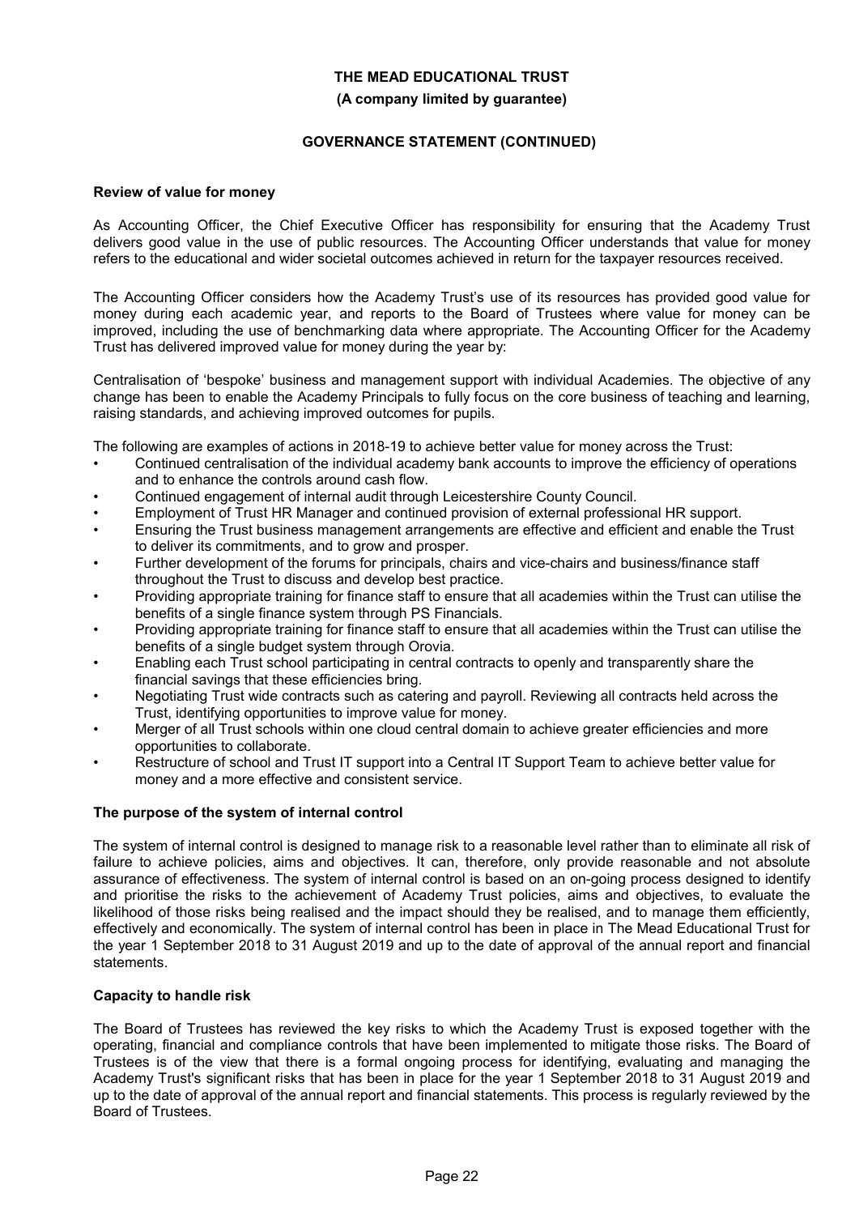## Review of value for money

As Accounting Officer, the Chief Executive Officer has responsibility for ensuring that the Academy Trust delivers good value in the use of public resources. The Accounting Officer understands that value for money refers to the educational and wider societal outcomes achieved in return for the taxpayer resources received.

The Accounting Officer considers how the Academy Trust's use of its resources has provided good value for money during each academic year, and reports to the Board of Trustees where value for money can be improved, including the use of benchmarking data where appropriate. The Accounting Officer for the Academy Trust has delivered improved value for money during the year by:

Centralisation of 'bespoke' business and management support with individual Academies. The objective of any change has been to enable the Academy Principals to fully focus on the core business of teaching and learning, raising standards, and achieving improved outcomes for pupils.

The following are examples of actions in 2018-19 to achieve better value for money across the Trust:

- Continued centralisation of the individual academy bank accounts to improve the efficiency of operations and to enhance the controls around cash flow.
- Continued engagement of internal audit through Leicestershire County Council.
- Employment of Trust HR Manager and continued provision of external professional HR support.
- Ensuring the Trust business management arrangements are effective and efficient and enable the Trust to deliver its commitments, and to grow and prosper.
- Further development of the forums for principals, chairs and vice-chairs and business/finance staff throughout the Trust to discuss and develop best practice.
- Providing appropriate training for finance staff to ensure that all academies within the Trust can utilise the benefits of a single finance system through PS Financials.
- Providing appropriate training for finance staff to ensure that all academies within the Trust can utilise the benefits of a single budget system through Orovia.
- Enabling each Trust school participating in central contracts to openly and transparently share the financial savings that these efficiencies bring.
- Negotiating Trust wide contracts such as catering and payroll. Reviewing all contracts held across the Trust, identifying opportunities to improve value for money.
- Merger of all Trust schools within one cloud central domain to achieve greater efficiencies and more opportunities to collaborate.
- Restructure of school and Trust IT support into a Central IT Support Team to achieve better value for money and a more effective and consistent service.

## The purpose of the system of internal control

The system of internal control is designed to manage risk to a reasonable level rather than to eliminate all risk of failure to achieve policies, aims and objectives. It can, therefore, only provide reasonable and not absolute assurance of effectiveness. The system of internal control is based on an on-going process designed to identify and prioritise the risks to the achievement of Academy Trust policies, aims and objectives, to evaluate the likelihood of those risks being realised and the impact should they be realised, and to manage them efficiently, effectively and economically. The system of internal control has been in place in The Mead Educational Trust for the year 1 September 2018 to 31 August 2019 and up to the date of approval of the annual report and financial statements.

## Capacity to handle risk

The Board of Trustees has reviewed the key risks to which the Academy Trust is exposed together with the operating, financial and compliance controls that have been implemented to mitigate those risks. The Board of Trustees is of the view that there is a formal ongoing process for identifying, evaluating and managing the Academy Trust's significant risks that has been in place for the year 1 September 2018 to 31 August 2019 and up to the date of approval of the annual report and financial statements. This process is regularly reviewed by the Board of Trustees.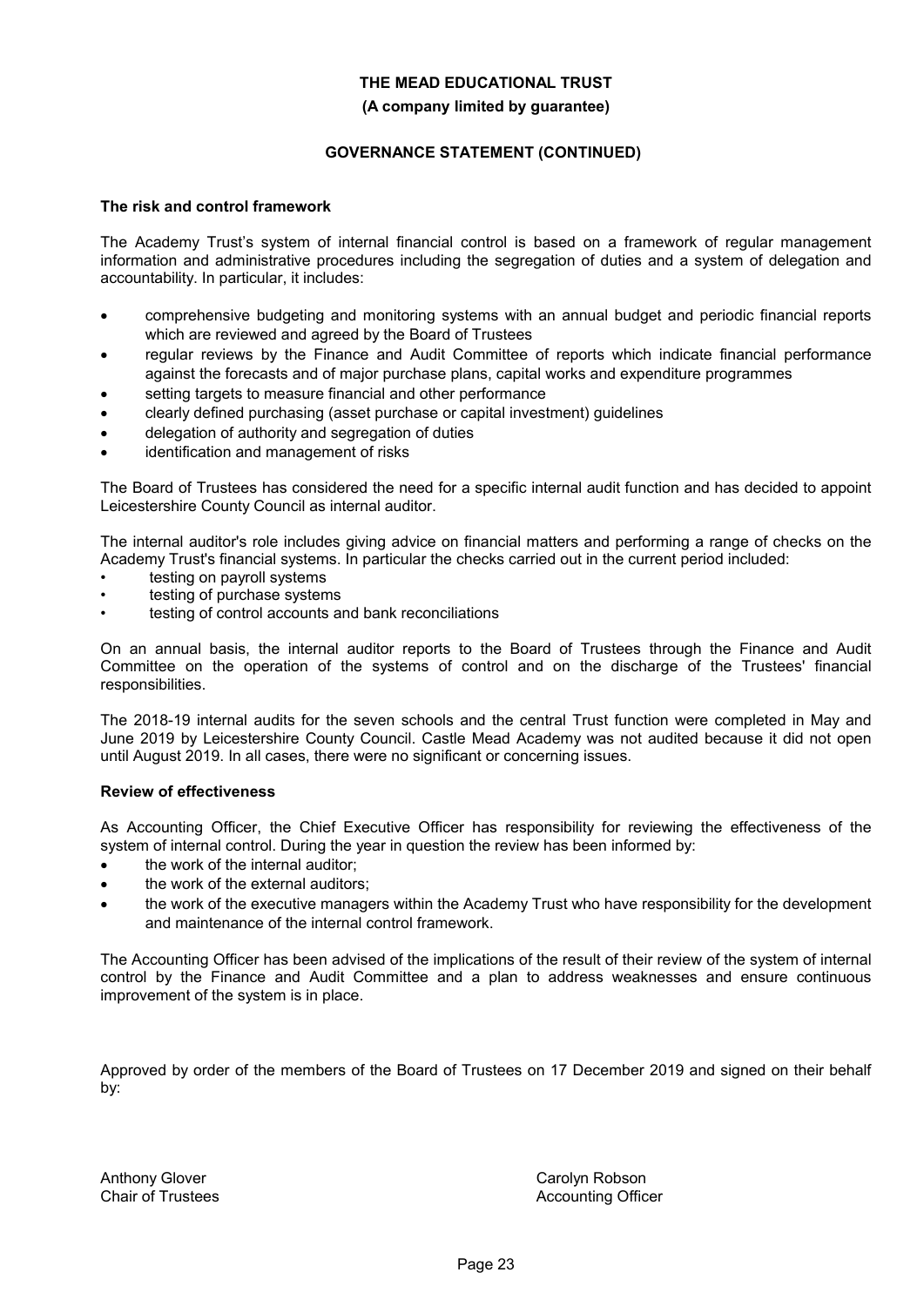**THE MEAD EDUCATIONAL TRUST**

**(A company limited by guarantee)**

**GOVERNANCE STATEMENT (CONTINUED)**

**The risk and control framework**

The Academy Trust's system of internal financial control is based on a framework of regular management information and administrative procedures including the segregation of duties and a system of delegation and accountability. In particular, it includes:

- comprehensive budgeting and monitoring systems with an annual budget and periodic financial reports which are reviewed and agreed by the Board of Trustees
- regular reviews by the Finance and Audit Committee of reports which indicate financial performance against the forecasts and of major purchase plans, capital works and expenditure programmes
- setting targets to measure financial and other performance
- clearly defined purchasing (asset purchase or capital investment) guidelines
- delegation of authority and segregation of duties
- identification and management of risks

The Board of Trustees has considered the need for a specific internal audit function and has decided to appoint Leicestershire County Council as internal auditor.

The internal auditor's role includes giving advice on financial matters and performing a range of checks on the Academy Trust's financial systems. In particular the checks carried out in the current period included:

- testing on payroll systems
- testing of purchase systems
- testing of control accounts and bank reconciliations

On an annual basis, the internal auditor reports to the Board of Trustees through the Finance and Audit Committee on the operation of the systems of control and on the discharge of the Trustees' financial responsibilities.

The 2018-19 internal audits for the seven schools and the central Trust function were completed in May and June 2019 by Leicestershire County Council. Castle Mead Academy was not audited because it did not open until August 2019. In all cases, there were no significant or concerning issues.

**Review of effectiveness**

As Accounting Officer, the Chief Executive Officer has responsibility for reviewing the effectiveness of the system of internal control. During the year in question the review has been informed by:

- the work of the internal auditor;
- the work of the external auditors;
- the work of the executive managers within the Academy Trust who have responsibility for the development and maintenance of the internal control framework.

The Accounting Officer has been advised of the implications of the result of their review of the system of internal control by the Finance and Audit Committee and a plan to address weaknesses and ensure continuous improvement of the system is in place.

Approved by order of the members of the Board of Trustees on 17 December 2019 and signed on their behalf by:

Anthony Glover
Chair of Trustees

Carolyn Robson
Accounting Officer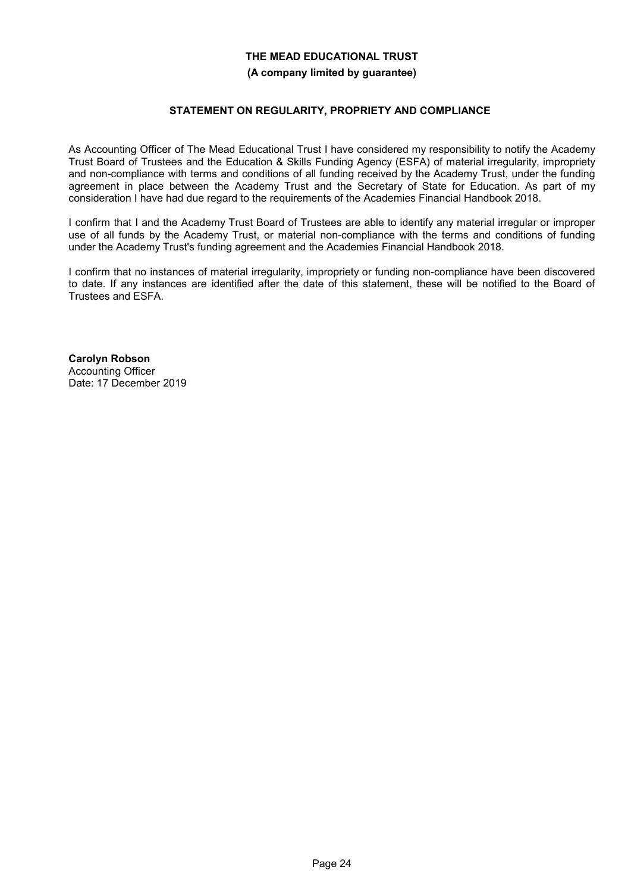**THE MEAD EDUCATIONAL TRUST**

**(A company limited by guarantee)**

**STATEMENT ON REGULARITY, PROPRIETY AND COMPLIANCE**

As Accounting Officer of The Mead Educational Trust I have considered my responsibility to notify the Academy Trust Board of Trustees and the Education & Skills Funding Agency (ESFA) of material irregularity, impropriety and non-compliance with terms and conditions of all funding received by the Academy Trust, under the funding agreement in place between the Academy Trust and the Secretary of State for Education. As part of my consideration I have had due regard to the requirements of the Academies Financial Handbook 2018.

I confirm that I and the Academy Trust Board of Trustees are able to identify any material irregular or improper use of all funds by the Academy Trust, or material non-compliance with the terms and conditions of funding under the Academy Trust's funding agreement and the Academies Financial Handbook 2018.

I confirm that no instances of material irregularity, impropriety or funding non-compliance have been discovered to date. If any instances are identified after the date of this statement, these will be notified to the Board of Trustees and ESFA.

**Carolyn Robson**
Accounting Officer
Date: 17 December 2019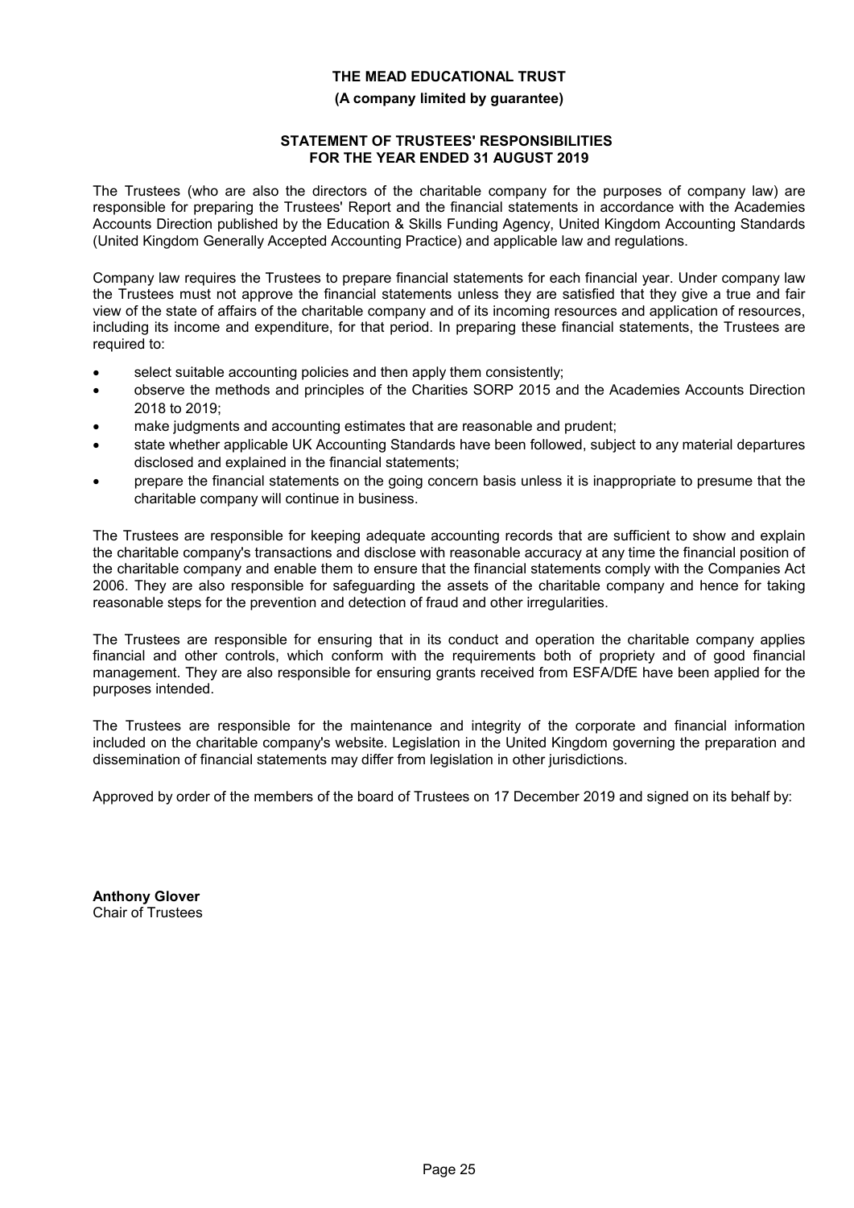**THE MEAD EDUCATIONAL TRUST**

**(A company limited by guarantee)**

## STATEMENT OF TRUSTEES' RESPONSIBILITIES FOR THE YEAR ENDED 31 AUGUST 2019

The Trustees (who are also the directors of the charitable company for the purposes of company law) are responsible for preparing the Trustees' Report and the financial statements in accordance with the Academies Accounts Direction published by the Education & Skills Funding Agency, United Kingdom Accounting Standards (United Kingdom Generally Accepted Accounting Practice) and applicable law and regulations.

Company law requires the Trustees to prepare financial statements for each financial year. Under company law the Trustees must not approve the financial statements unless they are satisfied that they give a true and fair view of the state of affairs of the charitable company and of its incoming resources and application of resources, including its income and expenditure, for that period. In preparing these financial statements, the Trustees are required to:

- select suitable accounting policies and then apply them consistently;
- observe the methods and principles of the Charities SORP 2015 and the Academies Accounts Direction 2018 to 2019;
- make judgments and accounting estimates that are reasonable and prudent;
- state whether applicable UK Accounting Standards have been followed, subject to any material departures disclosed and explained in the financial statements;
- prepare the financial statements on the going concern basis unless it is inappropriate to presume that the charitable company will continue in business.

The Trustees are responsible for keeping adequate accounting records that are sufficient to show and explain the charitable company's transactions and disclose with reasonable accuracy at any time the financial position of the charitable company and enable them to ensure that the financial statements comply with the Companies Act 2006. They are also responsible for safeguarding the assets of the charitable company and hence for taking reasonable steps for the prevention and detection of fraud and other irregularities.

The Trustees are responsible for ensuring that in its conduct and operation the charitable company applies financial and other controls, which conform with the requirements both of propriety and of good financial management. They are also responsible for ensuring grants received from ESFA/DfE have been applied for the purposes intended.

The Trustees are responsible for the maintenance and integrity of the corporate and financial information included on the charitable company's website. Legislation in the United Kingdom governing the preparation and dissemination of financial statements may differ from legislation in other jurisdictions.

Approved by order of the members of the board of Trustees on 17 December 2019 and signed on its behalf by:

**Anthony Glover**
Chair of Trustees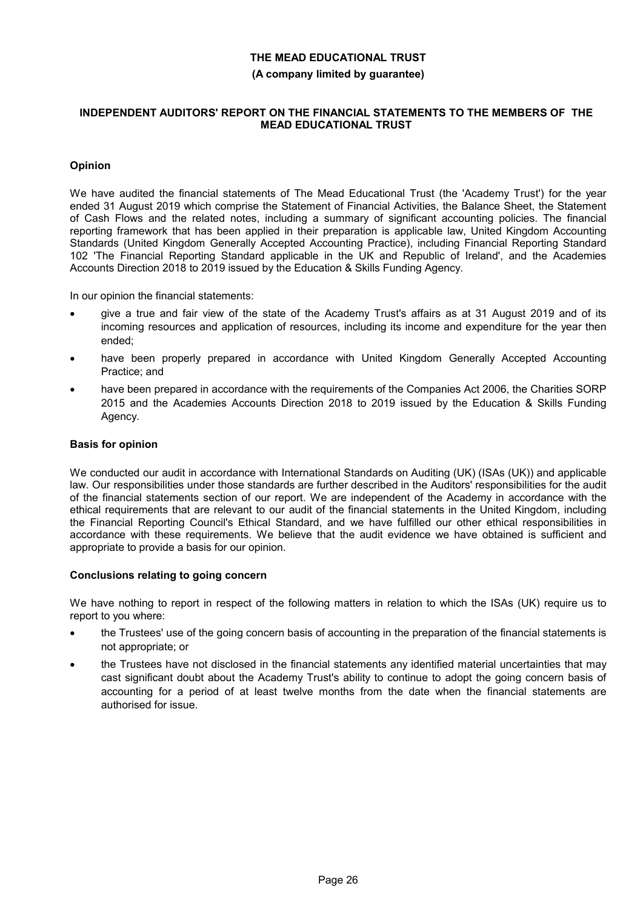**THE MEAD EDUCATIONAL TRUST**

**(A company limited by guarantee)**

**INDEPENDENT AUDITORS' REPORT ON THE FINANCIAL STATEMENTS TO THE MEMBERS OF THE MEAD EDUCATIONAL TRUST**

**Opinion**

We have audited the financial statements of The Mead Educational Trust (the 'Academy Trust') for the year ended 31 August 2019 which comprise the Statement of Financial Activities, the Balance Sheet, the Statement of Cash Flows and the related notes, including a summary of significant accounting policies. The financial reporting framework that has been applied in their preparation is applicable law, United Kingdom Accounting Standards (United Kingdom Generally Accepted Accounting Practice), including Financial Reporting Standard 102 'The Financial Reporting Standard applicable in the UK and Republic of Ireland', and the Academies Accounts Direction 2018 to 2019 issued by the Education & Skills Funding Agency.

In our opinion the financial statements:

- give a true and fair view of the state of the Academy Trust's affairs as at 31 August 2019 and of its incoming resources and application of resources, including its income and expenditure for the year then ended;
- have been properly prepared in accordance with United Kingdom Generally Accepted Accounting Practice; and
- have been prepared in accordance with the requirements of the Companies Act 2006, the Charities SORP 2015 and the Academies Accounts Direction 2018 to 2019 issued by the Education & Skills Funding Agency.

**Basis for opinion**

We conducted our audit in accordance with International Standards on Auditing (UK) (ISAs (UK)) and applicable law. Our responsibilities under those standards are further described in the Auditors' responsibilities for the audit of the financial statements section of our report. We are independent of the Academy in accordance with the ethical requirements that are relevant to our audit of the financial statements in the United Kingdom, including the Financial Reporting Council's Ethical Standard, and we have fulfilled our other ethical responsibilities in accordance with these requirements. We believe that the audit evidence we have obtained is sufficient and appropriate to provide a basis for our opinion.

**Conclusions relating to going concern**

We have nothing to report in respect of the following matters in relation to which the ISAs (UK) require us to report to you where:

- the Trustees' use of the going concern basis of accounting in the preparation of the financial statements is not appropriate; or
- the Trustees have not disclosed in the financial statements any identified material uncertainties that may cast significant doubt about the Academy Trust's ability to continue to adopt the going concern basis of accounting for a period of at least twelve months from the date when the financial statements are authorised for issue.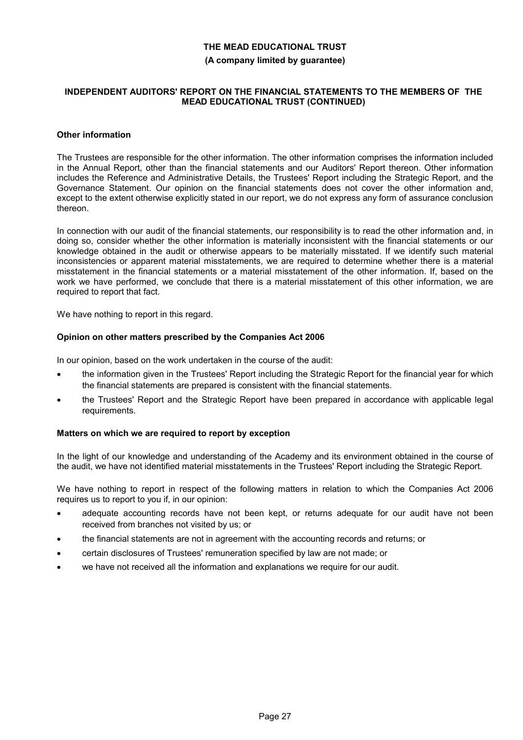# THE MEAD EDUCATIONAL TRUST

**(A company limited by guarantee)**

## INDEPENDENT AUDITORS' REPORT ON THE FINANCIAL STATEMENTS TO THE MEMBERS OF THE MEAD EDUCATIONAL TRUST (CONTINUED)

### Other information

The Trustees are responsible for the other information. The other information comprises the information included in the Annual Report, other than the financial statements and our Auditors' Report thereon. Other information includes the Reference and Administrative Details, the Trustees' Report including the Strategic Report, and the Governance Statement. Our opinion on the financial statements does not cover the other information and, except to the extent otherwise explicitly stated in our report, we do not express any form of assurance conclusion thereon.

In connection with our audit of the financial statements, our responsibility is to read the other information and, in doing so, consider whether the other information is materially inconsistent with the financial statements or our knowledge obtained in the audit or otherwise appears to be materially misstated. If we identify such material inconsistencies or apparent material misstatements, we are required to determine whether there is a material misstatement in the financial statements or a material misstatement of the other information. If, based on the work we have performed, we conclude that there is a material misstatement of this other information, we are required to report that fact.

We have nothing to report in this regard.

### Opinion on other matters prescribed by the Companies Act 2006

In our opinion, based on the work undertaken in the course of the audit:

- the information given in the Trustees' Report including the Strategic Report for the financial year for which the financial statements are prepared is consistent with the financial statements.
- the Trustees' Report and the Strategic Report have been prepared in accordance with applicable legal requirements.

### Matters on which we are required to report by exception

In the light of our knowledge and understanding of the Academy and its environment obtained in the course of the audit, we have not identified material misstatements in the Trustees' Report including the Strategic Report.

We have nothing to report in respect of the following matters in relation to which the Companies Act 2006 requires us to report to you if, in our opinion:

- adequate accounting records have not been kept, or returns adequate for our audit have not been received from branches not visited by us; or
- the financial statements are not in agreement with the accounting records and returns; or
- certain disclosures of Trustees' remuneration specified by law are not made; or
- we have not received all the information and explanations we require for our audit.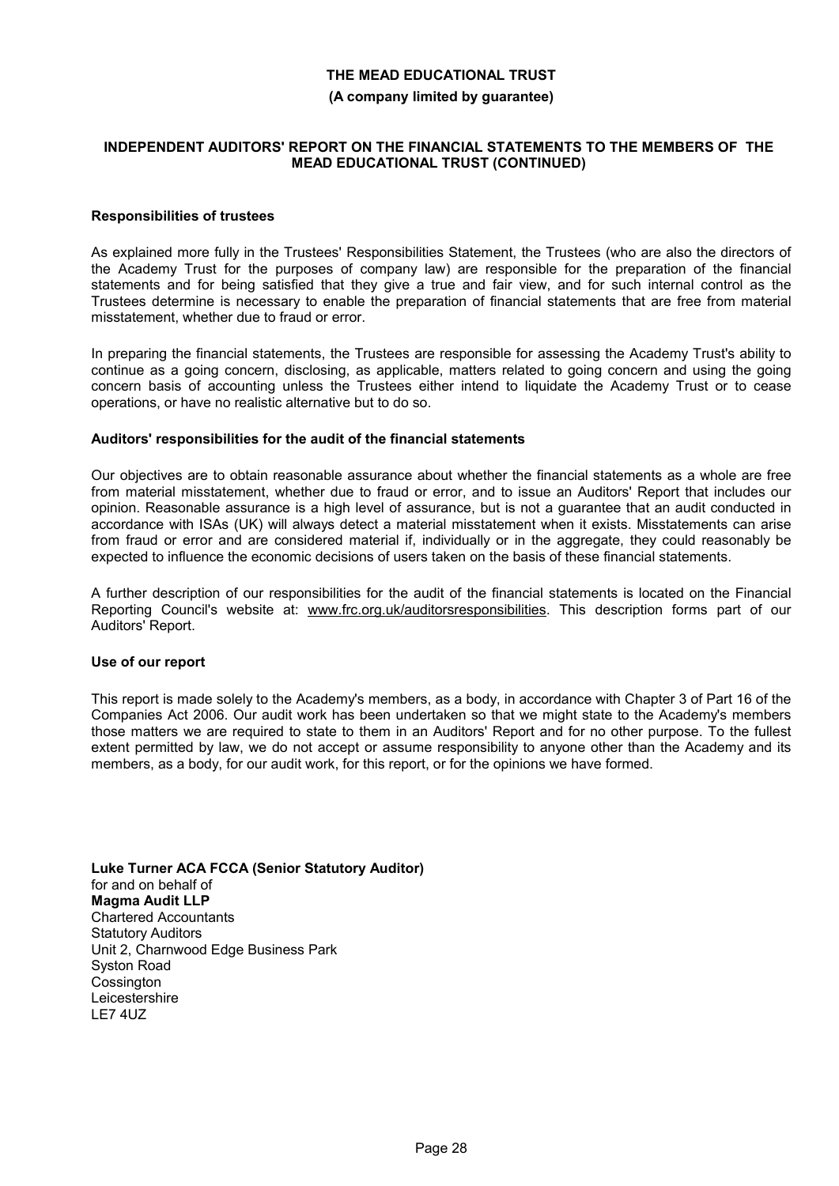# THE MEAD EDUCATIONAL TRUST

**(A company limited by guarantee)**

## INDEPENDENT AUDITORS' REPORT ON THE FINANCIAL STATEMENTS TO THE MEMBERS OF THE MEAD EDUCATIONAL TRUST (CONTINUED)

### Responsibilities of trustees

As explained more fully in the Trustees' Responsibilities Statement, the Trustees (who are also the directors of the Academy Trust for the purposes of company law) are responsible for the preparation of the financial statements and for being satisfied that they give a true and fair view, and for such internal control as the Trustees determine is necessary to enable the preparation of financial statements that are free from material misstatement, whether due to fraud or error.

In preparing the financial statements, the Trustees are responsible for assessing the Academy Trust's ability to continue as a going concern, disclosing, as applicable, matters related to going concern and using the going concern basis of accounting unless the Trustees either intend to liquidate the Academy Trust or to cease operations, or have no realistic alternative but to do so.

### Auditors' responsibilities for the audit of the financial statements

Our objectives are to obtain reasonable assurance about whether the financial statements as a whole are free from material misstatement, whether due to fraud or error, and to issue an Auditors' Report that includes our opinion. Reasonable assurance is a high level of assurance, but is not a guarantee that an audit conducted in accordance with ISAs (UK) will always detect a material misstatement when it exists. Misstatements can arise from fraud or error and are considered material if, individually or in the aggregate, they could reasonably be expected to influence the economic decisions of users taken on the basis of these financial statements.

A further description of our responsibilities for the audit of the financial statements is located on the Financial Reporting Council's website at: www.frc.org.uk/auditorsresponsibilities. This description forms part of our Auditors' Report.

### Use of our report

This report is made solely to the Academy's members, as a body, in accordance with Chapter 3 of Part 16 of the Companies Act 2006. Our audit work has been undertaken so that we might state to the Academy's members those matters we are required to state to them in an Auditors' Report and for no other purpose. To the fullest extent permitted by law, we do not accept or assume responsibility to anyone other than the Academy and its members, as a body, for our audit work, for this report, or for the opinions we have formed.

**Luke Turner ACA FCCA (Senior Statutory Auditor)**
for and on behalf of
**Magma Audit LLP**
Chartered Accountants
Statutory Auditors
Unit 2, Charnwood Edge Business Park
Syston Road
Cossington
Leicestershire
LE7 4UZ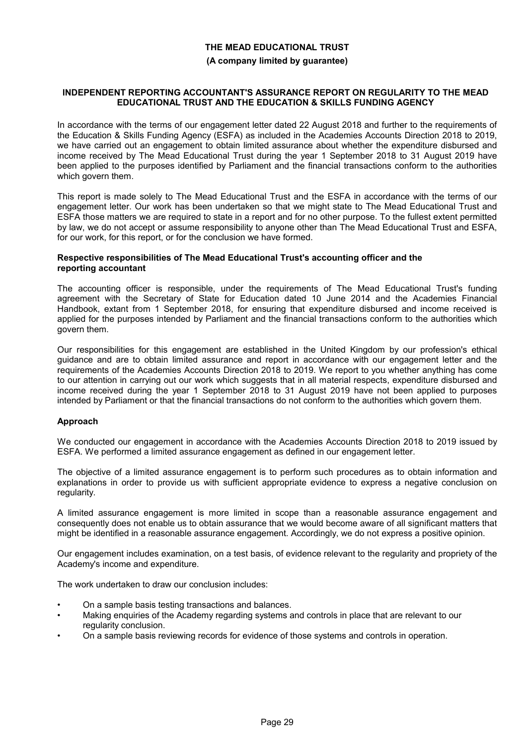**THE MEAD EDUCATIONAL TRUST**

**(A company limited by guarantee)**

## INDEPENDENT REPORTING ACCOUNTANT'S ASSURANCE REPORT ON REGULARITY TO THE MEAD EDUCATIONAL TRUST AND THE EDUCATION & SKILLS FUNDING AGENCY

In accordance with the terms of our engagement letter dated 22 August 2018 and further to the requirements of the Education & Skills Funding Agency (ESFA) as included in the Academies Accounts Direction 2018 to 2019, we have carried out an engagement to obtain limited assurance about whether the expenditure disbursed and income received by The Mead Educational Trust during the year 1 September 2018 to 31 August 2019 have been applied to the purposes identified by Parliament and the financial transactions conform to the authorities which govern them.

This report is made solely to The Mead Educational Trust and the ESFA in accordance with the terms of our engagement letter. Our work has been undertaken so that we might state to The Mead Educational Trust and ESFA those matters we are required to state in a report and for no other purpose. To the fullest extent permitted by law, we do not accept or assume responsibility to anyone other than The Mead Educational Trust and ESFA, for our work, for this report, or for the conclusion we have formed.

### Respective responsibilities of The Mead Educational Trust's accounting officer and the reporting accountant

The accounting officer is responsible, under the requirements of The Mead Educational Trust's funding agreement with the Secretary of State for Education dated 10 June 2014 and the Academies Financial Handbook, extant from 1 September 2018, for ensuring that expenditure disbursed and income received is applied for the purposes intended by Parliament and the financial transactions conform to the authorities which govern them.

Our responsibilities for this engagement are established in the United Kingdom by our profession's ethical guidance and are to obtain limited assurance and report in accordance with our engagement letter and the requirements of the Academies Accounts Direction 2018 to 2019. We report to you whether anything has come to our attention in carrying out our work which suggests that in all material respects, expenditure disbursed and income received during the year 1 September 2018 to 31 August 2019 have not been applied to purposes intended by Parliament or that the financial transactions do not conform to the authorities which govern them.

### Approach

We conducted our engagement in accordance with the Academies Accounts Direction 2018 to 2019 issued by ESFA. We performed a limited assurance engagement as defined in our engagement letter.

The objective of a limited assurance engagement is to perform such procedures as to obtain information and explanations in order to provide us with sufficient appropriate evidence to express a negative conclusion on regularity.

A limited assurance engagement is more limited in scope than a reasonable assurance engagement and consequently does not enable us to obtain assurance that we would become aware of all significant matters that might be identified in a reasonable assurance engagement. Accordingly, we do not express a positive opinion.

Our engagement includes examination, on a test basis, of evidence relevant to the regularity and propriety of the Academy's income and expenditure.

The work undertaken to draw our conclusion includes:

- On a sample basis testing transactions and balances.
- Making enquiries of the Academy regarding systems and controls in place that are relevant to our regularity conclusion.
- On a sample basis reviewing records for evidence of those systems and controls in operation.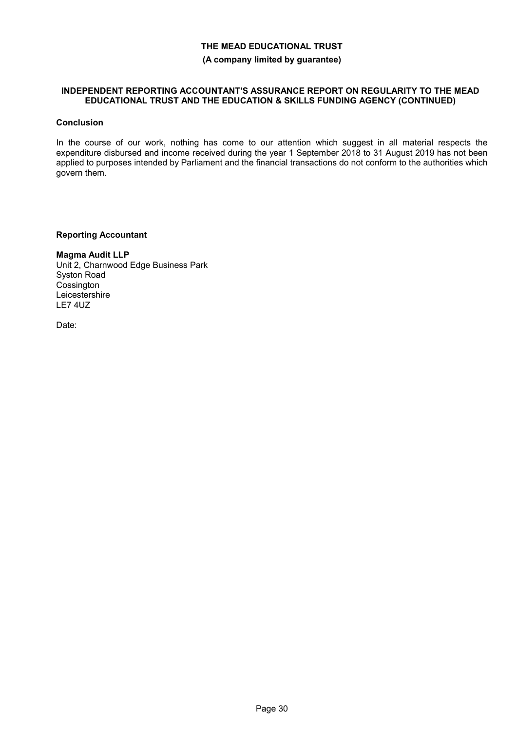**THE MEAD EDUCATIONAL TRUST**

**(A company limited by guarantee)**

**INDEPENDENT REPORTING ACCOUNTANT'S ASSURANCE REPORT ON REGULARITY TO THE MEAD EDUCATIONAL TRUST AND THE EDUCATION & SKILLS FUNDING AGENCY (CONTINUED)**

**Conclusion**

In the course of our work, nothing has come to our attention which suggest in all material respects the expenditure disbursed and income received during the year 1 September 2018 to 31 August 2019 has not been applied to purposes intended by Parliament and the financial transactions do not conform to the authorities which govern them.

**Reporting Accountant**

**Magma Audit LLP**
Unit 2, Charnwood Edge Business Park
Syston Road
Cossington
Leicestershire
LE7 4UZ

Date: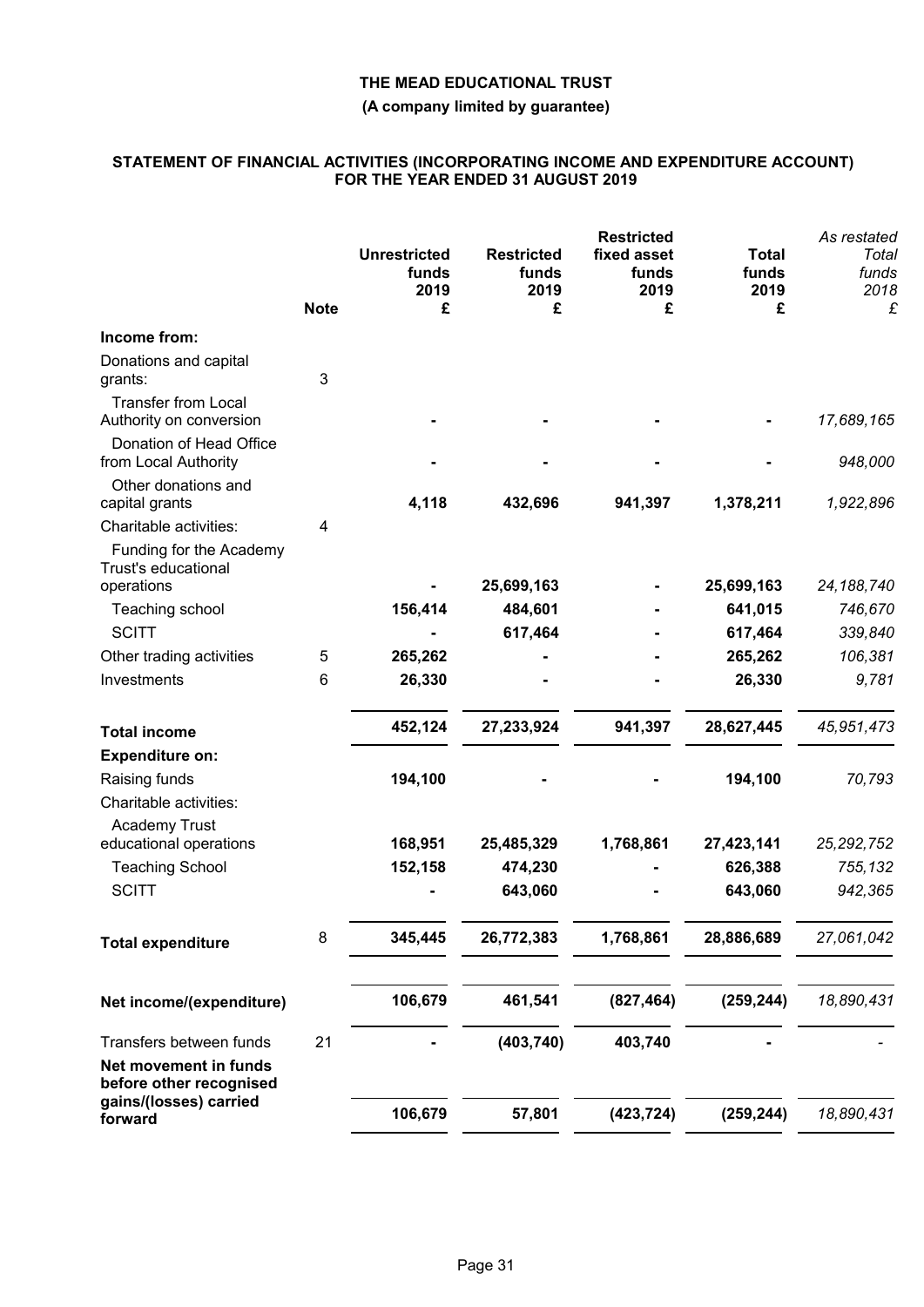**THE MEAD EDUCATIONAL TRUST**

**(A company limited by guarantee)**

**STATEMENT OF FINANCIAL ACTIVITIES (INCORPORATING INCOME AND EXPENDITURE ACCOUNT) FOR THE YEAR ENDED 31 AUGUST 2019**

| | Note | Unrestricted funds 2019 £ | Restricted funds 2019 £ | Restricted fixed asset funds 2019 £ | Total funds 2019 £ | *As restated Total funds 2018 £* |
|---|---|---|---|---|---|---|
| **Income from:** | | | | | | |
| Donations and capital grants: | 3 | | | | | |
| Transfer from Local Authority on conversion | | - | - | - | - | *17,689,165* |
| Donation of Head Office from Local Authority | | - | - | - | - | *948,000* |
| Other donations and capital grants | | 4,118 | 432,696 | 941,397 | 1,378,211 | *1,922,896* |
| Charitable activities: | 4 | | | | | |
| Funding for the Academy Trust's educational operations | | - | 25,699,163 | - | 25,699,163 | *24,188,740* |
| Teaching school | | 156,414 | 484,601 | - | 641,015 | *746,670* |
| SCITT | | - | 617,464 | - | 617,464 | *339,840* |
| Other trading activities | 5 | 265,262 | - | - | 265,262 | *106,381* |
| Investments | 6 | 26,330 | - | - | 26,330 | *9,781* |
| **Total income** | | 452,124 | 27,233,924 | 941,397 | 28,627,445 | *45,951,473* |
| **Expenditure on:** | | | | | | |
| Raising funds | | 194,100 | - | - | 194,100 | *70,793* |
| Charitable activities: | | | | | | |
| Academy Trust educational operations | | 168,951 | 25,485,329 | 1,768,861 | 27,423,141 | *25,292,752* |
| Teaching School | | 152,158 | 474,230 | - | 626,388 | *755,132* |
| SCITT | | - | 643,060 | - | 643,060 | *942,365* |
| **Total expenditure** | 8 | 345,445 | 26,772,383 | 1,768,861 | 28,886,689 | *27,061,042* |
| **Net income/(expenditure)** | | 106,679 | 461,541 | (827,464) | (259,244) | *18,890,431* |
| Transfers between funds | 21 | - | (403,740) | 403,740 | - | *-* |
| **Net movement in funds before other recognised gains/(losses) carried forward** | | 106,679 | 57,801 | (423,724) | (259,244) | *18,890,431* |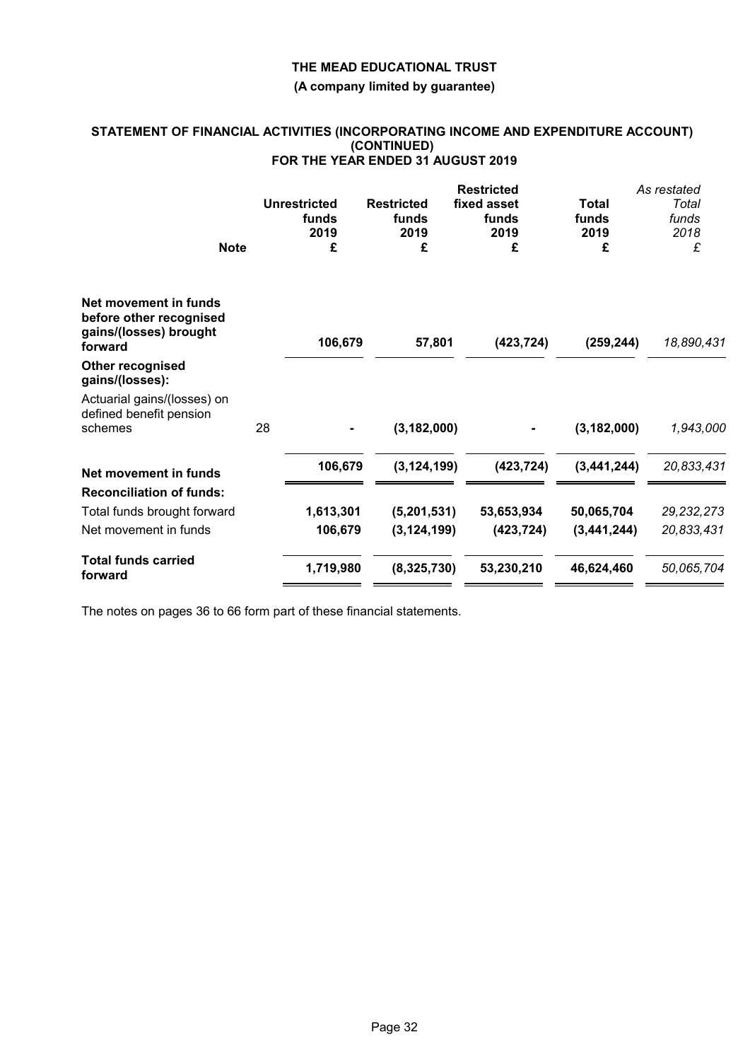**THE MEAD EDUCATIONAL TRUST**

**(A company limited by guarantee)**

**STATEMENT OF FINANCIAL ACTIVITIES (INCORPORATING INCOME AND EXPENDITURE ACCOUNT) (CONTINUED) FOR THE YEAR ENDED 31 AUGUST 2019**

| | Note | Unrestricted funds 2019 £ | Restricted funds 2019 £ | Restricted fixed asset funds 2019 £ | Total funds 2019 £ | *As restated Total funds 2018 £* |
|---|---|---|---|---|---|---|
| **Net movement in funds before other recognised gains/(losses) brought forward** | | **106,679** | **57,801** | **(423,724)** | **(259,244)** | *18,890,431* |
| **Other recognised gains/(losses):** | | | | | | |
| Actuarial gains/(losses) on defined benefit pension schemes | 28 | **-** | **(3,182,000)** | **-** | **(3,182,000)** | *1,943,000* |
| **Net movement in funds** | | **106,679** | **(3,124,199)** | **(423,724)** | **(3,441,244)** | *20,833,431* |
| **Reconciliation of funds:** | | | | | | |
| Total funds brought forward | | **1,613,301** | **(5,201,531)** | **53,653,934** | **50,065,704** | *29,232,273* |
| Net movement in funds | | **106,679** | **(3,124,199)** | **(423,724)** | **(3,441,244)** | *20,833,431* |
| **Total funds carried forward** | | **1,719,980** | **(8,325,730)** | **53,230,210** | **46,624,460** | *50,065,704* |

The notes on pages 36 to 66 form part of these financial statements.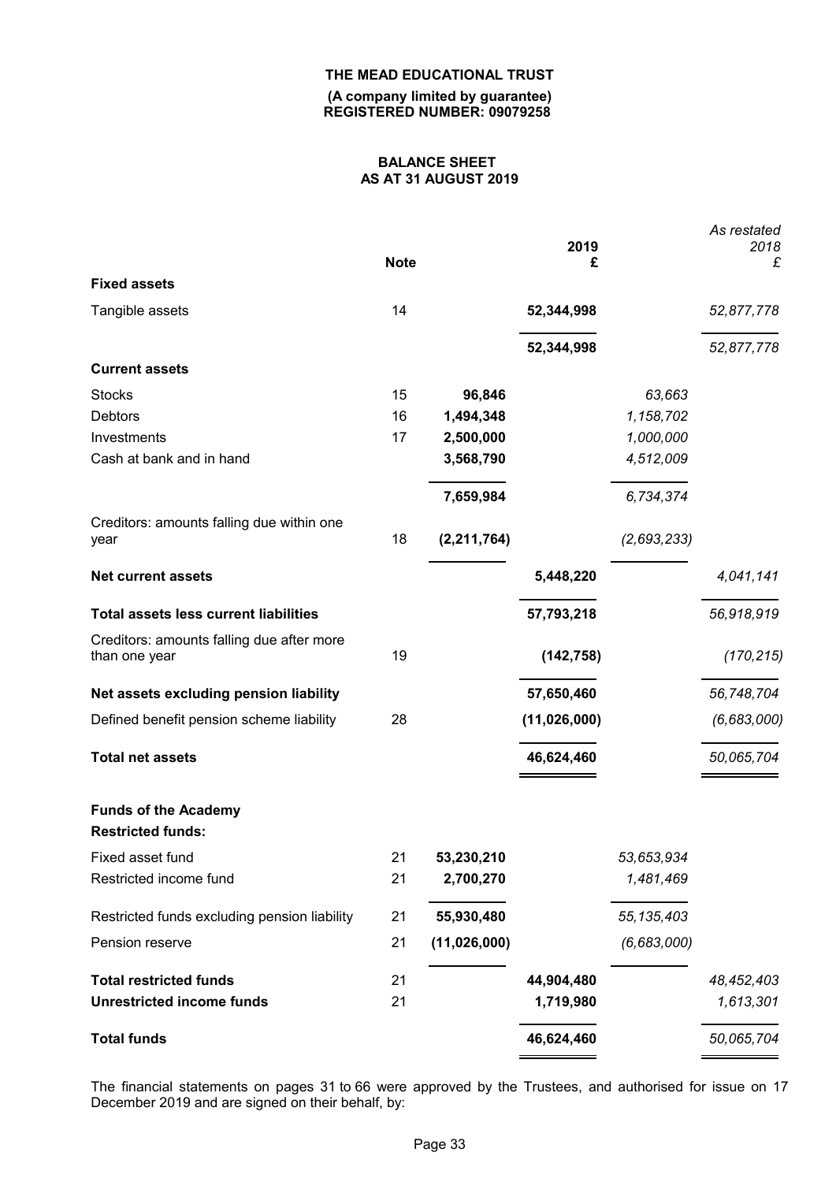**THE MEAD EDUCATIONAL TRUST**

**(A company limited by guarantee)**
**REGISTERED NUMBER: 09079258**

## BALANCE SHEET
## AS AT 31 AUGUST 2019

| | Note | | 2019 £ | | *As restated 2018 £* |
|---|---|---|---|---|---|
| **Fixed assets** | | | | | |
| Tangible assets | 14 | | **52,344,998** | | *52,877,778* |
| | | | **52,344,998** | | *52,877,778* |
| **Current assets** | | | | | |
| Stocks | 15 | **96,846** | | *63,663* | |
| Debtors | 16 | **1,494,348** | | *1,158,702* | |
| Investments | 17 | **2,500,000** | | *1,000,000* | |
| Cash at bank and in hand | | **3,568,790** | | *4,512,009* | |
| | | **7,659,984** | | *6,734,374* | |
| Creditors: amounts falling due within one year | 18 | **(2,211,764)** | | *(2,693,233)* | |
| **Net current assets** | | | **5,448,220** | | *4,041,141* |
| **Total assets less current liabilities** | | | **57,793,218** | | *56,918,919* |
| Creditors: amounts falling due after more than one year | 19 | | **(142,758)** | | *(170,215)* |
| **Net assets excluding pension liability** | | | **57,650,460** | | *56,748,704* |
| Defined benefit pension scheme liability | 28 | | **(11,026,000)** | | *(6,683,000)* |
| **Total net assets** | | | **46,624,460** | | *50,065,704* |
| **Funds of the Academy** | | | | | |
| **Restricted funds:** | | | | | |
| Fixed asset fund | 21 | **53,230,210** | | *53,653,934* | |
| Restricted income fund | 21 | **2,700,270** | | *1,481,469* | |
| Restricted funds excluding pension liability | 21 | **55,930,480** | | *55,135,403* | |
| Pension reserve | 21 | **(11,026,000)** | | *(6,683,000)* | |
| **Total restricted funds** | 21 | | **44,904,480** | | *48,452,403* |
| **Unrestricted income funds** | 21 | | **1,719,980** | | *1,613,301* |
| **Total funds** | | | **46,624,460** | | *50,065,704* |

The financial statements on pages 31 to 66 were approved by the Trustees, and authorised for issue on 17 December 2019 and are signed on their behalf, by: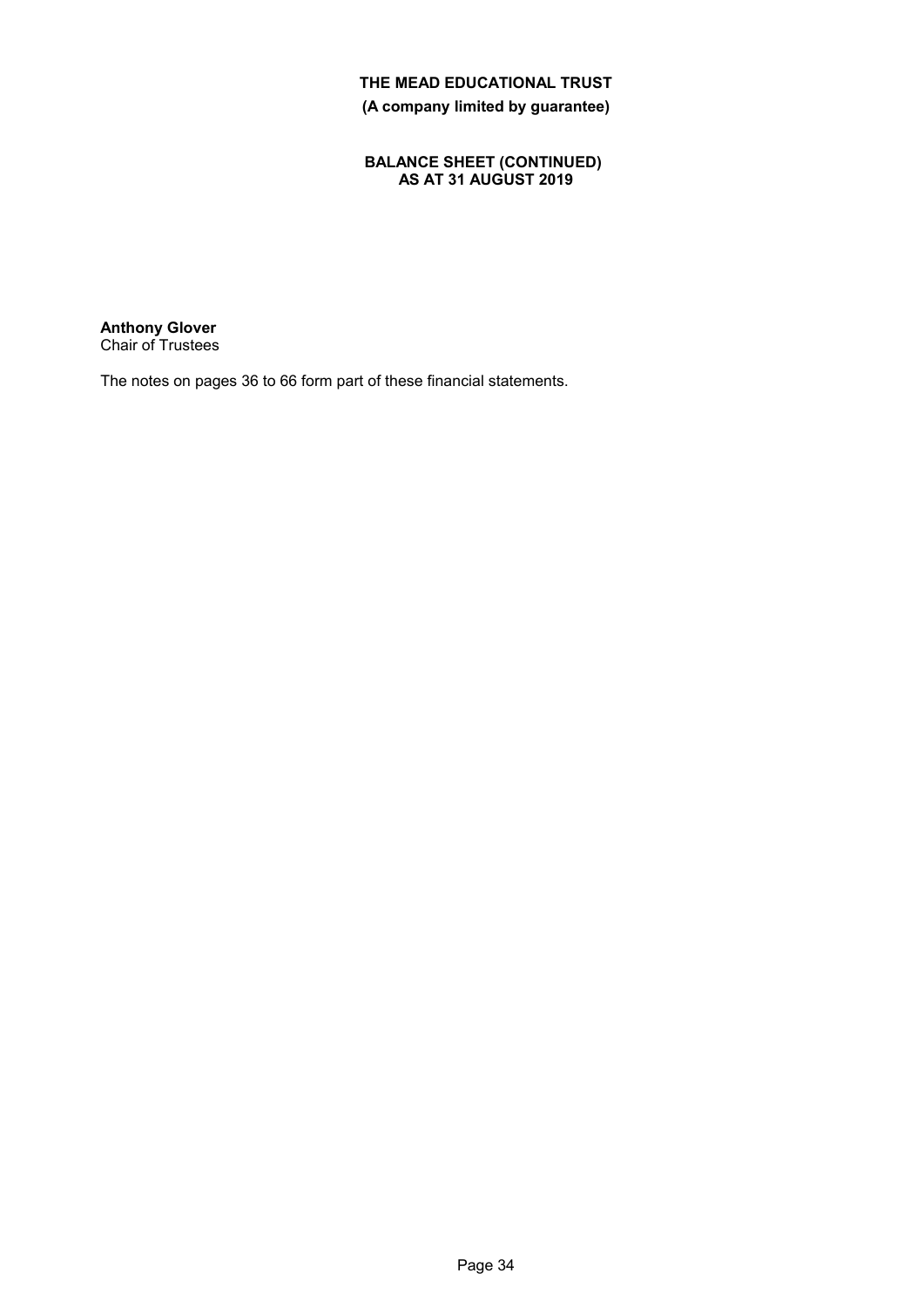# THE MEAD EDUCATIONAL TRUST

**(A company limited by guarantee)**

## BALANCE SHEET (CONTINUED)
## AS AT 31 AUGUST 2019

**Anthony Glover**
Chair of Trustees

The notes on pages 36 to 66 form part of these financial statements.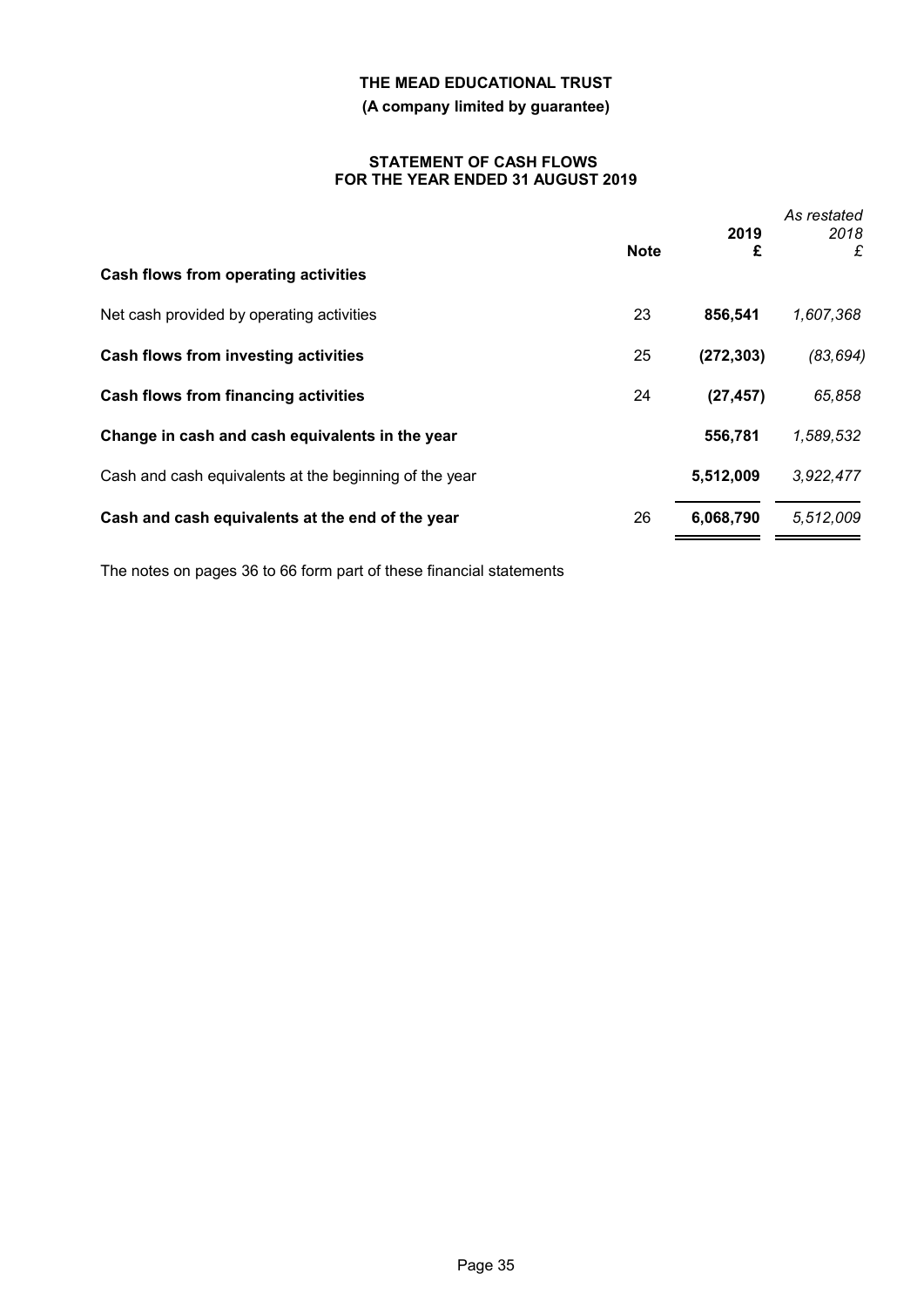# THE MEAD EDUCATIONAL TRUST

**(A company limited by guarantee)**

**STATEMENT OF CASH FLOWS FOR THE YEAR ENDED 31 AUGUST 2019**

| | Note | 2019 £ | *As restated 2018 £* |
|---|---|---|---|
| **Cash flows from operating activities** | | | |
| Net cash provided by operating activities | 23 | **856,541** | *1,607,368* |
| **Cash flows from investing activities** | 25 | **(272,303)** | *(83,694)* |
| **Cash flows from financing activities** | 24 | **(27,457)** | *65,858* |
| **Change in cash and cash equivalents in the year** | | **556,781** | *1,589,532* |
| Cash and cash equivalents at the beginning of the year | | **5,512,009** | *3,922,477* |
| **Cash and cash equivalents at the end of the year** | 26 | **6,068,790** | *5,512,009* |

The notes on pages 36 to 66 form part of these financial statements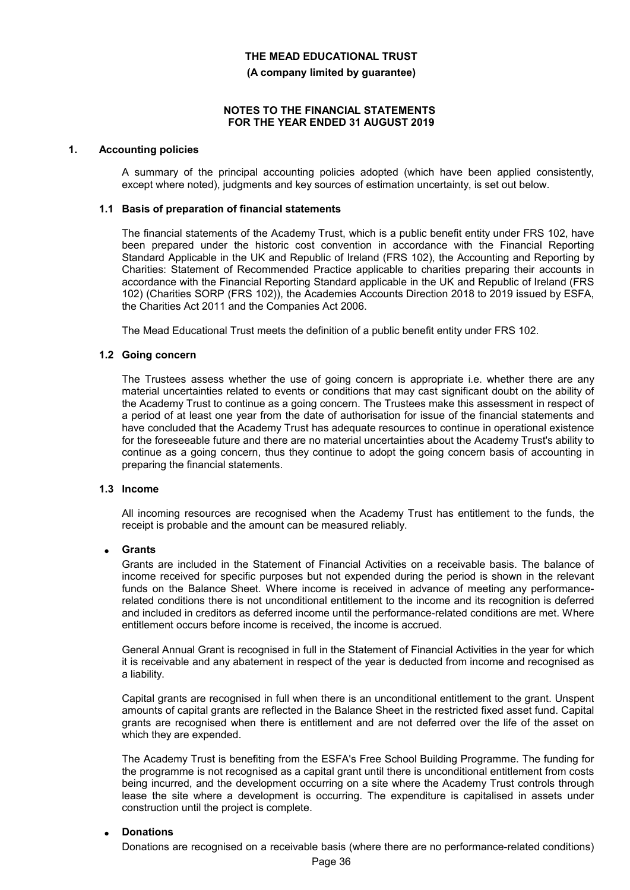## NOTES TO THE FINANCIAL STATEMENTS FOR THE YEAR ENDED 31 AUGUST 2019

### 1. Accounting policies

A summary of the principal accounting policies adopted (which have been applied consistently, except where noted), judgments and key sources of estimation uncertainty, is set out below.

#### 1.1 Basis of preparation of financial statements

The financial statements of the Academy Trust, which is a public benefit entity under FRS 102, have been prepared under the historic cost convention in accordance with the Financial Reporting Standard Applicable in the UK and Republic of Ireland (FRS 102), the Accounting and Reporting by Charities: Statement of Recommended Practice applicable to charities preparing their accounts in accordance with the Financial Reporting Standard applicable in the UK and Republic of Ireland (FRS 102) (Charities SORP (FRS 102)), the Academies Accounts Direction 2018 to 2019 issued by ESFA, the Charities Act 2011 and the Companies Act 2006.

The Mead Educational Trust meets the definition of a public benefit entity under FRS 102.

#### 1.2 Going concern

The Trustees assess whether the use of going concern is appropriate i.e. whether there are any material uncertainties related to events or conditions that may cast significant doubt on the ability of the Academy Trust to continue as a going concern. The Trustees make this assessment in respect of a period of at least one year from the date of authorisation for issue of the financial statements and have concluded that the Academy Trust has adequate resources to continue in operational existence for the foreseeable future and there are no material uncertainties about the Academy Trust's ability to continue as a going concern, thus they continue to adopt the going concern basis of accounting in preparing the financial statements.

#### 1.3 Income

All incoming resources are recognised when the Academy Trust has entitlement to the funds, the receipt is probable and the amount can be measured reliably.

- **Grants**

Grants are included in the Statement of Financial Activities on a receivable basis. The balance of income received for specific purposes but not expended during the period is shown in the relevant funds on the Balance Sheet. Where income is received in advance of meeting any performance-related conditions there is not unconditional entitlement to the income and its recognition is deferred and included in creditors as deferred income until the performance-related conditions are met. Where entitlement occurs before income is received, the income is accrued.

General Annual Grant is recognised in full in the Statement of Financial Activities in the year for which it is receivable and any abatement in respect of the year is deducted from income and recognised as a liability.

Capital grants are recognised in full when there is an unconditional entitlement to the grant. Unspent amounts of capital grants are reflected in the Balance Sheet in the restricted fixed asset fund. Capital grants are recognised when there is entitlement and are not deferred over the life of the asset on which they are expended.

The Academy Trust is benefiting from the ESFA's Free School Building Programme. The funding for the programme is not recognised as a capital grant until there is unconditional entitlement from costs being incurred, and the development occurring on a site where the Academy Trust controls through lease the site where a development is occurring. The expenditure is capitalised in assets under construction until the project is complete.

- **Donations**

Donations are recognised on a receivable basis (where there are no performance-related conditions)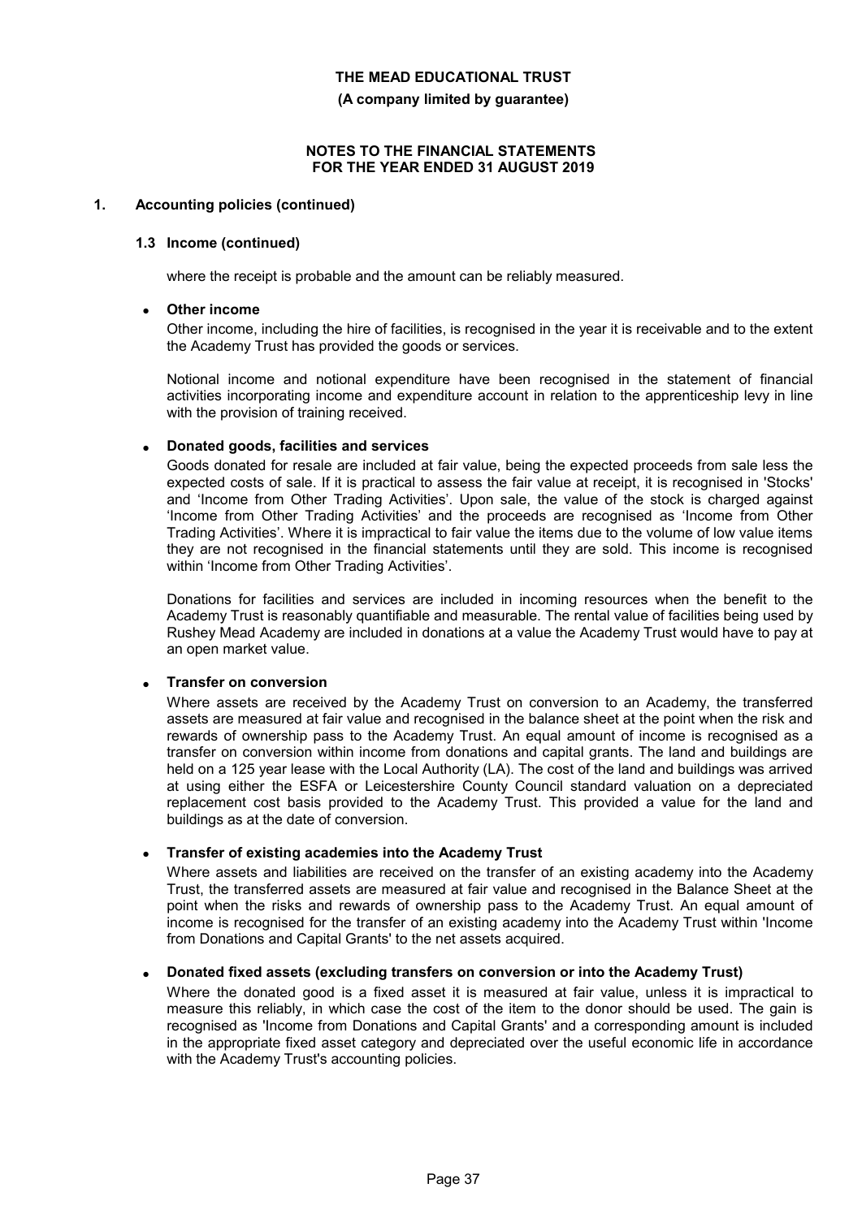## 1. Accounting policies (continued)

### 1.3 Income (continued)

where the receipt is probable and the amount can be reliably measured.

- **Other income**

  Other income, including the hire of facilities, is recognised in the year it is receivable and to the extent the Academy Trust has provided the goods or services.

  Notional income and notional expenditure have been recognised in the statement of financial activities incorporating income and expenditure account in relation to the apprenticeship levy in line with the provision of training received.

- **Donated goods, facilities and services**

  Goods donated for resale are included at fair value, being the expected proceeds from sale less the expected costs of sale. If it is practical to assess the fair value at receipt, it is recognised in 'Stocks' and 'Income from Other Trading Activities'. Upon sale, the value of the stock is charged against 'Income from Other Trading Activities' and the proceeds are recognised as 'Income from Other Trading Activities'. Where it is impractical to fair value the items due to the volume of low value items they are not recognised in the financial statements until they are sold. This income is recognised within 'Income from Other Trading Activities'.

  Donations for facilities and services are included in incoming resources when the benefit to the Academy Trust is reasonably quantifiable and measurable. The rental value of facilities being used by Rushey Mead Academy are included in donations at a value the Academy Trust would have to pay at an open market value.

- **Transfer on conversion**

  Where assets are received by the Academy Trust on conversion to an Academy, the transferred assets are measured at fair value and recognised in the balance sheet at the point when the risk and rewards of ownership pass to the Academy Trust. An equal amount of income is recognised as a transfer on conversion within income from donations and capital grants. The land and buildings are held on a 125 year lease with the Local Authority (LA). The cost of the land and buildings was arrived at using either the ESFA or Leicestershire County Council standard valuation on a depreciated replacement cost basis provided to the Academy Trust. This provided a value for the land and buildings as at the date of conversion.

- **Transfer of existing academies into the Academy Trust**

  Where assets and liabilities are received on the transfer of an existing academy into the Academy Trust, the transferred assets are measured at fair value and recognised in the Balance Sheet at the point when the risks and rewards of ownership pass to the Academy Trust. An equal amount of income is recognised for the transfer of an existing academy into the Academy Trust within 'Income from Donations and Capital Grants' to the net assets acquired.

- **Donated fixed assets (excluding transfers on conversion or into the Academy Trust)**

  Where the donated good is a fixed asset it is measured at fair value, unless it is impractical to measure this reliably, in which case the cost of the item to the donor should be used. The gain is recognised as 'Income from Donations and Capital Grants' and a corresponding amount is included in the appropriate fixed asset category and depreciated over the useful economic life in accordance with the Academy Trust's accounting policies.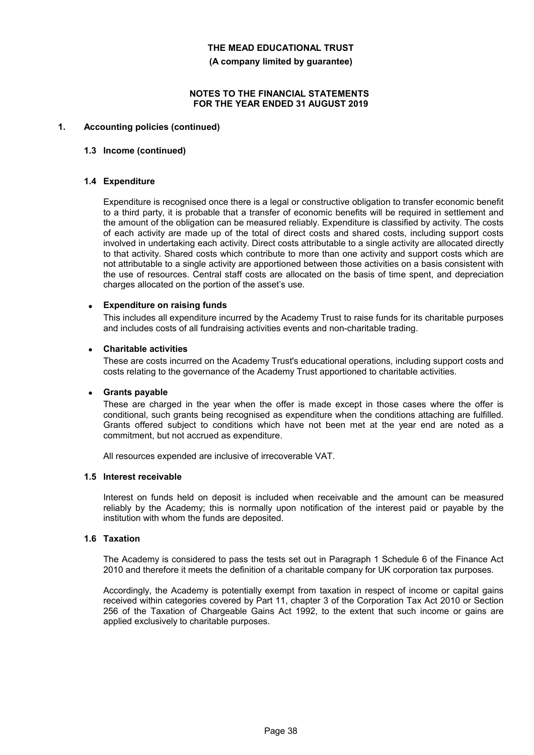**THE MEAD EDUCATIONAL TRUST**

**(A company limited by guarantee)**

**NOTES TO THE FINANCIAL STATEMENTS FOR THE YEAR ENDED 31 AUGUST 2019**

## 1. Accounting policies (continued)

### 1.3 Income (continued)

### 1.4 Expenditure

Expenditure is recognised once there is a legal or constructive obligation to transfer economic benefit to a third party, it is probable that a transfer of economic benefits will be required in settlement and the amount of the obligation can be measured reliably. Expenditure is classified by activity. The costs of each activity are made up of the total of direct costs and shared costs, including support costs involved in undertaking each activity. Direct costs attributable to a single activity are allocated directly to that activity. Shared costs which contribute to more than one activity and support costs which are not attributable to a single activity are apportioned between those activities on a basis consistent with the use of resources. Central staff costs are allocated on the basis of time spent, and depreciation charges allocated on the portion of the asset's use.

- **Expenditure on raising funds**

  This includes all expenditure incurred by the Academy Trust to raise funds for its charitable purposes and includes costs of all fundraising activities events and non-charitable trading.

- **Charitable activities**

  These are costs incurred on the Academy Trust's educational operations, including support costs and costs relating to the governance of the Academy Trust apportioned to charitable activities.

- **Grants payable**

  These are charged in the year when the offer is made except in those cases where the offer is conditional, such grants being recognised as expenditure when the conditions attaching are fulfilled. Grants offered subject to conditions which have not been met at the year end are noted as a commitment, but not accrued as expenditure.

All resources expended are inclusive of irrecoverable VAT.

### 1.5 Interest receivable

Interest on funds held on deposit is included when receivable and the amount can be measured reliably by the Academy; this is normally upon notification of the interest paid or payable by the institution with whom the funds are deposited.

### 1.6 Taxation

The Academy is considered to pass the tests set out in Paragraph 1 Schedule 6 of the Finance Act 2010 and therefore it meets the definition of a charitable company for UK corporation tax purposes.

Accordingly, the Academy is potentially exempt from taxation in respect of income or capital gains received within categories covered by Part 11, chapter 3 of the Corporation Tax Act 2010 or Section 256 of the Taxation of Chargeable Gains Act 1992, to the extent that such income or gains are applied exclusively to charitable purposes.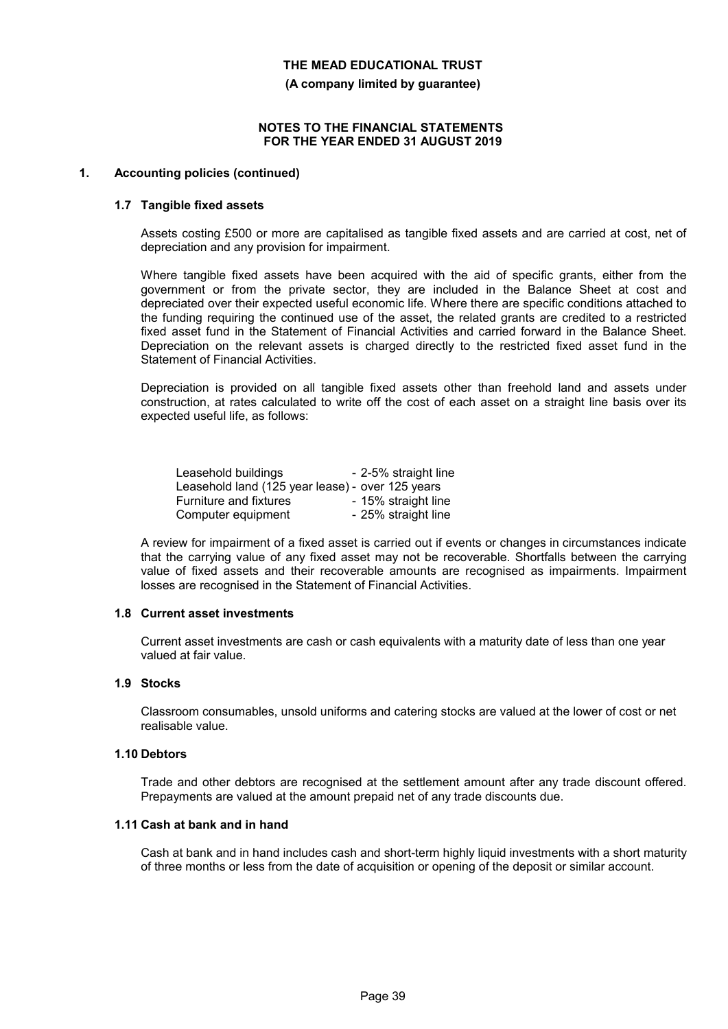**THE MEAD EDUCATIONAL TRUST**

**(A company limited by guarantee)**

**NOTES TO THE FINANCIAL STATEMENTS FOR THE YEAR ENDED 31 AUGUST 2019**

## 1. Accounting policies (continued)

### 1.7 Tangible fixed assets

Assets costing £500 or more are capitalised as tangible fixed assets and are carried at cost, net of depreciation and any provision for impairment.

Where tangible fixed assets have been acquired with the aid of specific grants, either from the government or from the private sector, they are included in the Balance Sheet at cost and depreciated over their expected useful economic life. Where there are specific conditions attached to the funding requiring the continued use of the asset, the related grants are credited to a restricted fixed asset fund in the Statement of Financial Activities and carried forward in the Balance Sheet. Depreciation on the relevant assets is charged directly to the restricted fixed asset fund in the Statement of Financial Activities.

Depreciation is provided on all tangible fixed assets other than freehold land and assets under construction, at rates calculated to write off the cost of each asset on a straight line basis over its expected useful life, as follows:

| | |
|---|---|
| Leasehold buildings | - 2-5% straight line |
| Leasehold land (125 year lease) | - over 125 years |
| Furniture and fixtures | - 15% straight line |
| Computer equipment | - 25% straight line |

A review for impairment of a fixed asset is carried out if events or changes in circumstances indicate that the carrying value of any fixed asset may not be recoverable. Shortfalls between the carrying value of fixed assets and their recoverable amounts are recognised as impairments. Impairment losses are recognised in the Statement of Financial Activities.

### 1.8 Current asset investments

Current asset investments are cash or cash equivalents with a maturity date of less than one year valued at fair value.

### 1.9 Stocks

Classroom consumables, unsold uniforms and catering stocks are valued at the lower of cost or net realisable value.

### 1.10 Debtors

Trade and other debtors are recognised at the settlement amount after any trade discount offered. Prepayments are valued at the amount prepaid net of any trade discounts due.

### 1.11 Cash at bank and in hand

Cash at bank and in hand includes cash and short-term highly liquid investments with a short maturity of three months or less from the date of acquisition or opening of the deposit or similar account.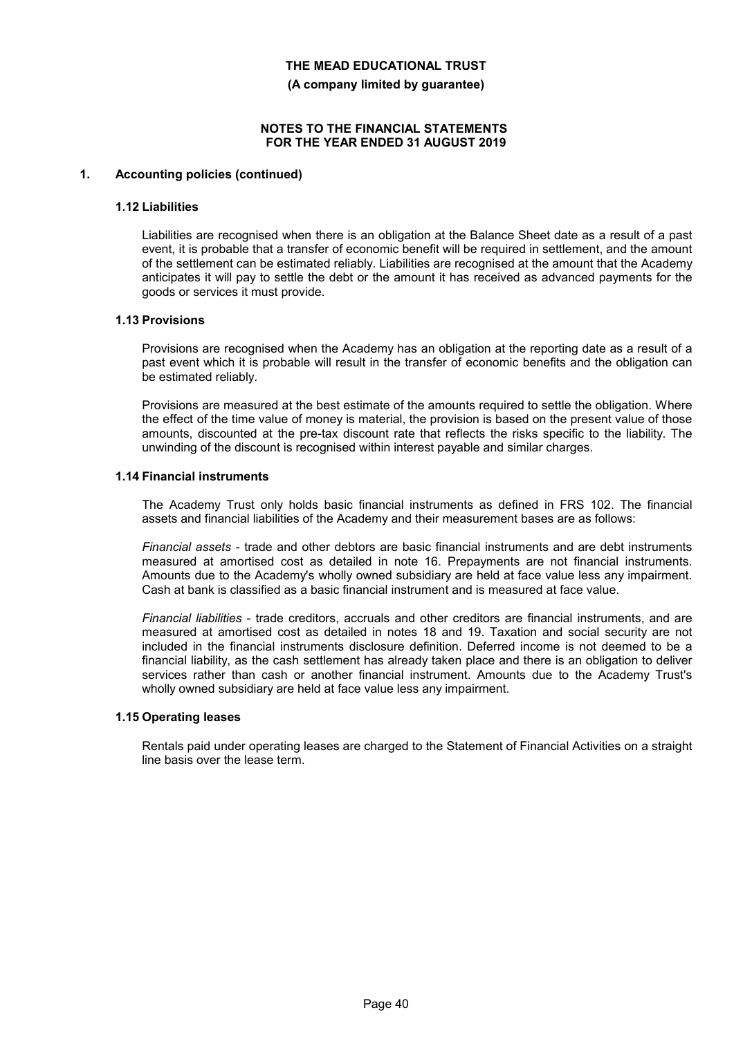**THE MEAD EDUCATIONAL TRUST**

**(A company limited by guarantee)**

**NOTES TO THE FINANCIAL STATEMENTS FOR THE YEAR ENDED 31 AUGUST 2019**

## 1. Accounting policies (continued)

### 1.12 Liabilities

Liabilities are recognised when there is an obligation at the Balance Sheet date as a result of a past event, it is probable that a transfer of economic benefit will be required in settlement, and the amount of the settlement can be estimated reliably. Liabilities are recognised at the amount that the Academy anticipates it will pay to settle the debt or the amount it has received as advanced payments for the goods or services it must provide.

### 1.13 Provisions

Provisions are recognised when the Academy has an obligation at the reporting date as a result of a past event which it is probable will result in the transfer of economic benefits and the obligation can be estimated reliably.

Provisions are measured at the best estimate of the amounts required to settle the obligation. Where the effect of the time value of money is material, the provision is based on the present value of those amounts, discounted at the pre-tax discount rate that reflects the risks specific to the liability. The unwinding of the discount is recognised within interest payable and similar charges.

### 1.14 Financial instruments

The Academy Trust only holds basic financial instruments as defined in FRS 102. The financial assets and financial liabilities of the Academy and their measurement bases are as follows:

*Financial assets* - trade and other debtors are basic financial instruments and are debt instruments measured at amortised cost as detailed in note 16. Prepayments are not financial instruments. Amounts due to the Academy's wholly owned subsidiary are held at face value less any impairment. Cash at bank is classified as a basic financial instrument and is measured at face value.

*Financial liabilities* - trade creditors, accruals and other creditors are financial instruments, and are measured at amortised cost as detailed in notes 18 and 19. Taxation and social security are not included in the financial instruments disclosure definition. Deferred income is not deemed to be a financial liability, as the cash settlement has already taken place and there is an obligation to deliver services rather than cash or another financial instrument. Amounts due to the Academy Trust's wholly owned subsidiary are held at face value less any impairment.

### 1.15 Operating leases

Rentals paid under operating leases are charged to the Statement of Financial Activities on a straight line basis over the lease term.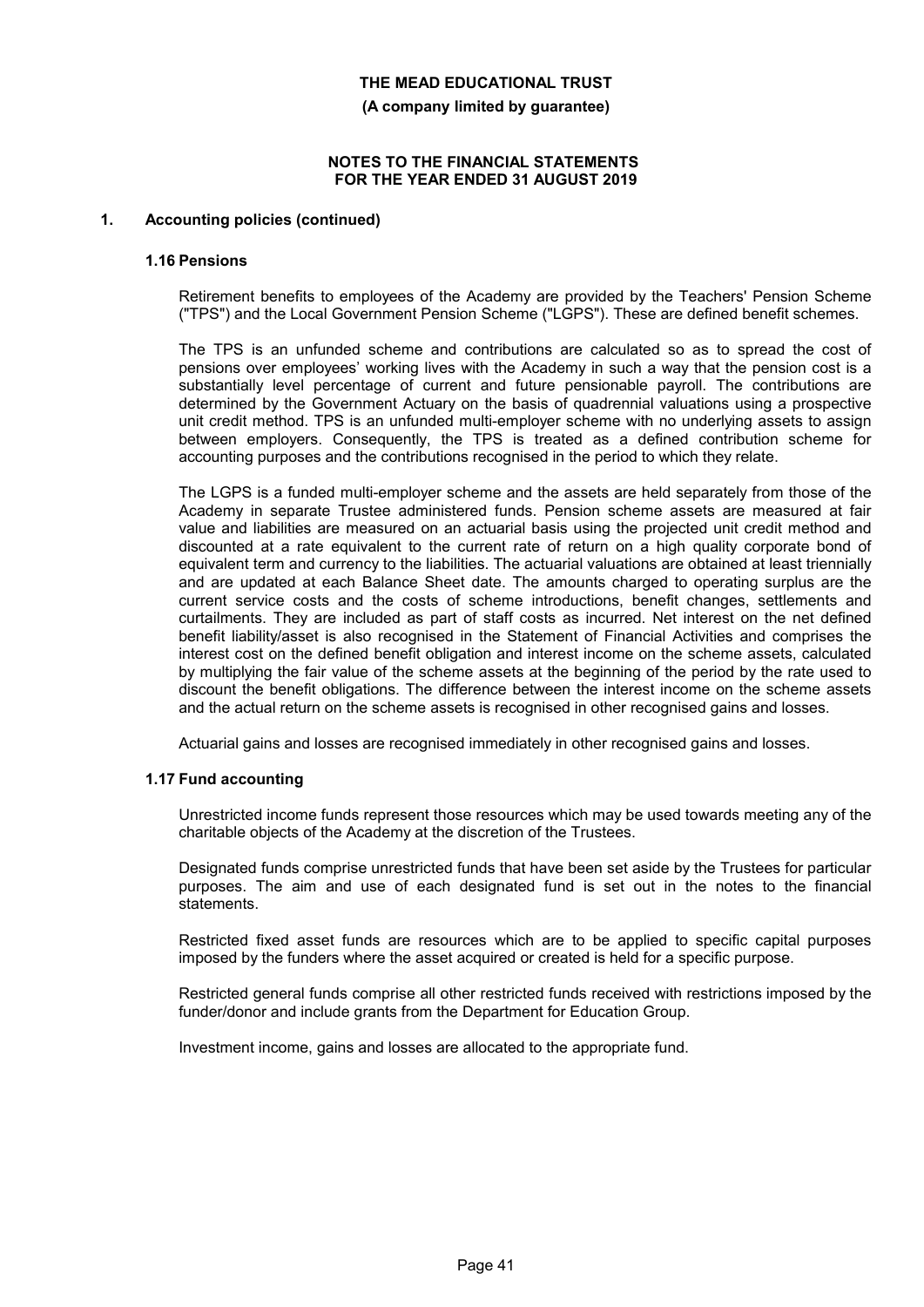## 1. Accounting policies (continued)

### 1.16 Pensions

Retirement benefits to employees of the Academy are provided by the Teachers' Pension Scheme ("TPS") and the Local Government Pension Scheme ("LGPS"). These are defined benefit schemes.

The TPS is an unfunded scheme and contributions are calculated so as to spread the cost of pensions over employees' working lives with the Academy in such a way that the pension cost is a substantially level percentage of current and future pensionable payroll. The contributions are determined by the Government Actuary on the basis of quadrennial valuations using a prospective unit credit method. TPS is an unfunded multi-employer scheme with no underlying assets to assign between employers. Consequently, the TPS is treated as a defined contribution scheme for accounting purposes and the contributions recognised in the period to which they relate.

The LGPS is a funded multi-employer scheme and the assets are held separately from those of the Academy in separate Trustee administered funds. Pension scheme assets are measured at fair value and liabilities are measured on an actuarial basis using the projected unit credit method and discounted at a rate equivalent to the current rate of return on a high quality corporate bond of equivalent term and currency to the liabilities. The actuarial valuations are obtained at least triennially and are updated at each Balance Sheet date. The amounts charged to operating surplus are the current service costs and the costs of scheme introductions, benefit changes, settlements and curtailments. They are included as part of staff costs as incurred. Net interest on the net defined benefit liability/asset is also recognised in the Statement of Financial Activities and comprises the interest cost on the defined benefit obligation and interest income on the scheme assets, calculated by multiplying the fair value of the scheme assets at the beginning of the period by the rate used to discount the benefit obligations. The difference between the interest income on the scheme assets and the actual return on the scheme assets is recognised in other recognised gains and losses.

Actuarial gains and losses are recognised immediately in other recognised gains and losses.

### 1.17 Fund accounting

Unrestricted income funds represent those resources which may be used towards meeting any of the charitable objects of the Academy at the discretion of the Trustees.

Designated funds comprise unrestricted funds that have been set aside by the Trustees for particular purposes. The aim and use of each designated fund is set out in the notes to the financial statements.

Restricted fixed asset funds are resources which are to be applied to specific capital purposes imposed by the funders where the asset acquired or created is held for a specific purpose.

Restricted general funds comprise all other restricted funds received with restrictions imposed by the funder/donor and include grants from the Department for Education Group.

Investment income, gains and losses are allocated to the appropriate fund.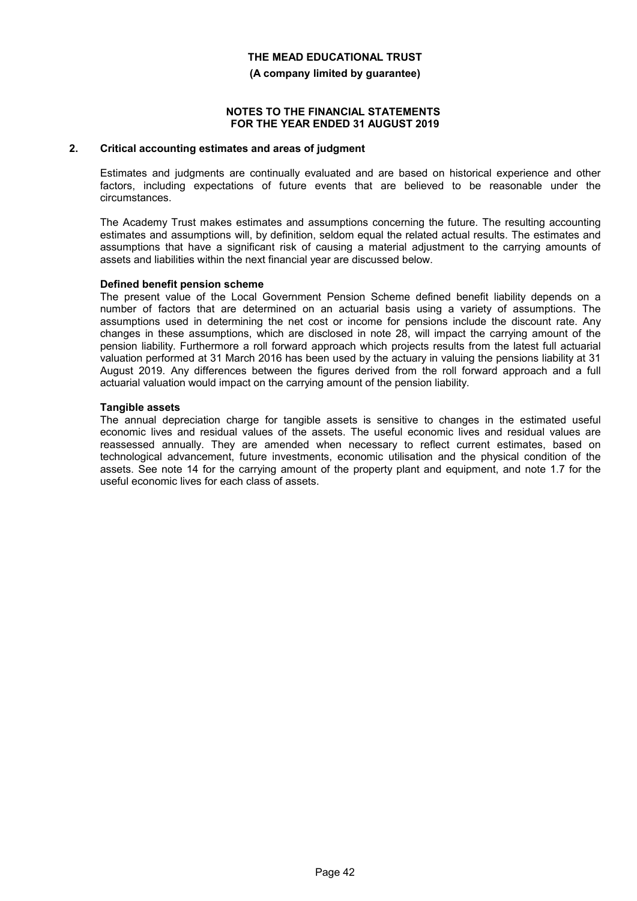## 2. Critical accounting estimates and areas of judgment

Estimates and judgments are continually evaluated and are based on historical experience and other factors, including expectations of future events that are believed to be reasonable under the circumstances.

The Academy Trust makes estimates and assumptions concerning the future. The resulting accounting estimates and assumptions will, by definition, seldom equal the related actual results. The estimates and assumptions that have a significant risk of causing a material adjustment to the carrying amounts of assets and liabilities within the next financial year are discussed below.

**Defined benefit pension scheme**

The present value of the Local Government Pension Scheme defined benefit liability depends on a number of factors that are determined on an actuarial basis using a variety of assumptions. The assumptions used in determining the net cost or income for pensions include the discount rate. Any changes in these assumptions, which are disclosed in note 28, will impact the carrying amount of the pension liability. Furthermore a roll forward approach which projects results from the latest full actuarial valuation performed at 31 March 2016 has been used by the actuary in valuing the pensions liability at 31 August 2019. Any differences between the figures derived from the roll forward approach and a full actuarial valuation would impact on the carrying amount of the pension liability.

**Tangible assets**

The annual depreciation charge for tangible assets is sensitive to changes in the estimated useful economic lives and residual values of the assets. The useful economic lives and residual values are reassessed annually. They are amended when necessary to reflect current estimates, based on technological advancement, future investments, economic utilisation and the physical condition of the assets. See note 14 for the carrying amount of the property plant and equipment, and note 1.7 for the useful economic lives for each class of assets.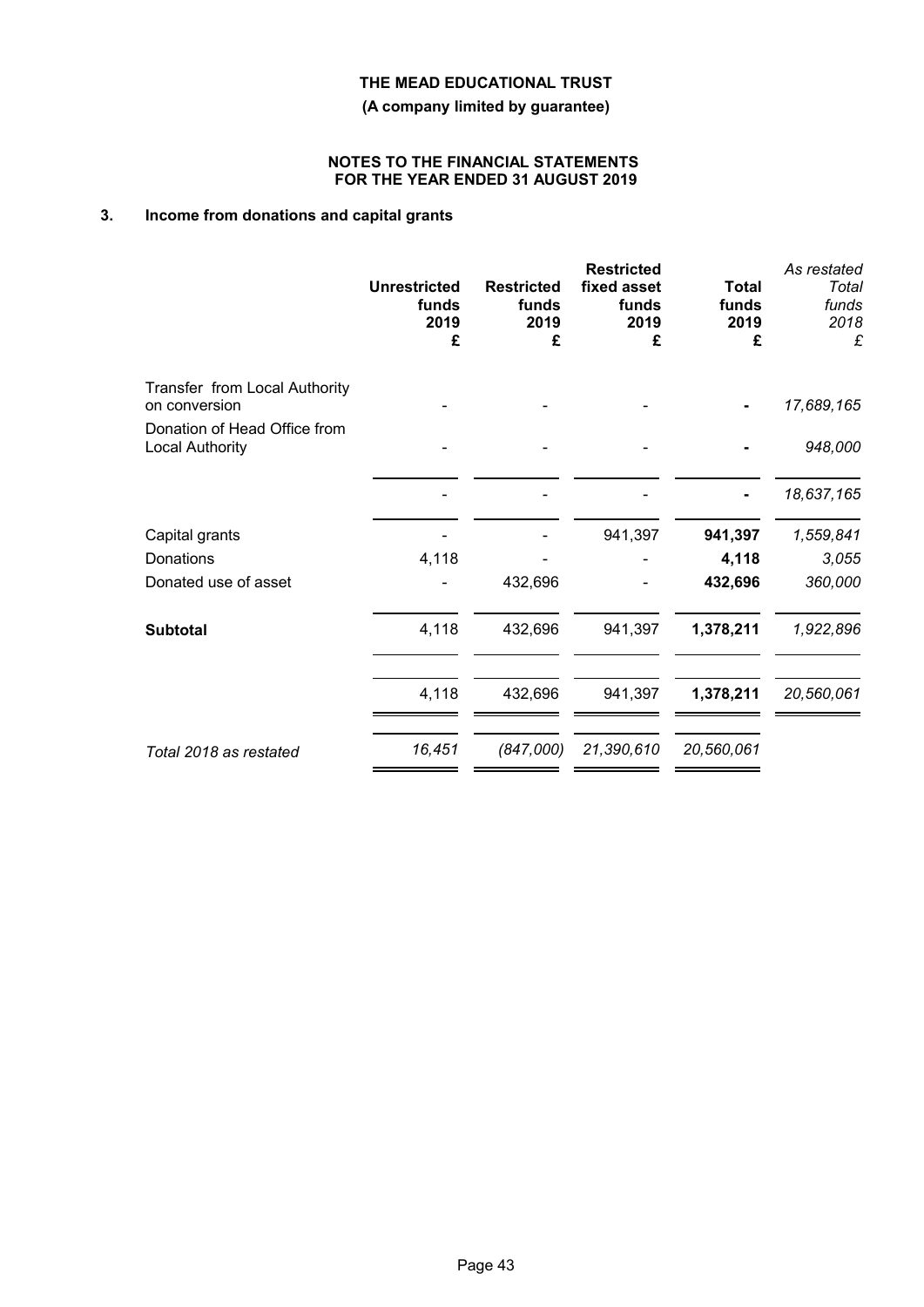**THE MEAD EDUCATIONAL TRUST**

**(A company limited by guarantee)**

**NOTES TO THE FINANCIAL STATEMENTS FOR THE YEAR ENDED 31 AUGUST 2019**

## 3. Income from donations and capital grants

| | Unrestricted funds 2019 £ | Restricted funds 2019 £ | Restricted fixed asset funds 2019 £ | Total funds 2019 £ | *As restated Total funds 2018 £* |
|---|---|---|---|---|---|
| Transfer from Local Authority on conversion | - | - | - | - | *17,689,165* |
| Donation of Head Office from Local Authority | - | - | - | - | *948,000* |
| | - | - | - | - | *18,637,165* |
| Capital grants | - | - | 941,397 | **941,397** | *1,559,841* |
| Donations | 4,118 | - | - | **4,118** | *3,055* |
| Donated use of asset | - | 432,696 | - | **432,696** | *360,000* |
| **Subtotal** | 4,118 | 432,696 | 941,397 | **1,378,211** | *1,922,896* |
| | 4,118 | 432,696 | 941,397 | **1,378,211** | *20,560,061* |
| *Total 2018 as restated* | *16,451* | *(847,000)* | *21,390,610* | *20,560,061* | |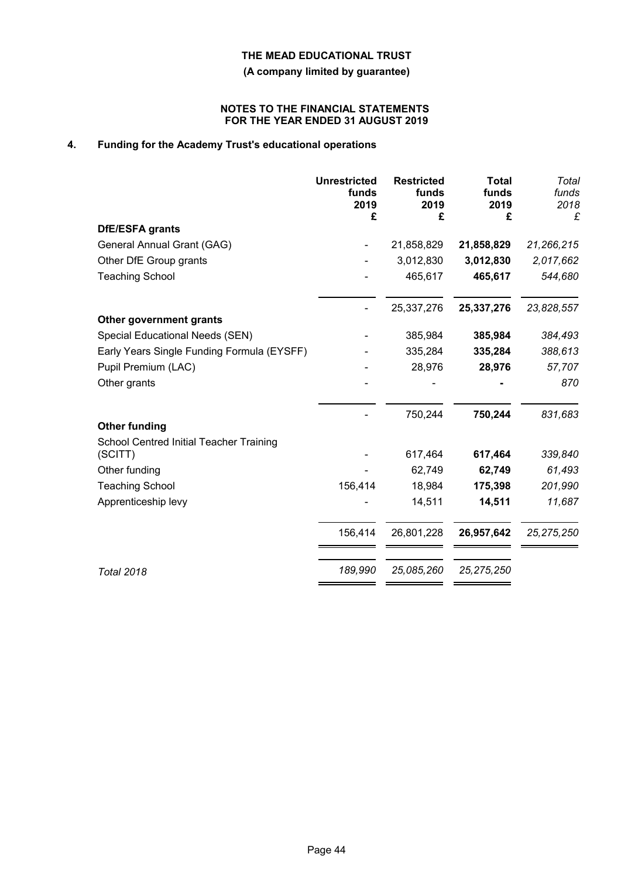**THE MEAD EDUCATIONAL TRUST**

**(A company limited by guarantee)**

**NOTES TO THE FINANCIAL STATEMENTS FOR THE YEAR ENDED 31 AUGUST 2019**

## 4. Funding for the Academy Trust's educational operations

| | **Unrestricted funds 2019 £** | **Restricted funds 2019 £** | **Total funds 2019 £** | *Total funds 2018 £* |
|---|---|---|---|---|
| **DfE/ESFA grants** | | | | |
| General Annual Grant (GAG) | - | 21,858,829 | **21,858,829** | *21,266,215* |
| Other DfE Group grants | - | 3,012,830 | **3,012,830** | *2,017,662* |
| Teaching School | - | 465,617 | **465,617** | *544,680* |
| | - | 25,337,276 | **25,337,276** | *23,828,557* |
| **Other government grants** | | | | |
| Special Educational Needs (SEN) | - | 385,984 | **385,984** | *384,493* |
| Early Years Single Funding Formula (EYSFF) | - | 335,284 | **335,284** | *388,613* |
| Pupil Premium (LAC) | - | 28,976 | **28,976** | *57,707* |
| Other grants | - | - | **-** | *870* |
| | - | 750,244 | **750,244** | *831,683* |
| **Other funding** | | | | |
| School Centred Initial Teacher Training (SCITT) | - | 617,464 | **617,464** | *339,840* |
| Other funding | - | 62,749 | **62,749** | *61,493* |
| Teaching School | 156,414 | 18,984 | **175,398** | *201,990* |
| Apprenticeship levy | - | 14,511 | **14,511** | *11,687* |
| | 156,414 | 26,801,228 | **26,957,642** | *25,275,250* |
| *Total 2018* | *189,990* | *25,085,260* | *25,275,250* | |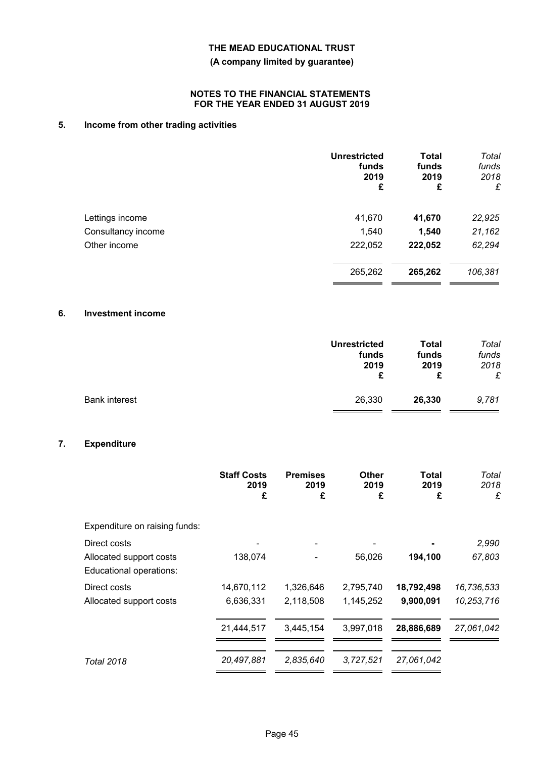**THE MEAD EDUCATIONAL TRUST**

**(A company limited by guarantee)**

**NOTES TO THE FINANCIAL STATEMENTS FOR THE YEAR ENDED 31 AUGUST 2019**

## 5. Income from other trading activities

| | Unrestricted funds 2019 £ | Total funds 2019 £ | *Total funds 2018 £* |
|---|---|---|---|
| Lettings income | 41,670 | **41,670** | *22,925* |
| Consultancy income | 1,540 | **1,540** | *21,162* |
| Other income | 222,052 | **222,052** | *62,294* |
| | 265,262 | **265,262** | *106,381* |

## 6. Investment income

| | Unrestricted funds 2019 £ | Total funds 2019 £ | *Total funds 2018 £* |
|---|---|---|---|
| Bank interest | 26,330 | **26,330** | *9,781* |

## 7. Expenditure

| | Staff Costs 2019 £ | Premises 2019 £ | Other 2019 £ | Total 2019 £ | *Total 2018 £* |
|---|---|---|---|---|---|
| Expenditure on raising funds: | | | | | |
| Direct costs | - | - | - | **-** | *2,990* |
| Allocated support costs | 138,074 | - | 56,026 | **194,100** | *67,803* |
| Educational operations: | | | | | |
| Direct costs | 14,670,112 | 1,326,646 | 2,795,740 | **18,792,498** | *16,736,533* |
| Allocated support costs | 6,636,331 | 2,118,508 | 1,145,252 | **9,900,091** | *10,253,716* |
| | 21,444,517 | 3,445,154 | 3,997,018 | **28,886,689** | *27,061,042* |
| *Total 2018* | *20,497,881* | *2,835,640* | *3,727,521* | *27,061,042* | |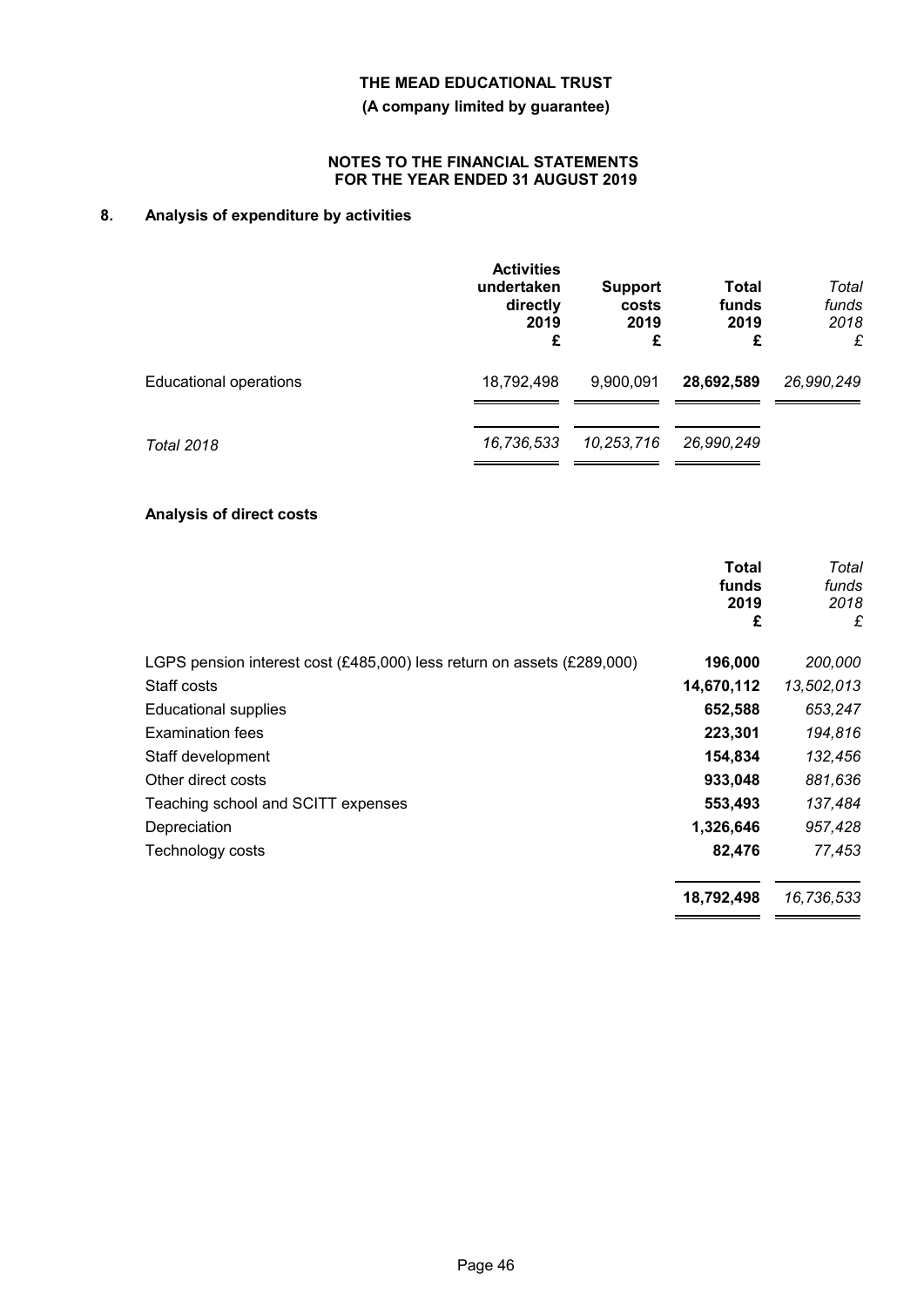# THE MEAD EDUCATIONAL TRUST

**(A company limited by guarantee)**

**NOTES TO THE FINANCIAL STATEMENTS FOR THE YEAR ENDED 31 AUGUST 2019**

## 8. Analysis of expenditure by activities

| | **Activities undertaken directly 2019 £** | **Support costs 2019 £** | **Total funds 2019 £** | *Total funds 2018 £* |
|---|---|---|---|---|
| Educational operations | 18,792,498 | 9,900,091 | **28,692,589** | *26,990,249* |
| *Total 2018* | *16,736,533* | *10,253,716* | *26,990,249* | |

### Analysis of direct costs

| | **Total funds 2019 £** | *Total funds 2018 £* |
|---|---|---|
| LGPS pension interest cost (£485,000) less return on assets (£289,000) | **196,000** | *200,000* |
| Staff costs | **14,670,112** | *13,502,013* |
| Educational supplies | **652,588** | *653,247* |
| Examination fees | **223,301** | *194,816* |
| Staff development | **154,834** | *132,456* |
| Other direct costs | **933,048** | *881,636* |
| Teaching school and SCITT expenses | **553,493** | *137,484* |
| Depreciation | **1,326,646** | *957,428* |
| Technology costs | **82,476** | *77,453* |
| | **18,792,498** | *16,736,533* |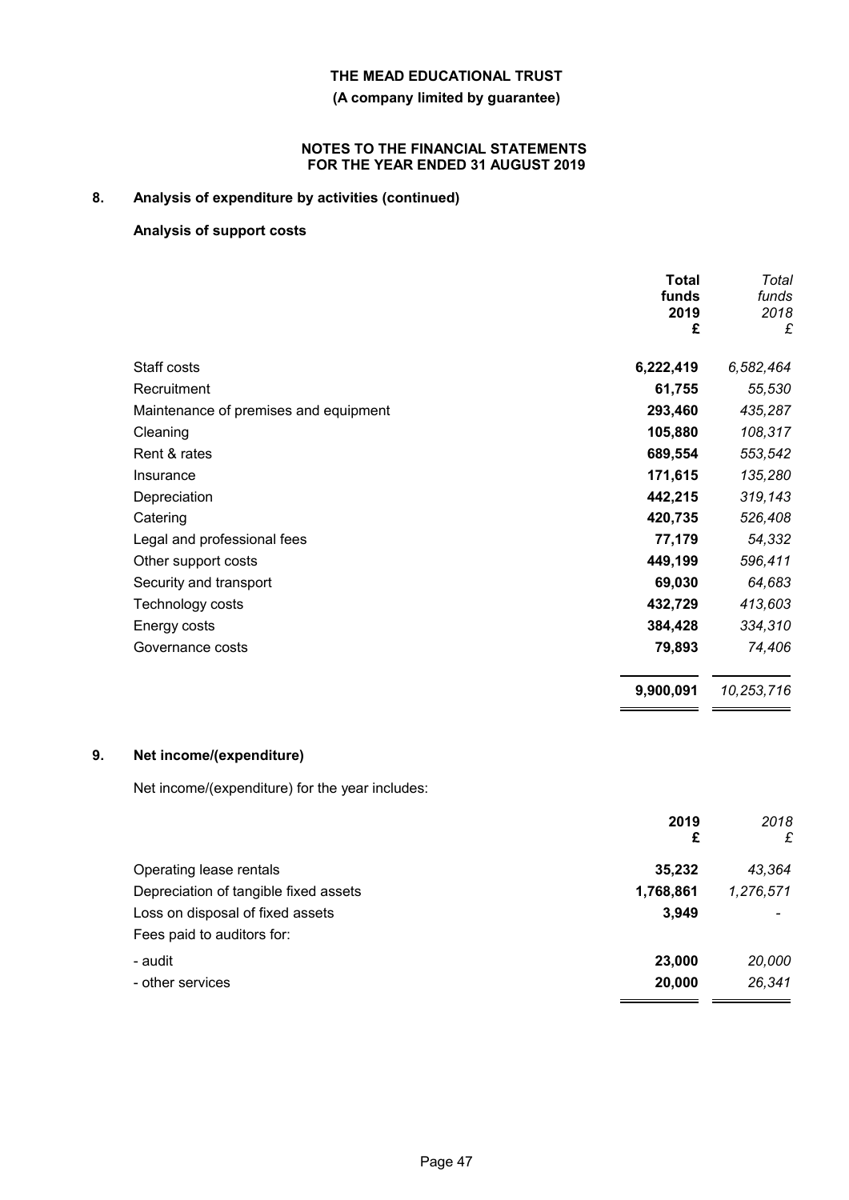**THE MEAD EDUCATIONAL TRUST**

**(A company limited by guarantee)**

**NOTES TO THE FINANCIAL STATEMENTS FOR THE YEAR ENDED 31 AUGUST 2019**

## 8. Analysis of expenditure by activities (continued)

### Analysis of support costs

| | **Total funds 2019 £** | *Total funds 2018 £* |
|---|---|---|
| Staff costs | **6,222,419** | *6,582,464* |
| Recruitment | **61,755** | *55,530* |
| Maintenance of premises and equipment | **293,460** | *435,287* |
| Cleaning | **105,880** | *108,317* |
| Rent & rates | **689,554** | *553,542* |
| Insurance | **171,615** | *135,280* |
| Depreciation | **442,215** | *319,143* |
| Catering | **420,735** | *526,408* |
| Legal and professional fees | **77,179** | *54,332* |
| Other support costs | **449,199** | *596,411* |
| Security and transport | **69,030** | *64,683* |
| Technology costs | **432,729** | *413,603* |
| Energy costs | **384,428** | *334,310* |
| Governance costs | **79,893** | *74,406* |
| | **9,900,091** | *10,253,716* |

## 9. Net income/(expenditure)

Net income/(expenditure) for the year includes:

| | **2019 £** | *2018 £* |
|---|---|---|
| Operating lease rentals | **35,232** | *43,364* |
| Depreciation of tangible fixed assets | **1,768,861** | *1,276,571* |
| Loss on disposal of fixed assets | **3,949** | *-* |
| Fees paid to auditors for: | | |
| - audit | **23,000** | *20,000* |
| - other services | **20,000** | *26,341* |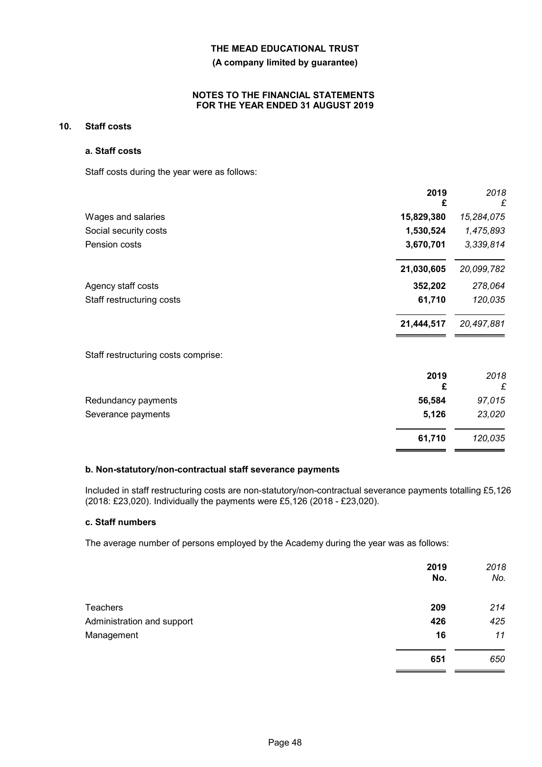THE MEAD EDUCATIONAL TRUST

(A company limited by guarantee)

NOTES TO THE FINANCIAL STATEMENTS
FOR THE YEAR ENDED 31 AUGUST 2019

## 10. Staff costs

### a. Staff costs

Staff costs during the year were as follows:

| | 2019 £ | *2018 £* |
|---|---|---|
| Wages and salaries | 15,829,380 | *15,284,075* |
| Social security costs | 1,530,524 | *1,475,893* |
| Pension costs | 3,670,701 | *3,339,814* |
| | 21,030,605 | *20,099,782* |
| Agency staff costs | 352,202 | *278,064* |
| Staff restructuring costs | 61,710 | *120,035* |
| | 21,444,517 | *20,497,881* |

Staff restructuring costs comprise:

| | 2019 £ | *2018 £* |
|---|---|---|
| Redundancy payments | 56,584 | *97,015* |
| Severance payments | 5,126 | *23,020* |
| | 61,710 | *120,035* |

### b. Non-statutory/non-contractual staff severance payments

Included in staff restructuring costs are non-statutory/non-contractual severance payments totalling £5,126 (2018: £23,020). Individually the payments were £5,126 (2018 - £23,020).

### c. Staff numbers

The average number of persons employed by the Academy during the year was as follows:

| | 2019 No. | *2018 No.* |
|---|---|---|
| Teachers | 209 | *214* |
| Administration and support | 426 | *425* |
| Management | 16 | *11* |
| | 651 | *650* |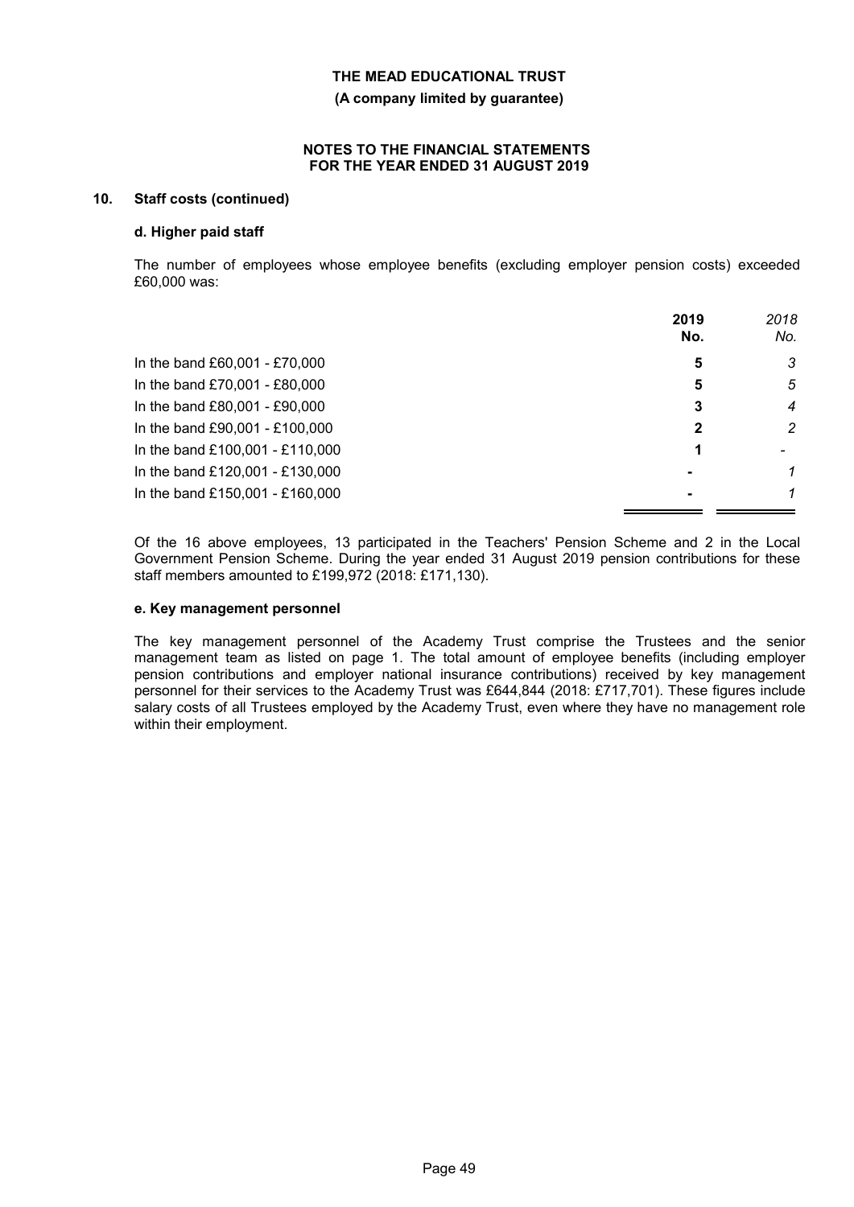**THE MEAD EDUCATIONAL TRUST**

**(A company limited by guarantee)**

**NOTES TO THE FINANCIAL STATEMENTS FOR THE YEAR ENDED 31 AUGUST 2019**

## 10. Staff costs (continued)

### d. Higher paid staff

The number of employees whose employee benefits (excluding employer pension costs) exceeded £60,000 was:

| | **2019 No.** | *2018 No.* |
|---|---|---|
| In the band £60,001 - £70,000 | **5** | *3* |
| In the band £70,001 - £80,000 | **5** | *5* |
| In the band £80,001 - £90,000 | **3** | *4* |
| In the band £90,001 - £100,000 | **2** | *2* |
| In the band £100,001 - £110,000 | **1** | *-* |
| In the band £120,001 - £130,000 | **-** | *1* |
| In the band £150,001 - £160,000 | **-** | *1* |

Of the 16 above employees, 13 participated in the Teachers' Pension Scheme and 2 in the Local Government Pension Scheme. During the year ended 31 August 2019 pension contributions for these staff members amounted to £199,972 (2018: £171,130).

### e. Key management personnel

The key management personnel of the Academy Trust comprise the Trustees and the senior management team as listed on page 1. The total amount of employee benefits (including employer pension contributions and employer national insurance contributions) received by key management personnel for their services to the Academy Trust was £644,844 (2018: £717,701). These figures include salary costs of all Trustees employed by the Academy Trust, even where they have no management role within their employment.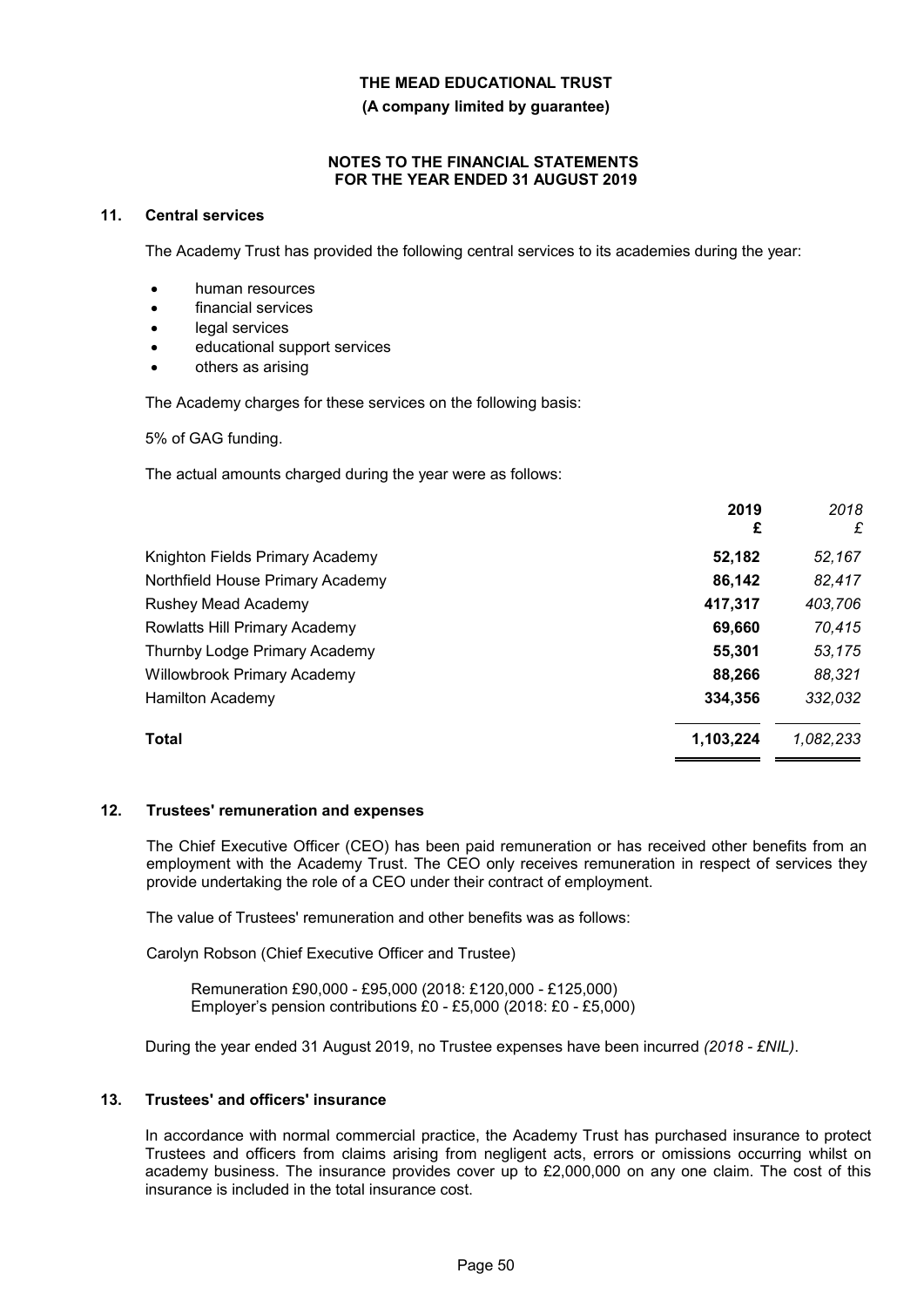**THE MEAD EDUCATIONAL TRUST**

**(A company limited by guarantee)**

**NOTES TO THE FINANCIAL STATEMENTS FOR THE YEAR ENDED 31 AUGUST 2019**

## 11. Central services

The Academy Trust has provided the following central services to its academies during the year:

- human resources
- financial services
- legal services
- educational support services
- others as arising

The Academy charges for these services on the following basis:

5% of GAG funding.

The actual amounts charged during the year were as follows:

| | **2019** **£** | *2018* *£* |
|---|---|---|
| Knighton Fields Primary Academy | **52,182** | *52,167* |
| Northfield House Primary Academy | **86,142** | *82,417* |
| Rushey Mead Academy | **417,317** | *403,706* |
| Rowlatts Hill Primary Academy | **69,660** | *70,415* |
| Thurnby Lodge Primary Academy | **55,301** | *53,175* |
| Willowbrook Primary Academy | **88,266** | *88,321* |
| Hamilton Academy | **334,356** | *332,032* |
| **Total** | **1,103,224** | *1,082,233* |

## 12. Trustees' remuneration and expenses

The Chief Executive Officer (CEO) has been paid remuneration or has received other benefits from an employment with the Academy Trust. The CEO only receives remuneration in respect of services they provide undertaking the role of a CEO under their contract of employment.

The value of Trustees' remuneration and other benefits was as follows:

Carolyn Robson (Chief Executive Officer and Trustee)

Remuneration £90,000 - £95,000 (2018: £120,000 - £125,000)
Employer's pension contributions £0 - £5,000 (2018: £0 - £5,000)

During the year ended 31 August 2019, no Trustee expenses have been incurred *(2018 - £NIL)*.

## 13. Trustees' and officers' insurance

In accordance with normal commercial practice, the Academy Trust has purchased insurance to protect Trustees and officers from claims arising from negligent acts, errors or omissions occurring whilst on academy business. The insurance provides cover up to £2,000,000 on any one claim. The cost of this insurance is included in the total insurance cost.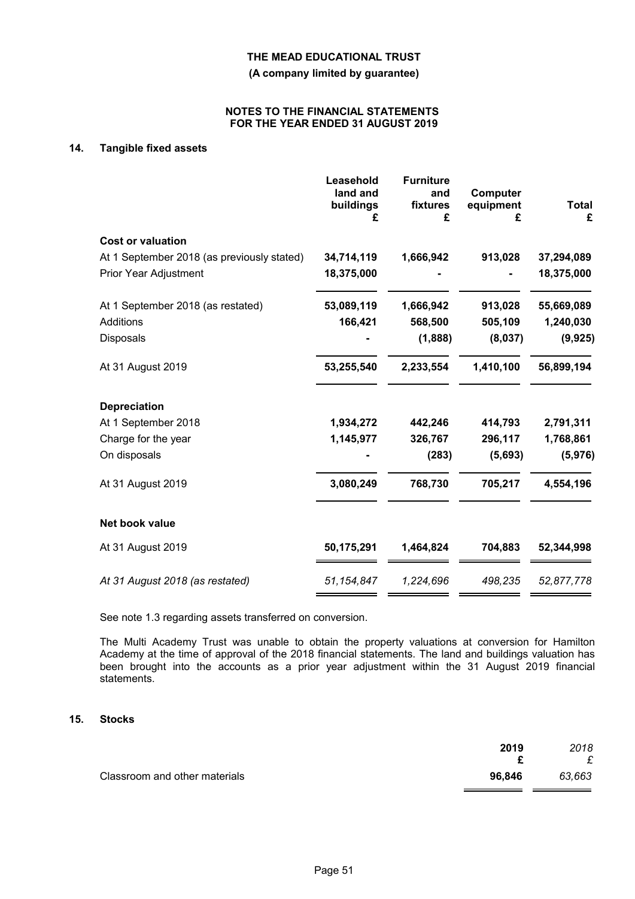**THE MEAD EDUCATIONAL TRUST**

**(A company limited by guarantee)**

**NOTES TO THE FINANCIAL STATEMENTS FOR THE YEAR ENDED 31 AUGUST 2019**

## 14. Tangible fixed assets

| | Leasehold land and buildings £ | Furniture and fixtures £ | Computer equipment £ | Total £ |
|---|---|---|---|---|
| **Cost or valuation** | | | | |
| At 1 September 2018 (as previously stated) | **34,714,119** | **1,666,942** | **913,028** | **37,294,089** |
| Prior Year Adjustment | **18,375,000** | **-** | **-** | **18,375,000** |
| At 1 September 2018 (as restated) | **53,089,119** | **1,666,942** | **913,028** | **55,669,089** |
| Additions | **166,421** | **568,500** | **505,109** | **1,240,030** |
| Disposals | **-** | **(1,888)** | **(8,037)** | **(9,925)** |
| At 31 August 2019 | **53,255,540** | **2,233,554** | **1,410,100** | **56,899,194** |
| **Depreciation** | | | | |
| At 1 September 2018 | **1,934,272** | **442,246** | **414,793** | **2,791,311** |
| Charge for the year | **1,145,977** | **326,767** | **296,117** | **1,768,861** |
| On disposals | **-** | **(283)** | **(5,693)** | **(5,976)** |
| At 31 August 2019 | **3,080,249** | **768,730** | **705,217** | **4,554,196** |
| **Net book value** | | | | |
| At 31 August 2019 | **50,175,291** | **1,464,824** | **704,883** | **52,344,998** |
| *At 31 August 2018 (as restated)* | *51,154,847* | *1,224,696* | *498,235* | *52,877,778* |

See note 1.3 regarding assets transferred on conversion.

The Multi Academy Trust was unable to obtain the property valuations at conversion for Hamilton Academy at the time of approval of the 2018 financial statements. The land and buildings valuation has been brought into the accounts as a prior year adjustment within the 31 August 2019 financial statements.

## 15. Stocks

| | 2019 £ | *2018 £* |
|---|---|---|
| Classroom and other materials | **96,846** | *63,663* |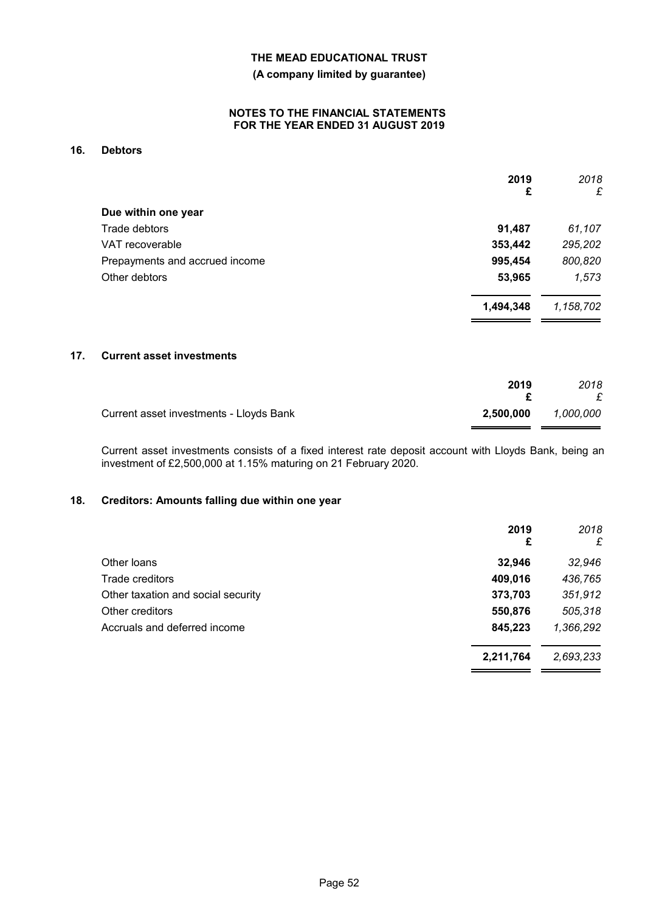THE MEAD EDUCATIONAL TRUST

(A company limited by guarantee)

NOTES TO THE FINANCIAL STATEMENTS
FOR THE YEAR ENDED 31 AUGUST 2019

## 16. Debtors

| | 2019 £ | 2018 £ |
|---|---|---|
| **Due within one year** | | |
| Trade debtors | 91,487 | 61,107 |
| VAT recoverable | 353,442 | 295,202 |
| Prepayments and accrued income | 995,454 | 800,820 |
| Other debtors | 53,965 | 1,573 |
| | 1,494,348 | 1,158,702 |

## 17. Current asset investments

| | 2019 £ | 2018 £ |
|---|---|---|
| Current asset investments - Lloyds Bank | 2,500,000 | 1,000,000 |

Current asset investments consists of a fixed interest rate deposit account with Lloyds Bank, being an investment of £2,500,000 at 1.15% maturing on 21 February 2020.

## 18. Creditors: Amounts falling due within one year

| | 2019 £ | 2018 £ |
|---|---|---|
| Other loans | 32,946 | 32,946 |
| Trade creditors | 409,016 | 436,765 |
| Other taxation and social security | 373,703 | 351,912 |
| Other creditors | 550,876 | 505,318 |
| Accruals and deferred income | 845,223 | 1,366,292 |
| | 2,211,764 | 2,693,233 |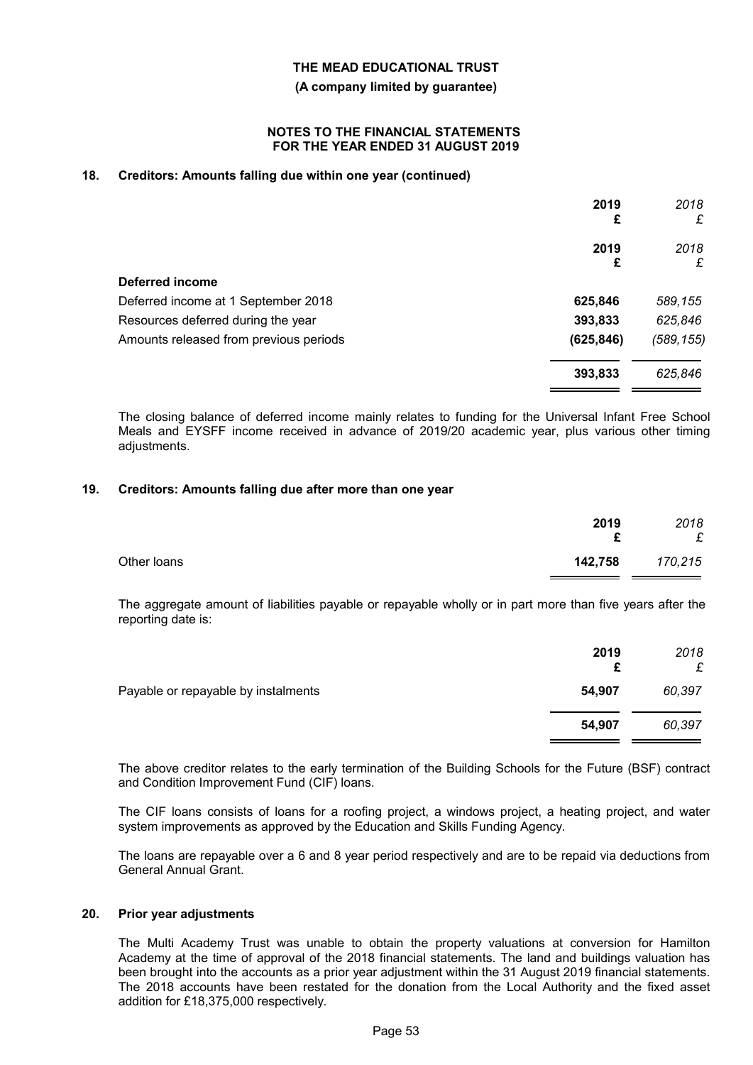## 18. Creditors: Amounts falling due within one year (continued)

| | 2019 £ | *2018 £* |
|---|---|---|
| | **2019 £** | *2018 £* |
| **Deferred income** | | |
| Deferred income at 1 September 2018 | **625,846** | *589,155* |
| Resources deferred during the year | **393,833** | *625,846* |
| Amounts released from previous periods | **(625,846)** | *(589,155)* |
| | **393,833** | *625,846* |

The closing balance of deferred income mainly relates to funding for the Universal Infant Free School Meals and EYSFF income received in advance of 2019/20 academic year, plus various other timing adjustments.

## 19. Creditors: Amounts falling due after more than one year

| | 2019 £ | *2018 £* |
|---|---|---|
| Other loans | **142,758** | *170,215* |

The aggregate amount of liabilities payable or repayable wholly or in part more than five years after the reporting date is:

| | 2019 £ | *2018 £* |
|---|---|---|
| Payable or repayable by instalments | **54,907** | *60,397* |
| | **54,907** | *60,397* |

The above creditor relates to the early termination of the Building Schools for the Future (BSF) contract and Condition Improvement Fund (CIF) loans.

The CIF loans consists of loans for a roofing project, a windows project, a heating project, and water system improvements as approved by the Education and Skills Funding Agency.

The loans are repayable over a 6 and 8 year period respectively and are to be repaid via deductions from General Annual Grant.

## 20. Prior year adjustments

The Multi Academy Trust was unable to obtain the property valuations at conversion for Hamilton Academy at the time of approval of the 2018 financial statements. The land and buildings valuation has been brought into the accounts as a prior year adjustment within the 31 August 2019 financial statements. The 2018 accounts have been restated for the donation from the Local Authority and the fixed asset addition for £18,375,000 respectively.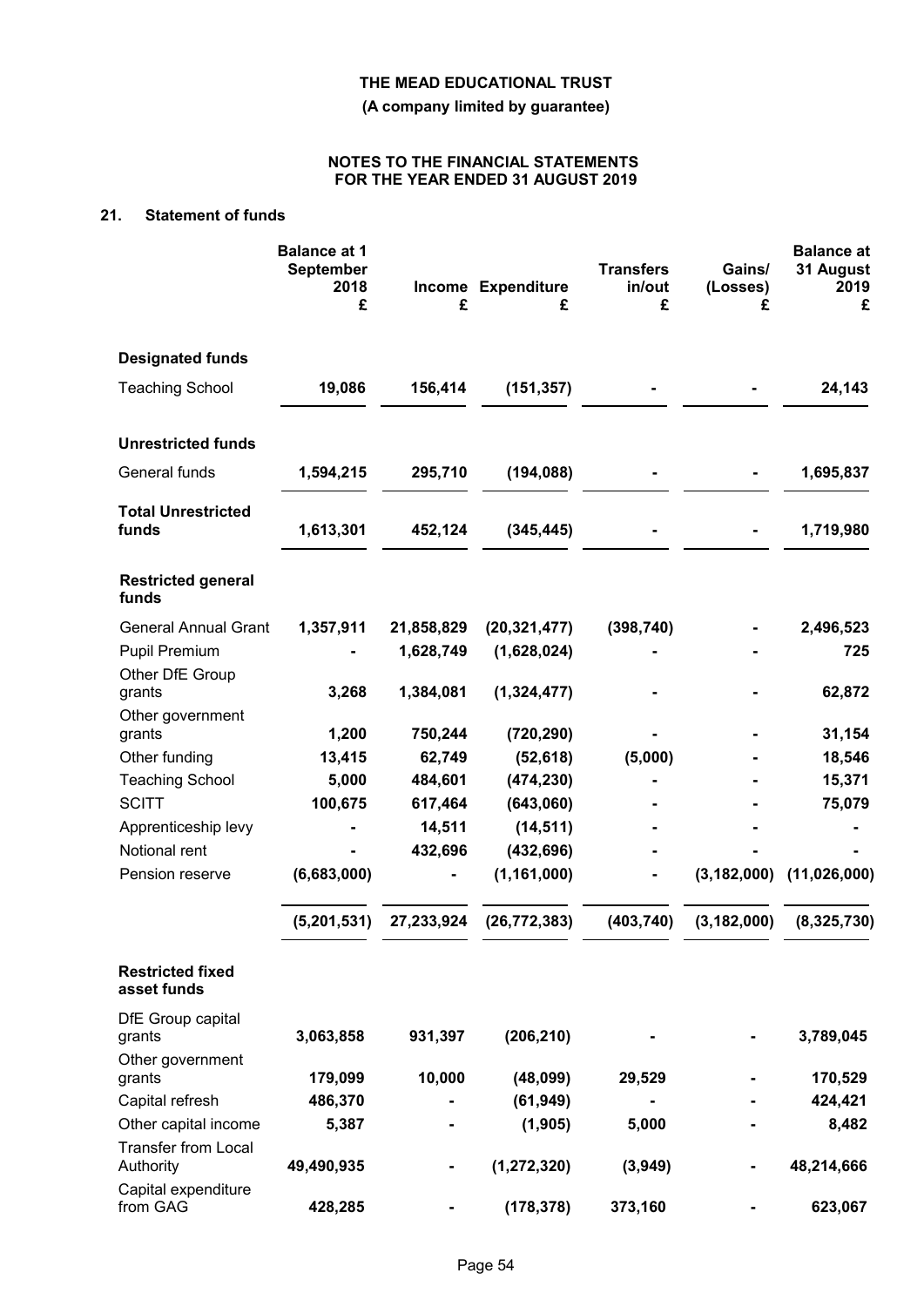**THE MEAD EDUCATIONAL TRUST**

**(A company limited by guarantee)**

**NOTES TO THE FINANCIAL STATEMENTS FOR THE YEAR ENDED 31 AUGUST 2019**

## 21. Statement of funds

| | Balance at 1 September 2018 £ | Income £ | Expenditure £ | Transfers in/out £ | Gains/ (Losses) £ | Balance at 31 August 2019 £ |
|---|---|---|---|---|---|---|
| **Designated funds** | | | | | | |
| Teaching School | **19,086** | **156,414** | **(151,357)** | **-** | **-** | **24,143** |
| **Unrestricted funds** | | | | | | |
| General funds | **1,594,215** | **295,710** | **(194,088)** | **-** | **-** | **1,695,837** |
| **Total Unrestricted funds** | **1,613,301** | **452,124** | **(345,445)** | **-** | **-** | **1,719,980** |
| **Restricted general funds** | | | | | | |
| General Annual Grant | 1,357,911 | 21,858,829 | (20,321,477) | (398,740) | - | 2,496,523 |
| Pupil Premium | - | 1,628,749 | (1,628,024) | - | - | 725 |
| Other DfE Group grants | 3,268 | 1,384,081 | (1,324,477) | - | - | 62,872 |
| Other government grants | 1,200 | 750,244 | (720,290) | - | - | 31,154 |
| Other funding | 13,415 | 62,749 | (52,618) | (5,000) | - | 18,546 |
| Teaching School | 5,000 | 484,601 | (474,230) | - | - | 15,371 |
| SCITT | 100,675 | 617,464 | (643,060) | - | - | 75,079 |
| Apprenticeship levy | - | 14,511 | (14,511) | - | - | - |
| Notional rent | - | 432,696 | (432,696) | - | - | - |
| Pension reserve | (6,683,000) | - | (1,161,000) | - | (3,182,000) | (11,026,000) |
| | (5,201,531) | 27,233,924 | (26,772,383) | (403,740) | (3,182,000) | (8,325,730) |
| **Restricted fixed asset funds** | | | | | | |
| DfE Group capital grants | 3,063,858 | 931,397 | (206,210) | - | - | 3,789,045 |
| Other government grants | 179,099 | 10,000 | (48,099) | 29,529 | - | 170,529 |
| Capital refresh | 486,370 | - | (61,949) | - | - | 424,421 |
| Other capital income | 5,387 | - | (1,905) | 5,000 | - | 8,482 |
| Transfer from Local Authority | 49,490,935 | - | (1,272,320) | (3,949) | - | 48,214,666 |
| Capital expenditure from GAG | 428,285 | - | (178,378) | 373,160 | - | 623,067 |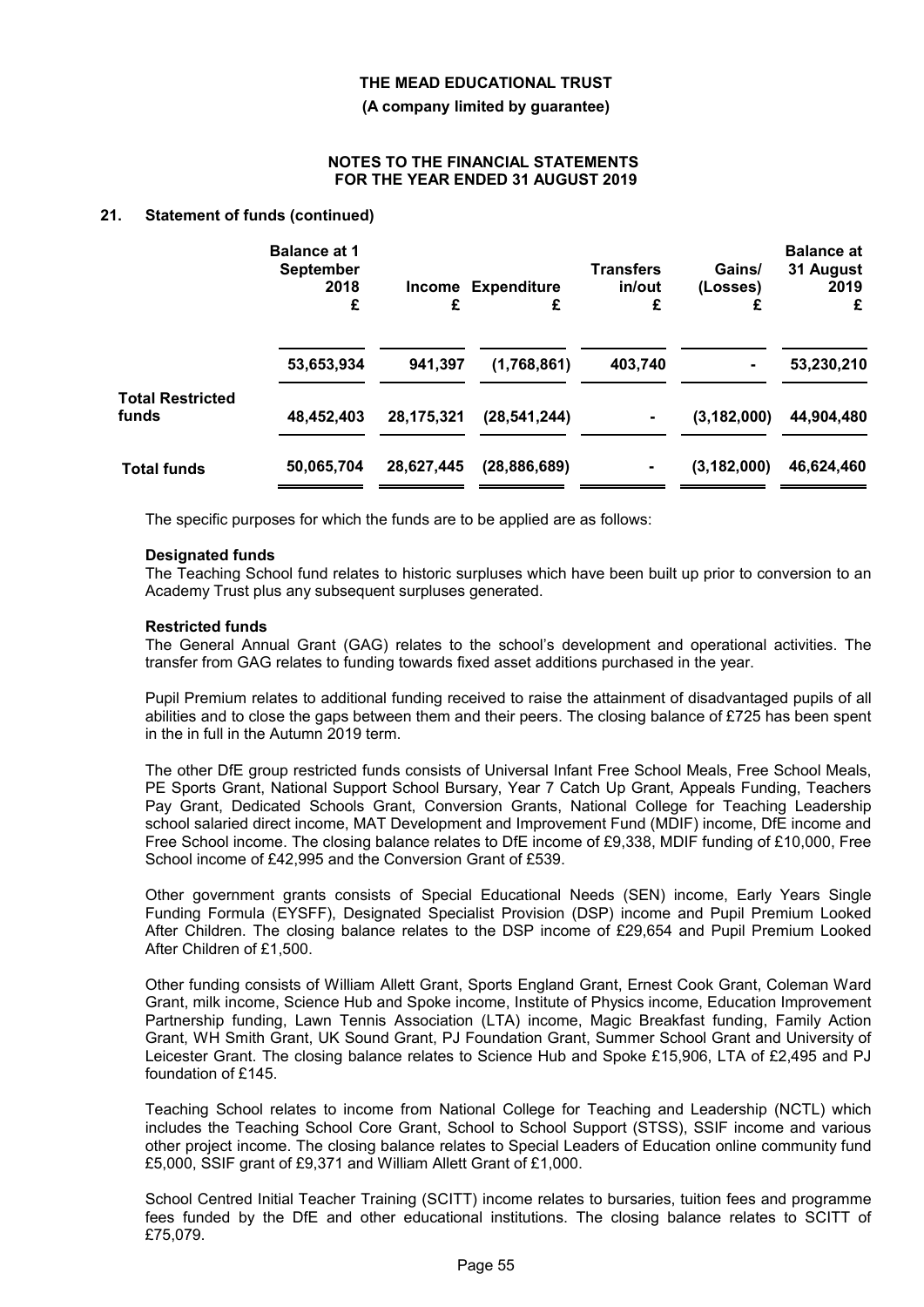## 21. Statement of funds (continued)

| | Balance at 1 September 2018 £ | Income £ | Expenditure £ | Transfers in/out £ | Gains/ (Losses) £ | Balance at 31 August 2019 £ |
|---|---|---|---|---|---|---|
| | 53,653,934 | 941,397 | (1,768,861) | 403,740 | - | 53,230,210 |
| **Total Restricted funds** | 48,452,403 | 28,175,321 | (28,541,244) | - | (3,182,000) | 44,904,480 |
| **Total funds** | 50,065,704 | 28,627,445 | (28,886,689) | - | (3,182,000) | 46,624,460 |

The specific purposes for which the funds are to be applied are as follows:

**Designated funds**

The Teaching School fund relates to historic surpluses which have been built up prior to conversion to an Academy Trust plus any subsequent surpluses generated.

**Restricted funds**

The General Annual Grant (GAG) relates to the school's development and operational activities. The transfer from GAG relates to funding towards fixed asset additions purchased in the year.

Pupil Premium relates to additional funding received to raise the attainment of disadvantaged pupils of all abilities and to close the gaps between them and their peers. The closing balance of £725 has been spent in the in full in the Autumn 2019 term.

The other DfE group restricted funds consists of Universal Infant Free School Meals, Free School Meals, PE Sports Grant, National Support School Bursary, Year 7 Catch Up Grant, Appeals Funding, Teachers Pay Grant, Dedicated Schools Grant, Conversion Grants, National College for Teaching Leadership school salaried direct income, MAT Development and Improvement Fund (MDIF) income, DfE income and Free School income. The closing balance relates to DfE income of £9,338, MDIF funding of £10,000, Free School income of £42,995 and the Conversion Grant of £539.

Other government grants consists of Special Educational Needs (SEN) income, Early Years Single Funding Formula (EYSFF), Designated Specialist Provision (DSP) income and Pupil Premium Looked After Children. The closing balance relates to the DSP income of £29,654 and Pupil Premium Looked After Children of £1,500.

Other funding consists of William Allett Grant, Sports England Grant, Ernest Cook Grant, Coleman Ward Grant, milk income, Science Hub and Spoke income, Institute of Physics income, Education Improvement Partnership funding, Lawn Tennis Association (LTA) income, Magic Breakfast funding, Family Action Grant, WH Smith Grant, UK Sound Grant, PJ Foundation Grant, Summer School Grant and University of Leicester Grant. The closing balance relates to Science Hub and Spoke £15,906, LTA of £2,495 and PJ foundation of £145.

Teaching School relates to income from National College for Teaching and Leadership (NCTL) which includes the Teaching School Core Grant, School to School Support (STSS), SSIF income and various other project income. The closing balance relates to Special Leaders of Education online community fund £5,000, SSIF grant of £9,371 and William Allett Grant of £1,000.

School Centred Initial Teacher Training (SCITT) income relates to bursaries, tuition fees and programme fees funded by the DfE and other educational institutions. The closing balance relates to SCITT of £75,079.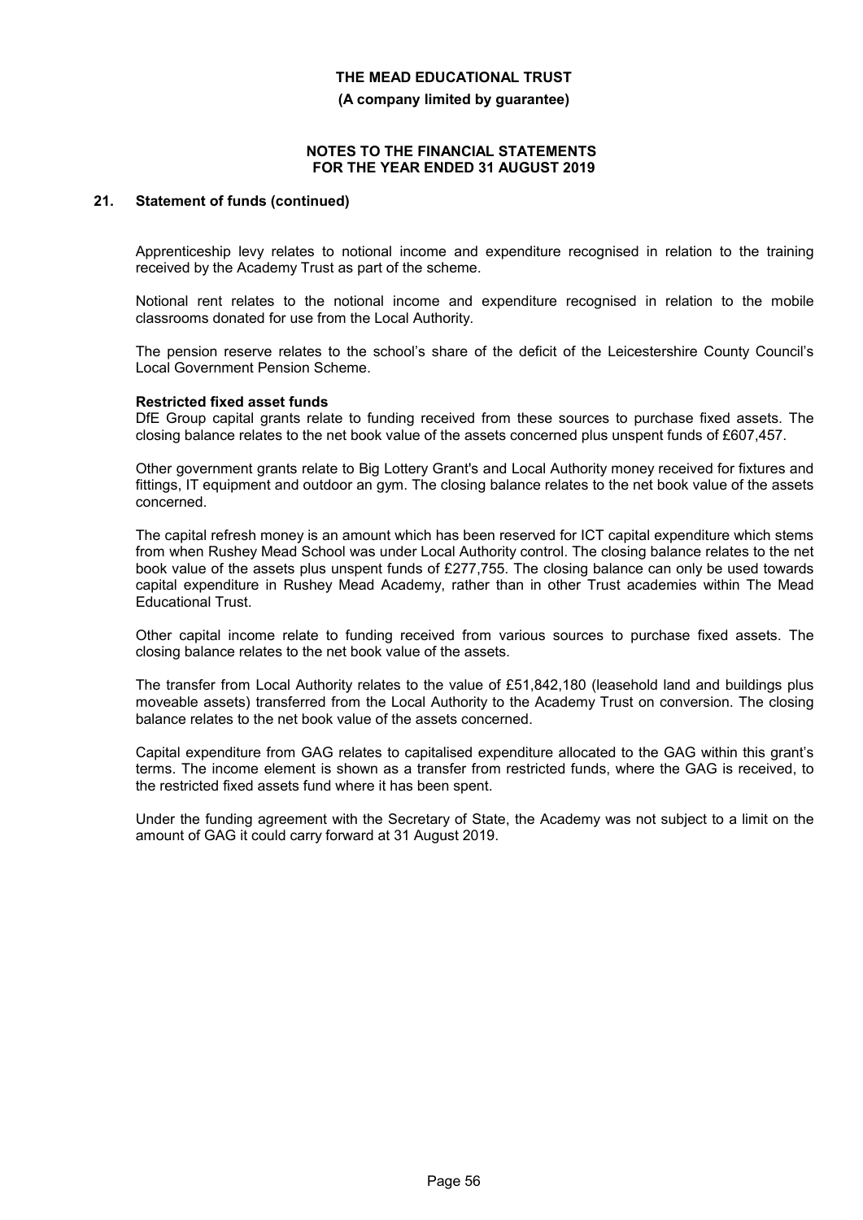## 21. Statement of funds (continued)

Apprenticeship levy relates to notional income and expenditure recognised in relation to the training received by the Academy Trust as part of the scheme.

Notional rent relates to the notional income and expenditure recognised in relation to the mobile classrooms donated for use from the Local Authority.

The pension reserve relates to the school's share of the deficit of the Leicestershire County Council's Local Government Pension Scheme.

**Restricted fixed asset funds**

DfE Group capital grants relate to funding received from these sources to purchase fixed assets. The closing balance relates to the net book value of the assets concerned plus unspent funds of £607,457.

Other government grants relate to Big Lottery Grant's and Local Authority money received for fixtures and fittings, IT equipment and outdoor an gym. The closing balance relates to the net book value of the assets concerned.

The capital refresh money is an amount which has been reserved for ICT capital expenditure which stems from when Rushey Mead School was under Local Authority control. The closing balance relates to the net book value of the assets plus unspent funds of £277,755. The closing balance can only be used towards capital expenditure in Rushey Mead Academy, rather than in other Trust academies within The Mead Educational Trust.

Other capital income relate to funding received from various sources to purchase fixed assets. The closing balance relates to the net book value of the assets.

The transfer from Local Authority relates to the value of £51,842,180 (leasehold land and buildings plus moveable assets) transferred from the Local Authority to the Academy Trust on conversion. The closing balance relates to the net book value of the assets concerned.

Capital expenditure from GAG relates to capitalised expenditure allocated to the GAG within this grant's terms. The income element is shown as a transfer from restricted funds, where the GAG is received, to the restricted fixed assets fund where it has been spent.

Under the funding agreement with the Secretary of State, the Academy was not subject to a limit on the amount of GAG it could carry forward at 31 August 2019.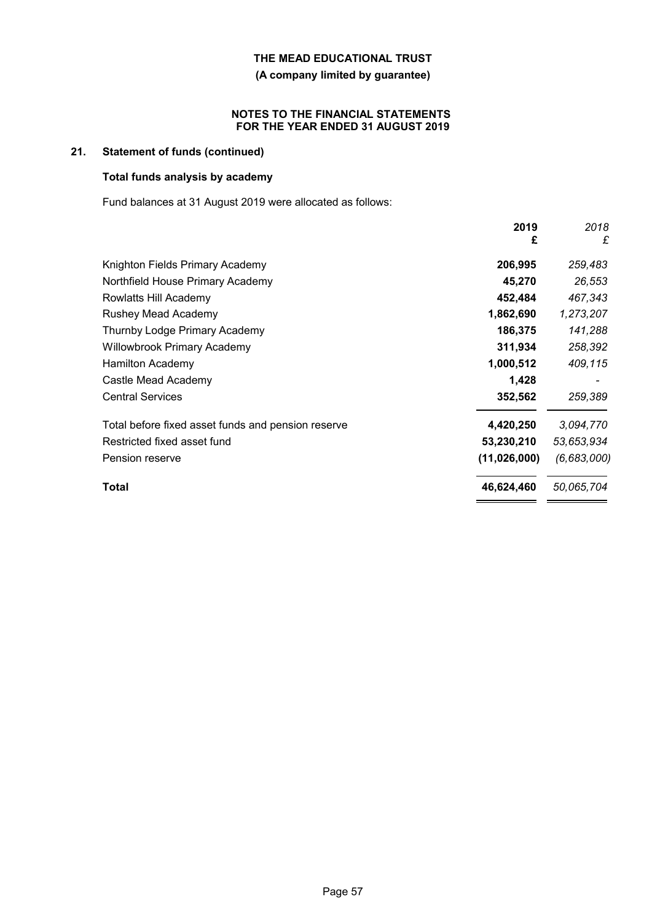**THE MEAD EDUCATIONAL TRUST**

**(A company limited by guarantee)**

**NOTES TO THE FINANCIAL STATEMENTS FOR THE YEAR ENDED 31 AUGUST 2019**

## 21. Statement of funds (continued)

### Total funds analysis by academy

Fund balances at 31 August 2019 were allocated as follows:

| | **2019** **£** | *2018* *£* |
|---|---|---|
| Knighton Fields Primary Academy | **206,995** | *259,483* |
| Northfield House Primary Academy | **45,270** | *26,553* |
| Rowlatts Hill Academy | **452,484** | *467,343* |
| Rushey Mead Academy | **1,862,690** | *1,273,207* |
| Thurnby Lodge Primary Academy | **186,375** | *141,288* |
| Willowbrook Primary Academy | **311,934** | *258,392* |
| Hamilton Academy | **1,000,512** | *409,115* |
| Castle Mead Academy | **1,428** | - |
| Central Services | **352,562** | *259,389* |
| Total before fixed asset funds and pension reserve | **4,420,250** | *3,094,770* |
| Restricted fixed asset fund | **53,230,210** | *53,653,934* |
| Pension reserve | **(11,026,000)** | *(6,683,000)* |
| **Total** | **46,624,460** | *50,065,704* |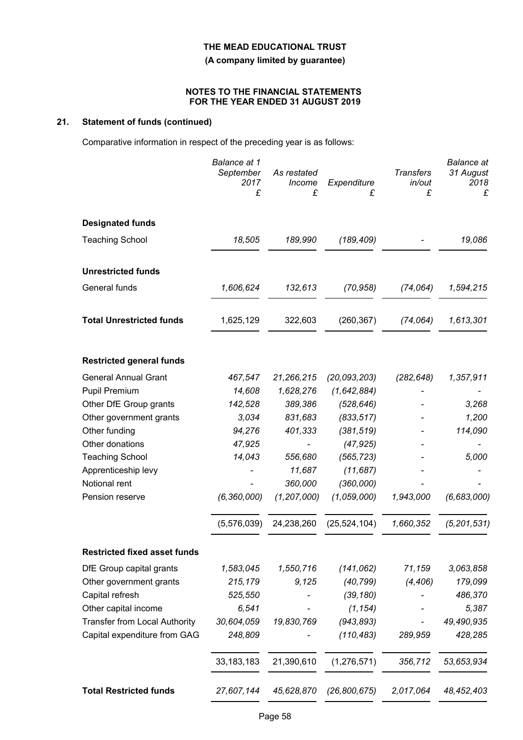# THE MEAD EDUCATIONAL TRUST

**(A company limited by guarantee)**

**NOTES TO THE FINANCIAL STATEMENTS FOR THE YEAR ENDED 31 AUGUST 2019**

## 21. Statement of funds (continued)

Comparative information in respect of the preceding year is as follows:

| | *Balance at 1 September 2017* £ | *As restated Income* £ | *Expenditure* £ | *Transfers in/out* £ | *Balance at 31 August 2018* £ |
|---|---|---|---|---|---|
| **Designated funds** | | | | | |
| Teaching School | *18,505* | *189,990* | *(189,409)* | *-* | *19,086* |
| **Unrestricted funds** | | | | | |
| General funds | *1,606,624* | *132,613* | *(70,958)* | *(74,064)* | *1,594,215* |
| **Total Unrestricted funds** | 1,625,129 | 322,603 | (260,367) | *(74,064)* | *1,613,301* |
| **Restricted general funds** | | | | | |
| General Annual Grant | *467,547* | *21,266,215* | *(20,093,203)* | *(282,648)* | *1,357,911* |
| Pupil Premium | *14,608* | *1,628,276* | *(1,642,884)* | *-* | *-* |
| Other DfE Group grants | *142,528* | *389,386* | *(528,646)* | *-* | *3,268* |
| Other government grants | *3,034* | *831,683* | *(833,517)* | *-* | *1,200* |
| Other funding | *94,276* | *401,333* | *(381,519)* | *-* | *114,090* |
| Other donations | *47,925* | *-* | *(47,925)* | *-* | *-* |
| Teaching School | *14,043* | *556,680* | *(565,723)* | *-* | *5,000* |
| Apprenticeship levy | *-* | *11,687* | *(11,687)* | *-* | *-* |
| Notional rent | *-* | *360,000* | *(360,000)* | *-* | *-* |
| Pension reserve | *(6,360,000)* | *(1,207,000)* | *(1,059,000)* | *1,943,000* | *(6,683,000)* |
| | (5,576,039) | 24,238,260 | (25,524,104) | *1,660,352* | *(5,201,531)* |
| **Restricted fixed asset funds** | | | | | |
| DfE Group capital grants | *1,583,045* | *1,550,716* | *(141,062)* | *71,159* | *3,063,858* |
| Other government grants | *215,179* | *9,125* | *(40,799)* | *(4,406)* | *179,099* |
| Capital refresh | *525,550* | *-* | *(39,180)* | *-* | *486,370* |
| Other capital income | *6,541* | *-* | *(1,154)* | *-* | *5,387* |
| Transfer from Local Authority | *30,604,059* | *19,830,769* | *(943,893)* | *-* | *49,490,935* |
| Capital expenditure from GAG | *248,809* | *-* | *(110,483)* | *289,959* | *428,285* |
| | 33,183,183 | 21,390,610 | (1,276,571) | *356,712* | *53,653,934* |
| **Total Restricted funds** | *27,607,144* | *45,628,870* | *(26,800,675)* | *2,017,064* | *48,452,403* |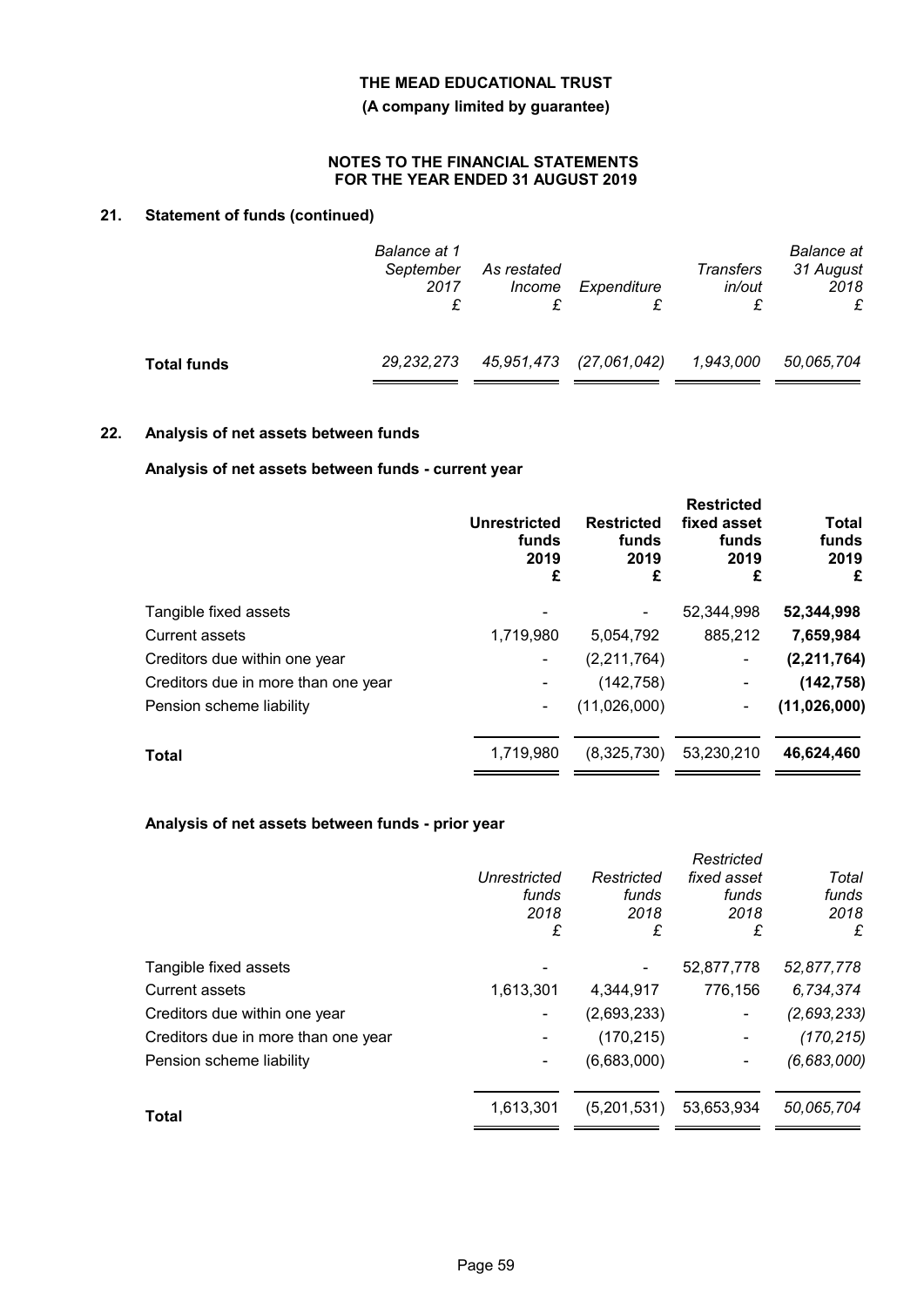**THE MEAD EDUCATIONAL TRUST**

**(A company limited by guarantee)**

**NOTES TO THE FINANCIAL STATEMENTS FOR THE YEAR ENDED 31 AUGUST 2019**

## 21. Statement of funds (continued)

| | *Balance at 1 September 2017 £* | *As restated Income £* | *Expenditure £* | *Transfers in/out £* | *Balance at 31 August 2018 £* |
|---|---|---|---|---|---|
| **Total funds** | *29,232,273* | *45,951,473* | *(27,061,042)* | *1,943,000* | *50,065,704* |

## 22. Analysis of net assets between funds

### Analysis of net assets between funds - current year

| | **Unrestricted funds 2019 £** | **Restricted funds 2019 £** | **Restricted fixed asset funds 2019 £** | **Total funds 2019 £** |
|---|---|---|---|---|
| Tangible fixed assets | - | - | 52,344,998 | **52,344,998** |
| Current assets | 1,719,980 | 5,054,792 | 885,212 | **7,659,984** |
| Creditors due within one year | - | (2,211,764) | - | **(2,211,764)** |
| Creditors due in more than one year | - | (142,758) | - | **(142,758)** |
| Pension scheme liability | - | (11,026,000) | - | **(11,026,000)** |
| **Total** | 1,719,980 | (8,325,730) | 53,230,210 | **46,624,460** |

### Analysis of net assets between funds - prior year

| | *Unrestricted funds 2018 £* | *Restricted funds 2018 £* | *Restricted fixed asset funds 2018 £* | *Total funds 2018 £* |
|---|---|---|---|---|
| Tangible fixed assets | - | - | 52,877,778 | *52,877,778* |
| Current assets | 1,613,301 | 4,344,917 | 776,156 | *6,734,374* |
| Creditors due within one year | - | (2,693,233) | - | *(2,693,233)* |
| Creditors due in more than one year | - | (170,215) | - | *(170,215)* |
| Pension scheme liability | - | (6,683,000) | - | *(6,683,000)* |
| **Total** | 1,613,301 | (5,201,531) | 53,653,934 | *50,065,704* |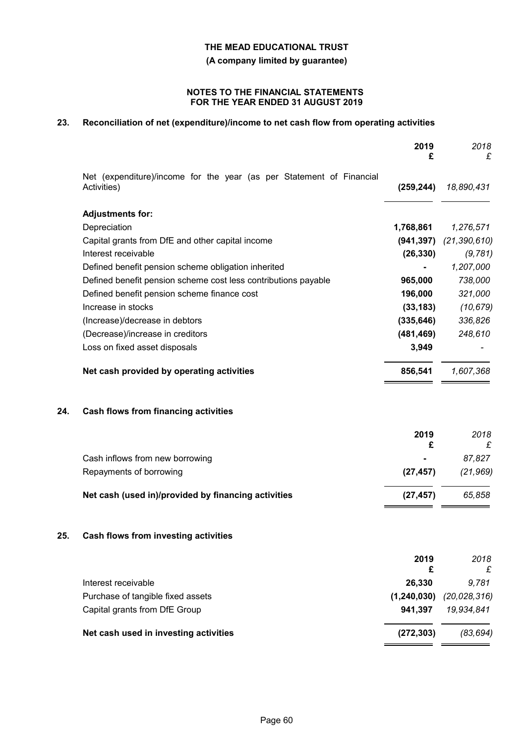**THE MEAD EDUCATIONAL TRUST**

**(A company limited by guarantee)**

**NOTES TO THE FINANCIAL STATEMENTS**
**FOR THE YEAR ENDED 31 AUGUST 2019**

## 23. Reconciliation of net (expenditure)/income to net cash flow from operating activities

| | **2019 £** | *2018 £* |
|---|---|---|
| Net (expenditure)/income for the year (as per Statement of Financial Activities) | **(259,244)** | *18,890,431* |
| **Adjustments for:** | | |
| Depreciation | **1,768,861** | *1,276,571* |
| Capital grants from DfE and other capital income | **(941,397)** | *(21,390,610)* |
| Interest receivable | **(26,330)** | *(9,781)* |
| Defined benefit pension scheme obligation inherited | **-** | *1,207,000* |
| Defined benefit pension scheme cost less contributions payable | **965,000** | *738,000* |
| Defined benefit pension scheme finance cost | **196,000** | *321,000* |
| Increase in stocks | **(33,183)** | *(10,679)* |
| (Increase)/decrease in debtors | **(335,646)** | *336,826* |
| (Decrease)/increase in creditors | **(481,469)** | *248,610* |
| Loss on fixed asset disposals | **3,949** | *-* |
| **Net cash provided by operating activities** | **856,541** | *1,607,368* |

## 24. Cash flows from financing activities

| | **2019 £** | *2018 £* |
|---|---|---|
| Cash inflows from new borrowing | **-** | *87,827* |
| Repayments of borrowing | **(27,457)** | *(21,969)* |
| **Net cash (used in)/provided by financing activities** | **(27,457)** | *65,858* |

## 25. Cash flows from investing activities

| | **2019 £** | *2018 £* |
|---|---|---|
| Interest receivable | **26,330** | *9,781* |
| Purchase of tangible fixed assets | **(1,240,030)** | *(20,028,316)* |
| Capital grants from DfE Group | **941,397** | *19,934,841* |
| **Net cash used in investing activities** | **(272,303)** | *(83,694)* |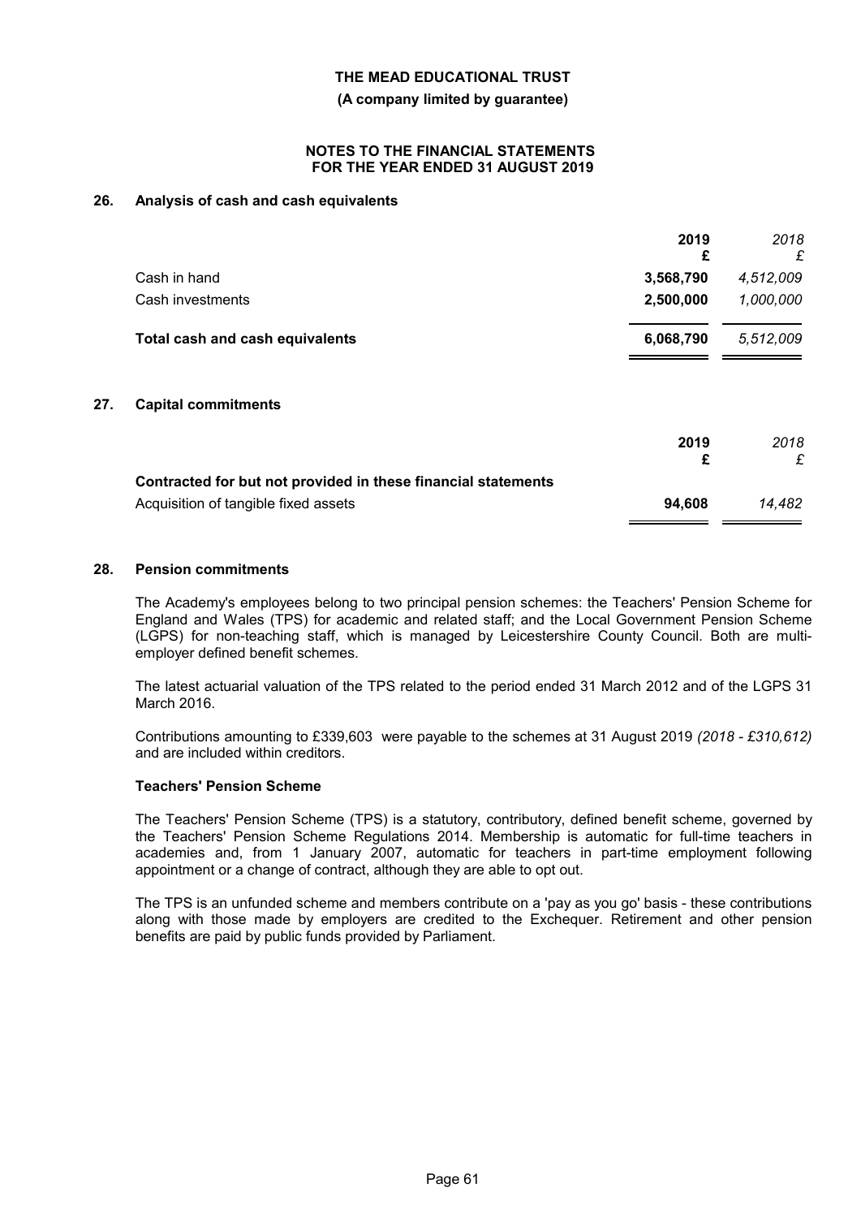## 26. Analysis of cash and cash equivalents

| | 2019<br>£ | *2018*<br>*£* |
|---|---|---|
| Cash in hand | **3,568,790** | *4,512,009* |
| Cash investments | **2,500,000** | *1,000,000* |
| **Total cash and cash equivalents** | **6,068,790** | *5,512,009* |

## 27. Capital commitments

| | 2019<br>£ | *2018*<br>*£* |
|---|---|---|
| **Contracted for but not provided in these financial statements** | | |
| Acquisition of tangible fixed assets | **94,608** | *14,482* |

## 28. Pension commitments

The Academy's employees belong to two principal pension schemes: the Teachers' Pension Scheme for England and Wales (TPS) for academic and related staff; and the Local Government Pension Scheme (LGPS) for non-teaching staff, which is managed by Leicestershire County Council. Both are multi-employer defined benefit schemes.

The latest actuarial valuation of the TPS related to the period ended 31 March 2012 and of the LGPS 31 March 2016.

Contributions amounting to £339,603 were payable to the schemes at 31 August 2019 *(2018 - £310,612)* and are included within creditors.

### Teachers' Pension Scheme

The Teachers' Pension Scheme (TPS) is a statutory, contributory, defined benefit scheme, governed by the Teachers' Pension Scheme Regulations 2014. Membership is automatic for full-time teachers in academies and, from 1 January 2007, automatic for teachers in part-time employment following appointment or a change of contract, although they are able to opt out.

The TPS is an unfunded scheme and members contribute on a 'pay as you go' basis - these contributions along with those made by employers are credited to the Exchequer. Retirement and other pension benefits are paid by public funds provided by Parliament.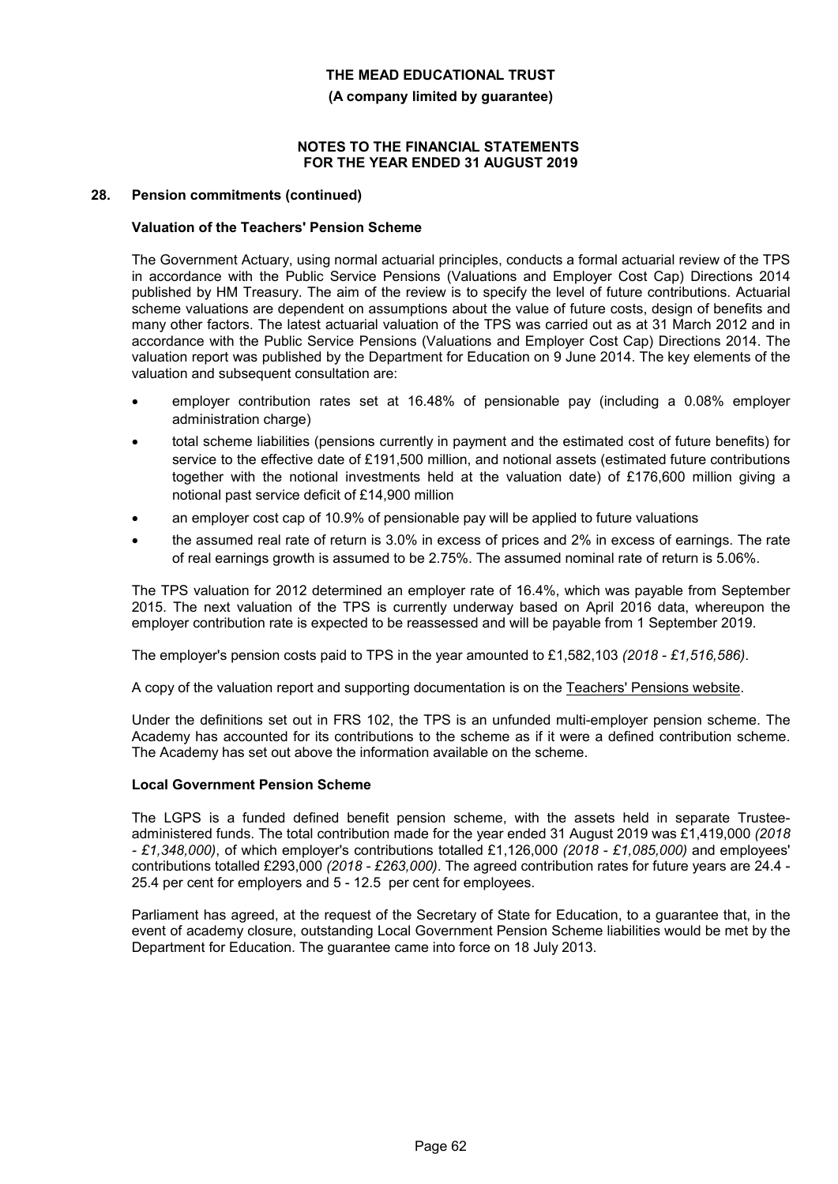**THE MEAD EDUCATIONAL TRUST**

**(A company limited by guarantee)**

**NOTES TO THE FINANCIAL STATEMENTS FOR THE YEAR ENDED 31 AUGUST 2019**

## 28. Pension commitments (continued)

### Valuation of the Teachers' Pension Scheme

The Government Actuary, using normal actuarial principles, conducts a formal actuarial review of the TPS in accordance with the Public Service Pensions (Valuations and Employer Cost Cap) Directions 2014 published by HM Treasury. The aim of the review is to specify the level of future contributions. Actuarial scheme valuations are dependent on assumptions about the value of future costs, design of benefits and many other factors. The latest actuarial valuation of the TPS was carried out as at 31 March 2012 and in accordance with the Public Service Pensions (Valuations and Employer Cost Cap) Directions 2014. The valuation report was published by the Department for Education on 9 June 2014. The key elements of the valuation and subsequent consultation are:

- employer contribution rates set at 16.48% of pensionable pay (including a 0.08% employer administration charge)
- total scheme liabilities (pensions currently in payment and the estimated cost of future benefits) for service to the effective date of £191,500 million, and notional assets (estimated future contributions together with the notional investments held at the valuation date) of £176,600 million giving a notional past service deficit of £14,900 million
- an employer cost cap of 10.9% of pensionable pay will be applied to future valuations
- the assumed real rate of return is 3.0% in excess of prices and 2% in excess of earnings. The rate of real earnings growth is assumed to be 2.75%. The assumed nominal rate of return is 5.06%.

The TPS valuation for 2012 determined an employer rate of 16.4%, which was payable from September 2015. The next valuation of the TPS is currently underway based on April 2016 data, whereupon the employer contribution rate is expected to be reassessed and will be payable from 1 September 2019.

The employer's pension costs paid to TPS in the year amounted to £1,582,103 *(2018 - £1,516,586)*.

A copy of the valuation report and supporting documentation is on the Teachers' Pensions website.

Under the definitions set out in FRS 102, the TPS is an unfunded multi-employer pension scheme. The Academy has accounted for its contributions to the scheme as if it were a defined contribution scheme. The Academy has set out above the information available on the scheme.

### Local Government Pension Scheme

The LGPS is a funded defined benefit pension scheme, with the assets held in separate Trustee-administered funds. The total contribution made for the year ended 31 August 2019 was £1,419,000 *(2018 - £1,348,000)*, of which employer's contributions totalled £1,126,000 *(2018 - £1,085,000)* and employees' contributions totalled £293,000 *(2018 - £263,000)*. The agreed contribution rates for future years are 24.4 - 25.4 per cent for employers and 5 - 12.5 per cent for employees.

Parliament has agreed, at the request of the Secretary of State for Education, to a guarantee that, in the event of academy closure, outstanding Local Government Pension Scheme liabilities would be met by the Department for Education. The guarantee came into force on 18 July 2013.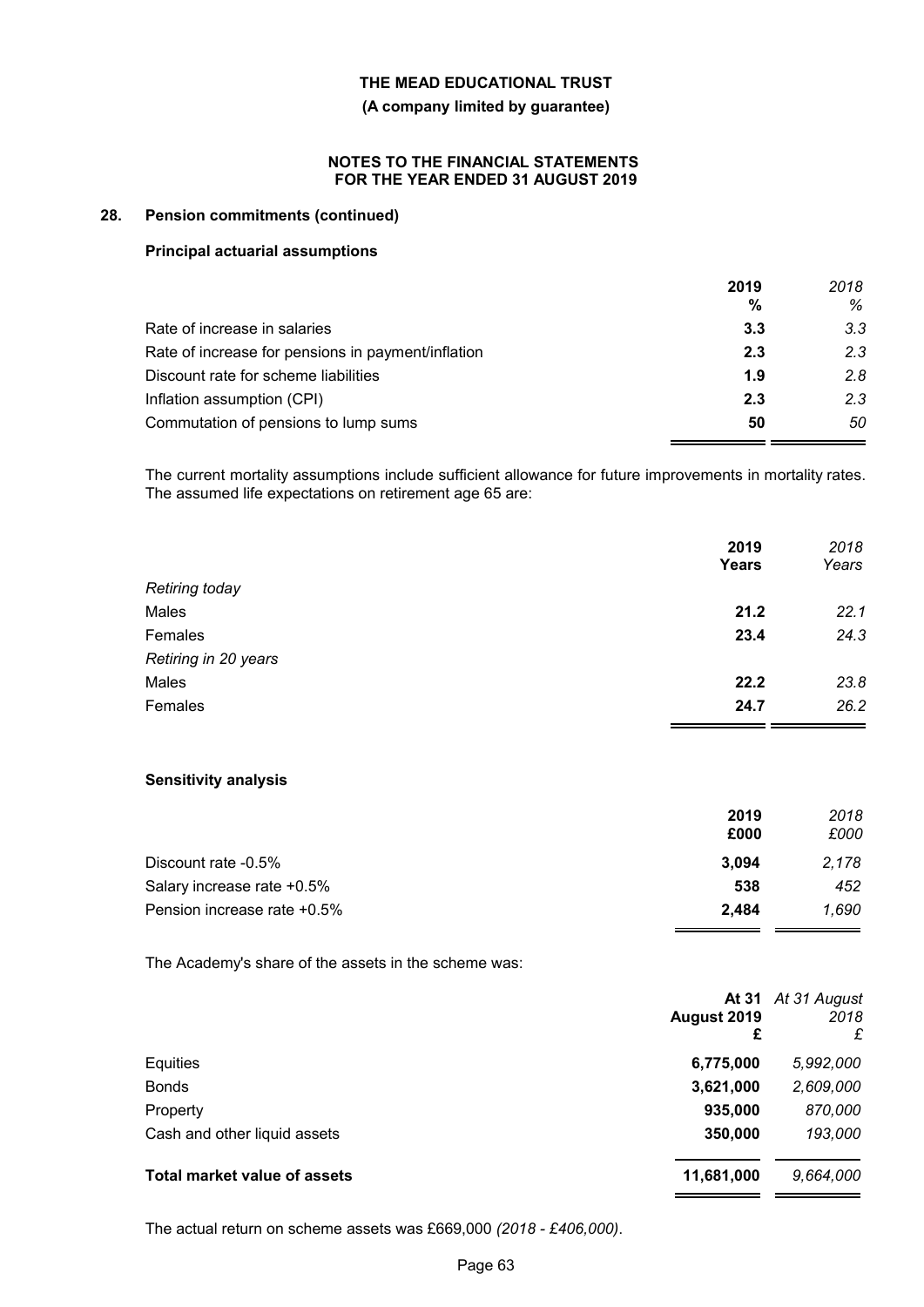**THE MEAD EDUCATIONAL TRUST**

**(A company limited by guarantee)**

**NOTES TO THE FINANCIAL STATEMENTS FOR THE YEAR ENDED 31 AUGUST 2019**

## 28. Pension commitments (continued)

### Principal actuarial assumptions

| | **2019** | *2018* |
|---|---|---|
| | **%** | *%* |
| Rate of increase in salaries | **3.3** | *3.3* |
| Rate of increase for pensions in payment/inflation | **2.3** | *2.3* |
| Discount rate for scheme liabilities | **1.9** | *2.8* |
| Inflation assumption (CPI) | **2.3** | *2.3* |
| Commutation of pensions to lump sums | **50** | *50* |

The current mortality assumptions include sufficient allowance for future improvements in mortality rates. The assumed life expectations on retirement age 65 are:

| | **2019** | *2018* |
|---|---|---|
| | **Years** | *Years* |
| *Retiring today* | | |
| Males | **21.2** | *22.1* |
| Females | **23.4** | *24.3* |
| *Retiring in 20 years* | | |
| Males | **22.2** | *23.8* |
| Females | **24.7** | *26.2* |

### Sensitivity analysis

| | **2019** | *2018* |
|---|---|---|
| | **£000** | *£000* |
| Discount rate -0.5% | **3,094** | *2,178* |
| Salary increase rate +0.5% | **538** | *452* |
| Pension increase rate +0.5% | **2,484** | *1,690* |

The Academy's share of the assets in the scheme was:

| | **At 31 August 2019** | *At 31 August 2018* |
|---|---|---|
| | **£** | *£* |
| Equities | **6,775,000** | *5,992,000* |
| Bonds | **3,621,000** | *2,609,000* |
| Property | **935,000** | *870,000* |
| Cash and other liquid assets | **350,000** | *193,000* |
| **Total market value of assets** | **11,681,000** | *9,664,000* |

The actual return on scheme assets was £669,000 *(2018 - £406,000)*.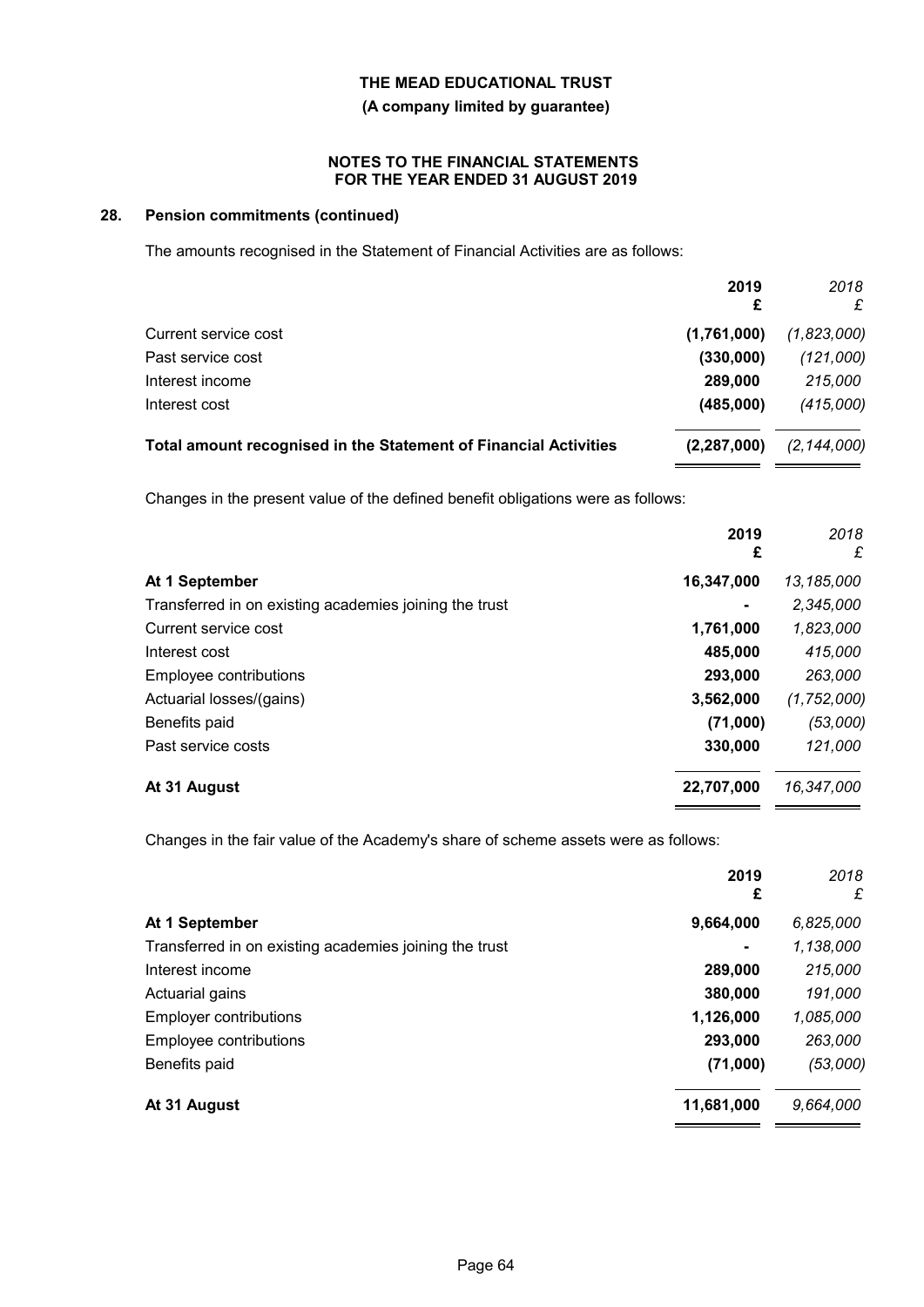**THE MEAD EDUCATIONAL TRUST**

**(A company limited by guarantee)**

**NOTES TO THE FINANCIAL STATEMENTS FOR THE YEAR ENDED 31 AUGUST 2019**

## 28. Pension commitments (continued)

The amounts recognised in the Statement of Financial Activities are as follows:

| | **2019** **£** | *2018* *£* |
|---|---|---|
| Current service cost | **(1,761,000)** | *(1,823,000)* |
| Past service cost | **(330,000)** | *(121,000)* |
| Interest income | **289,000** | *215,000* |
| Interest cost | **(485,000)** | *(415,000)* |
| **Total amount recognised in the Statement of Financial Activities** | **(2,287,000)** | *(2,144,000)* |

Changes in the present value of the defined benefit obligations were as follows:

| | **2019** **£** | *2018* *£* |
|---|---|---|
| **At 1 September** | **16,347,000** | *13,185,000* |
| Transferred in on existing academies joining the trust | **-** | *2,345,000* |
| Current service cost | **1,761,000** | *1,823,000* |
| Interest cost | **485,000** | *415,000* |
| Employee contributions | **293,000** | *263,000* |
| Actuarial losses/(gains) | **3,562,000** | *(1,752,000)* |
| Benefits paid | **(71,000)** | *(53,000)* |
| Past service costs | **330,000** | *121,000* |
| **At 31 August** | **22,707,000** | *16,347,000* |

Changes in the fair value of the Academy's share of scheme assets were as follows:

| | **2019** **£** | *2018* *£* |
|---|---|---|
| **At 1 September** | **9,664,000** | *6,825,000* |
| Transferred in on existing academies joining the trust | **-** | *1,138,000* |
| Interest income | **289,000** | *215,000* |
| Actuarial gains | **380,000** | *191,000* |
| Employer contributions | **1,126,000** | *1,085,000* |
| Employee contributions | **293,000** | *263,000* |
| Benefits paid | **(71,000)** | *(53,000)* |
| **At 31 August** | **11,681,000** | *9,664,000* |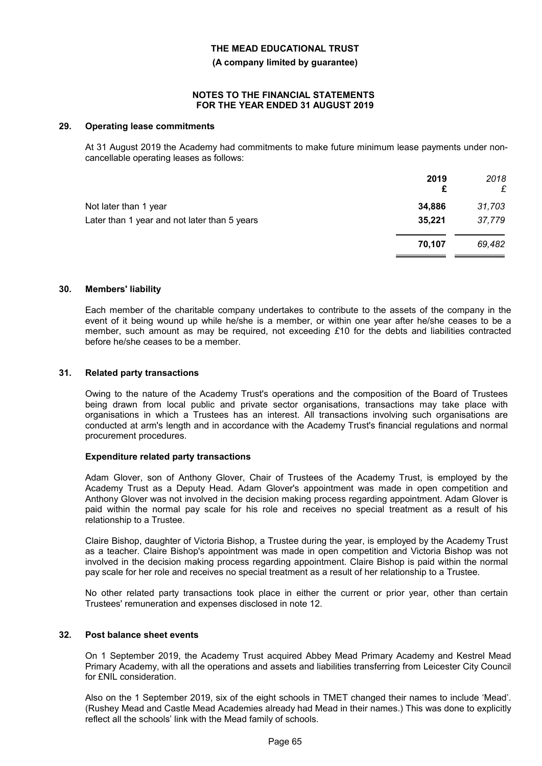## 29. Operating lease commitments

At 31 August 2019 the Academy had commitments to make future minimum lease payments under non-cancellable operating leases as follows:

| | **2019** **£** | *2018* *£* |
|---|---|---|
| Not later than 1 year | **34,886** | *31,703* |
| Later than 1 year and not later than 5 years | **35,221** | *37,779* |
| | **70,107** | *69,482* |

## 30. Members' liability

Each member of the charitable company undertakes to contribute to the assets of the company in the event of it being wound up while he/she is a member, or within one year after he/she ceases to be a member, such amount as may be required, not exceeding £10 for the debts and liabilities contracted before he/she ceases to be a member.

## 31. Related party transactions

Owing to the nature of the Academy Trust's operations and the composition of the Board of Trustees being drawn from local public and private sector organisations, transactions may take place with organisations in which a Trustees has an interest. All transactions involving such organisations are conducted at arm's length and in accordance with the Academy Trust's financial regulations and normal procurement procedures.

### Expenditure related party transactions

Adam Glover, son of Anthony Glover, Chair of Trustees of the Academy Trust, is employed by the Academy Trust as a Deputy Head. Adam Glover's appointment was made in open competition and Anthony Glover was not involved in the decision making process regarding appointment. Adam Glover is paid within the normal pay scale for his role and receives no special treatment as a result of his relationship to a Trustee.

Claire Bishop, daughter of Victoria Bishop, a Trustee during the year, is employed by the Academy Trust as a teacher. Claire Bishop's appointment was made in open competition and Victoria Bishop was not involved in the decision making process regarding appointment. Claire Bishop is paid within the normal pay scale for her role and receives no special treatment as a result of her relationship to a Trustee.

No other related party transactions took place in either the current or prior year, other than certain Trustees' remuneration and expenses disclosed in note 12.

## 32. Post balance sheet events

On 1 September 2019, the Academy Trust acquired Abbey Mead Primary Academy and Kestrel Mead Primary Academy, with all the operations and assets and liabilities transferring from Leicester City Council for £NIL consideration.

Also on the 1 September 2019, six of the eight schools in TMET changed their names to include 'Mead'. (Rushey Mead and Castle Mead Academies already had Mead in their names.) This was done to explicitly reflect all the schools' link with the Mead family of schools.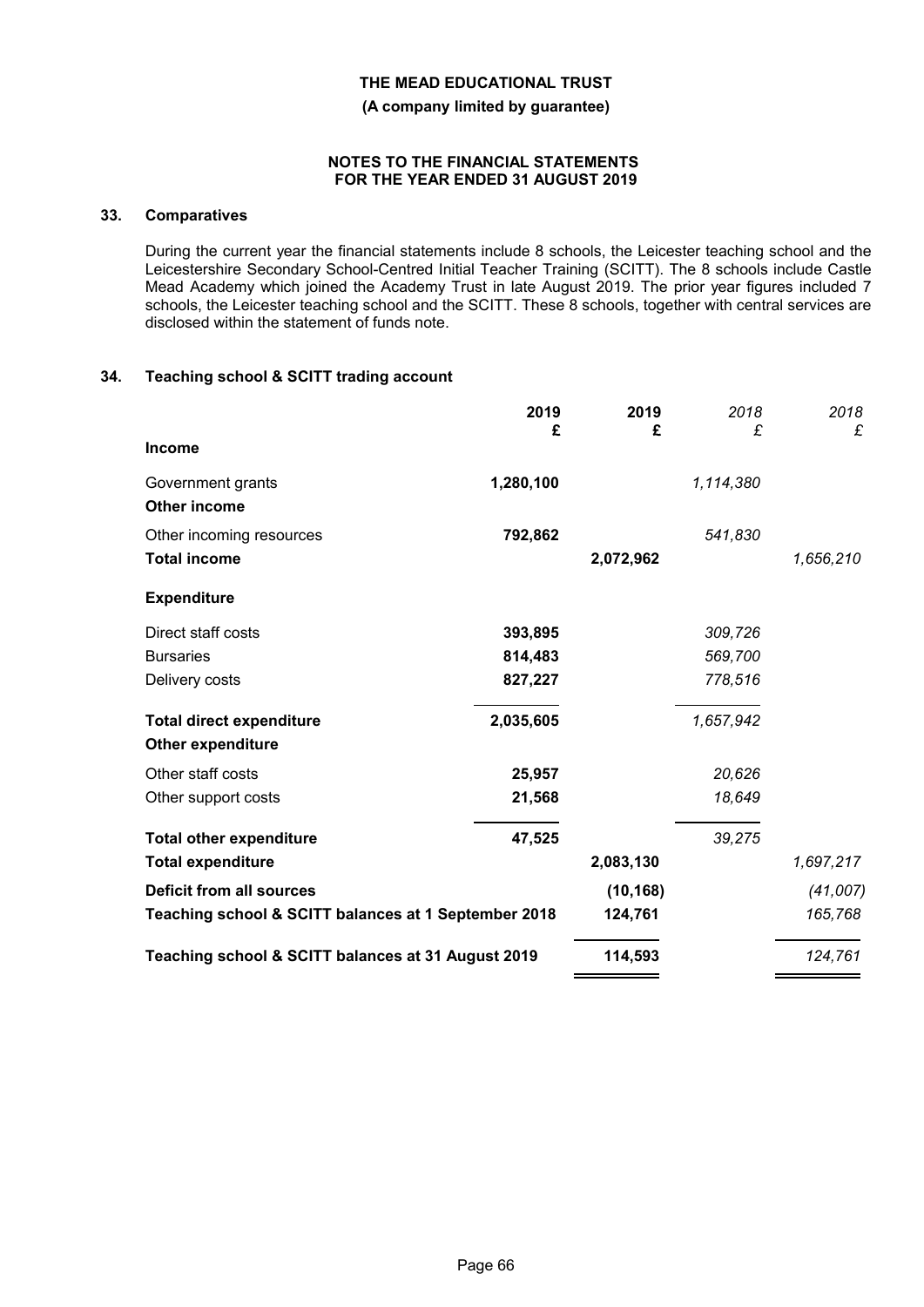# THE MEAD EDUCATIONAL TRUST

**(A company limited by guarantee)**

**NOTES TO THE FINANCIAL STATEMENTS FOR THE YEAR ENDED 31 AUGUST 2019**

## 33. Comparatives

During the current year the financial statements include 8 schools, the Leicester teaching school and the Leicestershire Secondary School-Centred Initial Teacher Training (SCITT). The 8 schools include Castle Mead Academy which joined the Academy Trust in late August 2019. The prior year figures included 7 schools, the Leicester teaching school and the SCITT. These 8 schools, together with central services are disclosed within the statement of funds note.

## 34. Teaching school & SCITT trading account

| | 2019 £ | 2019 £ | *2018 £* | *2018 £* |
|---|---|---|---|---|
| **Income** | | | | |
| Government grants | **1,280,100** | | *1,114,380* | |
| **Other income** | | | | |
| Other incoming resources | **792,862** | | *541,830* | |
| **Total income** | | **2,072,962** | | *1,656,210* |
| **Expenditure** | | | | |
| Direct staff costs | **393,895** | | *309,726* | |
| Bursaries | **814,483** | | *569,700* | |
| Delivery costs | **827,227** | | *778,516* | |
| **Total direct expenditure** | **2,035,605** | | *1,657,942* | |
| **Other expenditure** | | | | |
| Other staff costs | **25,957** | | *20,626* | |
| Other support costs | **21,568** | | *18,649* | |
| **Total other expenditure** | **47,525** | | *39,275* | |
| **Total expenditure** | | **2,083,130** | | *1,697,217* |
| **Deficit from all sources** | | **(10,168)** | | *(41,007)* |
| **Teaching school & SCITT balances at 1 September 2018** | | **124,761** | | *165,768* |
| **Teaching school & SCITT balances at 31 August 2019** | | **114,593** | | *124,761* |